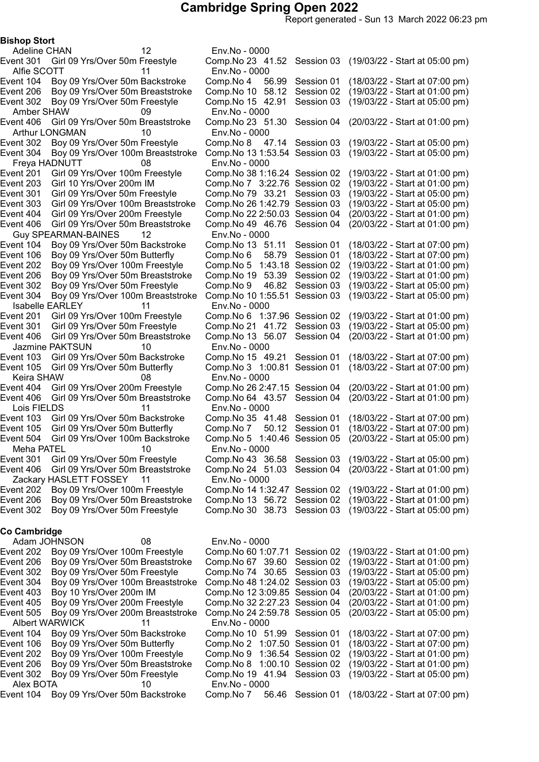# Cambridge Spring Open 2022

Report generated - Sun 13 March 2022 06:23 pm

**Bishop Stort**

Adeline CHAN 12 Env.No - 0000
Event 301 Girl 09 Yrs/Over 50m Freestyle Comp.No 23 41.52 Session 03 (19/03/22 - Start at 05:00 pm)

Alfie SCOTT 11 Env.No - 0000
Event 104 Boy 09 Yrs/Over 50m Backstroke Comp.No 4 56.99 Session 01 (18/03/22 - Start at 07:00 pm)
Event 206 Boy 09 Yrs/Over 50m Breaststroke Comp.No 10 58.12 Session 02 (19/03/22 - Start at 01:00 pm)
Event 302 Boy 09 Yrs/Over 50m Freestyle Comp.No 15 42.91 Session 03 (19/03/22 - Start at 05:00 pm)

Amber SHAW 09 Env.No - 0000
Event 406 Girl 09 Yrs/Over 50m Breaststroke Comp.No 23 51.30 Session 04 (20/03/22 - Start at 01:00 pm)

Arthur LONGMAN 10 Env.No - 0000
Event 302 Boy 09 Yrs/Over 50m Freestyle Comp.No 8 47.14 Session 03 (19/03/22 - Start at 05:00 pm)
Event 304 Boy 09 Yrs/Over 100m Breaststroke Comp.No 13 1:53.54 Session 03 (19/03/22 - Start at 05:00 pm)

Freya HADNUTT 08 Env.No - 0000
Event 201 Girl 09 Yrs/Over 100m Freestyle Comp.No 38 1:16.24 Session 02 (19/03/22 - Start at 01:00 pm)
Event 203 Girl 10 Yrs/Over 200m IM Comp.No 7 3:22.76 Session 02 (19/03/22 - Start at 01:00 pm)
Event 301 Girl 09 Yrs/Over 50m Freestyle Comp.No 79 33.21 Session 03 (19/03/22 - Start at 05:00 pm)
Event 303 Girl 09 Yrs/Over 100m Breaststroke Comp.No 26 1:42.79 Session 03 (19/03/22 - Start at 05:00 pm)
Event 404 Girl 09 Yrs/Over 200m Freestyle Comp.No 22 2:50.03 Session 04 (20/03/22 - Start at 01:00 pm)
Event 406 Girl 09 Yrs/Over 50m Breaststroke Comp.No 49 46.76 Session 04 (20/03/22 - Start at 01:00 pm)

Guy SPEARMAN-BAINES 12 Env.No - 0000
Event 104 Boy 09 Yrs/Over 50m Backstroke Comp.No 13 51.11 Session 01 (18/03/22 - Start at 07:00 pm)
Event 106 Boy 09 Yrs/Over 50m Butterfly Comp.No 6 58.79 Session 01 (18/03/22 - Start at 07:00 pm)
Event 202 Boy 09 Yrs/Over 100m Freestyle Comp.No 5 1:43.18 Session 02 (19/03/22 - Start at 01:00 pm)
Event 206 Boy 09 Yrs/Over 50m Breaststroke Comp.No 19 53.39 Session 02 (19/03/22 - Start at 01:00 pm)
Event 302 Boy 09 Yrs/Over 50m Freestyle Comp.No 9 46.82 Session 03 (19/03/22 - Start at 05:00 pm)
Event 304 Boy 09 Yrs/Over 100m Breaststroke Comp.No 10 1:55.51 Session 03 (19/03/22 - Start at 05:00 pm)

Isabelle EARLEY 11 Env.No - 0000
Event 201 Girl 09 Yrs/Over 100m Freestyle Comp.No 6 1:37.96 Session 02 (19/03/22 - Start at 01:00 pm)
Event 301 Girl 09 Yrs/Over 50m Freestyle Comp.No 21 41.72 Session 03 (19/03/22 - Start at 05:00 pm)
Event 406 Girl 09 Yrs/Over 50m Breaststroke Comp.No 13 56.07 Session 04 (20/03/22 - Start at 01:00 pm)

Jazmine PAKTSUN 10 Env.No - 0000
Event 103 Girl 09 Yrs/Over 50m Backstroke Comp.No 15 49.21 Session 01 (18/03/22 - Start at 07:00 pm)
Event 105 Girl 09 Yrs/Over 50m Butterfly Comp.No 3 1:00.81 Session 01 (18/03/22 - Start at 07:00 pm)

Keira SHAW 08 Env.No - 0000
Event 404 Girl 09 Yrs/Over 200m Freestyle Comp.No 26 2:47.15 Session 04 (20/03/22 - Start at 01:00 pm)
Event 406 Girl 09 Yrs/Over 50m Breaststroke Comp.No 64 43.57 Session 04 (20/03/22 - Start at 01:00 pm)

Lois FIELDS 11 Env.No - 0000
Event 103 Girl 09 Yrs/Over 50m Backstroke Comp.No 35 41.48 Session 01 (18/03/22 - Start at 07:00 pm)
Event 105 Girl 09 Yrs/Over 50m Butterfly Comp.No 7 50.12 Session 01 (18/03/22 - Start at 07:00 pm)
Event 504 Girl 09 Yrs/Over 100m Backstroke Comp.No 5 1:40.46 Session 05 (20/03/22 - Start at 05:00 pm)

Meha PATEL 10 Env.No - 0000
Event 301 Girl 09 Yrs/Over 50m Freestyle Comp.No 43 36.58 Session 03 (19/03/22 - Start at 05:00 pm)
Event 406 Girl 09 Yrs/Over 50m Breaststroke Comp.No 24 51.03 Session 04 (20/03/22 - Start at 01:00 pm)

Zackary HASLETT FOSSEY 11 Env.No - 0000
Event 202 Boy 09 Yrs/Over 100m Freestyle Comp.No 14 1:32.47 Session 02 (19/03/22 - Start at 01:00 pm)
Event 206 Boy 09 Yrs/Over 50m Breaststroke Comp.No 13 56.72 Session 02 (19/03/22 - Start at 01:00 pm)
Event 302 Boy 09 Yrs/Over 50m Freestyle Comp.No 30 38.73 Session 03 (19/03/22 - Start at 05:00 pm)

**Co Cambridge**

Adam JOHNSON 08 Env.No - 0000
Event 202 Boy 09 Yrs/Over 100m Freestyle Comp.No 60 1:07.71 Session 02 (19/03/22 - Start at 01:00 pm)
Event 206 Boy 09 Yrs/Over 50m Breaststroke Comp.No 67 39.60 Session 02 (19/03/22 - Start at 01:00 pm)
Event 302 Boy 09 Yrs/Over 50m Freestyle Comp.No 74 30.65 Session 03 (19/03/22 - Start at 05:00 pm)
Event 304 Boy 09 Yrs/Over 100m Breaststroke Comp.No 48 1:24.02 Session 03 (19/03/22 - Start at 05:00 pm)
Event 403 Boy 10 Yrs/Over 200m IM Comp.No 12 3:09.85 Session 04 (20/03/22 - Start at 01:00 pm)
Event 405 Boy 09 Yrs/Over 200m Freestyle Comp.No 32 2:27.23 Session 04 (20/03/22 - Start at 01:00 pm)
Event 505 Boy 09 Yrs/Over 200m Breaststroke Comp.No 24 2:59.78 Session 05 (20/03/22 - Start at 05:00 pm)

Albert WARWICK 11 Env.No - 0000
Event 104 Boy 09 Yrs/Over 50m Backstroke Comp.No 10 51.99 Session 01 (18/03/22 - Start at 07:00 pm)
Event 106 Boy 09 Yrs/Over 50m Butterfly Comp.No 2 1:07.50 Session 01 (18/03/22 - Start at 07:00 pm)
Event 202 Boy 09 Yrs/Over 100m Freestyle Comp.No 9 1:36.54 Session 02 (19/03/22 - Start at 01:00 pm)
Event 206 Boy 09 Yrs/Over 50m Breaststroke Comp.No 8 1:00.10 Session 02 (19/03/22 - Start at 01:00 pm)
Event 302 Boy 09 Yrs/Over 50m Freestyle Comp.No 19 41.94 Session 03 (19/03/22 - Start at 05:00 pm)

Alex BOTA 10 Env.No - 0000
Event 104 Boy 09 Yrs/Over 50m Backstroke Comp.No 7 56.46 Session 01 (18/03/22 - Start at 07:00 pm)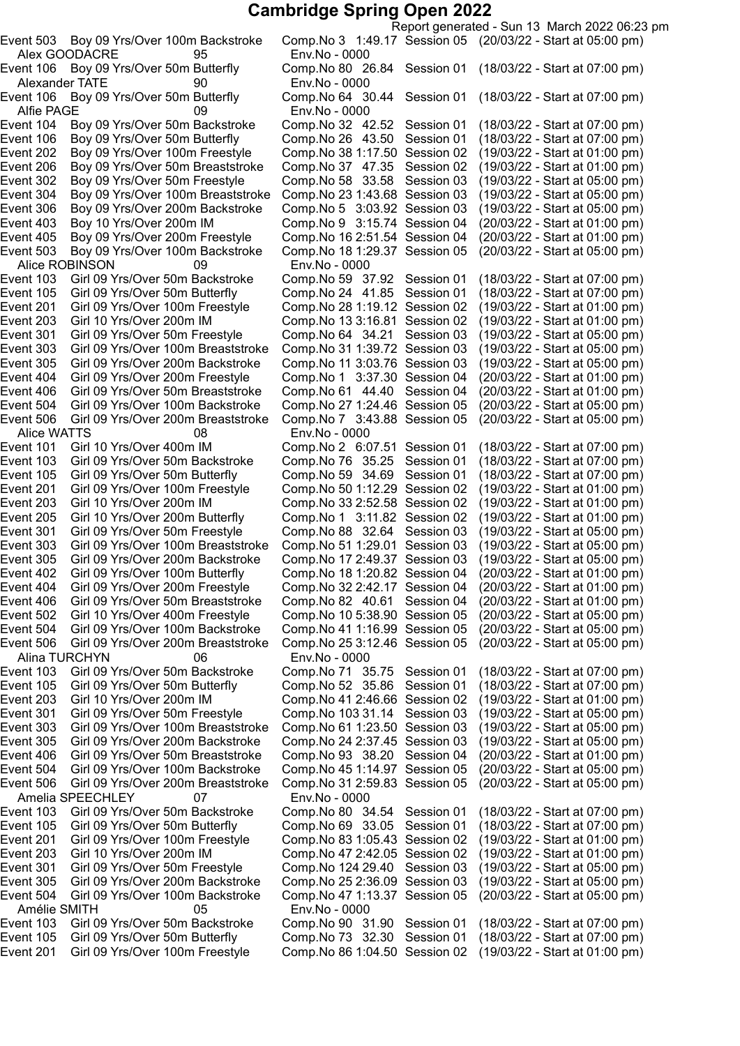# Cambridge Spring Open 2022

Report generated - Sun 13 March 2022 06:23 pm

Event 503 Boy 09 Yrs/Over 100m Backstroke Comp.No 3 1:49.17 Session 05 (20/03/22 - Start at 05:00 pm)

Alex GOODACRE 95 Env.No - 0000

Event 106 Boy 09 Yrs/Over 50m Butterfly Comp.No 80 26.84 Session 01 (18/03/22 - Start at 07:00 pm)

Alexander TATE 90 Env.No - 0000

Event 106 Boy 09 Yrs/Over 50m Butterfly Comp.No 64 30.44 Session 01 (18/03/22 - Start at 07:00 pm)

Alfie PAGE 09 Env.No - 0000

Event 104 Boy 09 Yrs/Over 50m Backstroke Comp.No 32 42.52 Session 01 (18/03/22 - Start at 07:00 pm)
Event 106 Boy 09 Yrs/Over 50m Butterfly Comp.No 26 43.50 Session 01 (18/03/22 - Start at 07:00 pm)
Event 202 Boy 09 Yrs/Over 100m Freestyle Comp.No 38 1:17.50 Session 02 (19/03/22 - Start at 01:00 pm)
Event 206 Boy 09 Yrs/Over 50m Breaststroke Comp.No 37 47.35 Session 02 (19/03/22 - Start at 01:00 pm)
Event 302 Boy 09 Yrs/Over 50m Freestyle Comp.No 58 33.58 Session 03 (19/03/22 - Start at 05:00 pm)
Event 304 Boy 09 Yrs/Over 100m Breaststroke Comp.No 23 1:43.68 Session 03 (19/03/22 - Start at 05:00 pm)
Event 306 Boy 09 Yrs/Over 200m Backstroke Comp.No 5 3:03.92 Session 03 (19/03/22 - Start at 05:00 pm)
Event 403 Boy 10 Yrs/Over 200m IM Comp.No 9 3:15.74 Session 04 (20/03/22 - Start at 01:00 pm)
Event 405 Boy 09 Yrs/Over 200m Freestyle Comp.No 16 2:51.54 Session 04 (20/03/22 - Start at 01:00 pm)
Event 503 Boy 09 Yrs/Over 100m Backstroke Comp.No 18 1:29.37 Session 05 (20/03/22 - Start at 05:00 pm)

Alice ROBINSON 09 Env.No - 0000

Event 103 Girl 09 Yrs/Over 50m Backstroke Comp.No 59 37.92 Session 01 (18/03/22 - Start at 07:00 pm)
Event 105 Girl 09 Yrs/Over 50m Butterfly Comp.No 24 41.85 Session 01 (18/03/22 - Start at 07:00 pm)
Event 201 Girl 09 Yrs/Over 100m Freestyle Comp.No 28 1:19.12 Session 02 (19/03/22 - Start at 01:00 pm)
Event 203 Girl 10 Yrs/Over 200m IM Comp.No 13 3:16.81 Session 02 (19/03/22 - Start at 01:00 pm)
Event 301 Girl 09 Yrs/Over 50m Freestyle Comp.No 64 34.21 Session 03 (19/03/22 - Start at 05:00 pm)
Event 303 Girl 09 Yrs/Over 100m Breaststroke Comp.No 31 1:39.72 Session 03 (19/03/22 - Start at 05:00 pm)
Event 305 Girl 09 Yrs/Over 200m Backstroke Comp.No 11 3:03.76 Session 03 (19/03/22 - Start at 05:00 pm)
Event 404 Girl 09 Yrs/Over 200m Freestyle Comp.No 1 3:37.30 Session 04 (20/03/22 - Start at 01:00 pm)
Event 406 Girl 09 Yrs/Over 50m Breaststroke Comp.No 61 44.40 Session 04 (20/03/22 - Start at 01:00 pm)
Event 504 Girl 09 Yrs/Over 100m Backstroke Comp.No 27 1:24.46 Session 05 (20/03/22 - Start at 05:00 pm)
Event 506 Girl 09 Yrs/Over 200m Breaststroke Comp.No 7 3:43.88 Session 05 (20/03/22 - Start at 05:00 pm)

Alice WATTS 08 Env.No - 0000

Event 101 Girl 10 Yrs/Over 400m IM Comp.No 2 6:07.51 Session 01 (18/03/22 - Start at 07:00 pm)
Event 103 Girl 09 Yrs/Over 50m Backstroke Comp.No 76 35.25 Session 01 (18/03/22 - Start at 07:00 pm)
Event 105 Girl 09 Yrs/Over 50m Butterfly Comp.No 59 34.69 Session 01 (18/03/22 - Start at 07:00 pm)
Event 201 Girl 09 Yrs/Over 100m Freestyle Comp.No 50 1:12.29 Session 02 (19/03/22 - Start at 01:00 pm)
Event 203 Girl 10 Yrs/Over 200m IM Comp.No 33 2:52.58 Session 02 (19/03/22 - Start at 01:00 pm)
Event 205 Girl 10 Yrs/Over 200m Butterfly Comp.No 1 3:11.82 Session 02 (19/03/22 - Start at 01:00 pm)
Event 301 Girl 09 Yrs/Over 50m Freestyle Comp.No 88 32.64 Session 03 (19/03/22 - Start at 05:00 pm)
Event 303 Girl 09 Yrs/Over 100m Breaststroke Comp.No 51 1:29.01 Session 03 (19/03/22 - Start at 05:00 pm)
Event 305 Girl 09 Yrs/Over 200m Backstroke Comp.No 17 2:49.37 Session 03 (19/03/22 - Start at 05:00 pm)
Event 402 Girl 09 Yrs/Over 100m Butterfly Comp.No 18 1:20.82 Session 04 (20/03/22 - Start at 01:00 pm)
Event 404 Girl 09 Yrs/Over 200m Freestyle Comp.No 32 2:42.17 Session 04 (20/03/22 - Start at 01:00 pm)
Event 406 Girl 09 Yrs/Over 50m Breaststroke Comp.No 82 40.61 Session 04 (20/03/22 - Start at 01:00 pm)
Event 502 Girl 10 Yrs/Over 400m Freestyle Comp.No 10 5:38.90 Session 05 (20/03/22 - Start at 05:00 pm)
Event 504 Girl 09 Yrs/Over 100m Backstroke Comp.No 41 1:16.99 Session 05 (20/03/22 - Start at 05:00 pm)
Event 506 Girl 09 Yrs/Over 200m Breaststroke Comp.No 25 3:12.46 Session 05 (20/03/22 - Start at 05:00 pm)

Alina TURCHYN 06 Env.No - 0000

Event 103 Girl 09 Yrs/Over 50m Backstroke Comp.No 71 35.75 Session 01 (18/03/22 - Start at 07:00 pm)
Event 105 Girl 09 Yrs/Over 50m Butterfly Comp.No 52 35.86 Session 01 (18/03/22 - Start at 07:00 pm)
Event 203 Girl 10 Yrs/Over 200m IM Comp.No 41 2:46.66 Session 02 (19/03/22 - Start at 01:00 pm)
Event 301 Girl 09 Yrs/Over 50m Freestyle Comp.No 103 31.14 Session 03 (19/03/22 - Start at 05:00 pm)
Event 303 Girl 09 Yrs/Over 100m Breaststroke Comp.No 61 1:23.50 Session 03 (19/03/22 - Start at 05:00 pm)
Event 305 Girl 09 Yrs/Over 200m Backstroke Comp.No 24 2:37.45 Session 03 (19/03/22 - Start at 05:00 pm)
Event 406 Girl 09 Yrs/Over 50m Breaststroke Comp.No 93 38.20 Session 04 (20/03/22 - Start at 01:00 pm)
Event 504 Girl 09 Yrs/Over 100m Backstroke Comp.No 45 1:14.97 Session 05 (20/03/22 - Start at 05:00 pm)
Event 506 Girl 09 Yrs/Over 200m Breaststroke Comp.No 31 2:59.83 Session 05 (20/03/22 - Start at 05:00 pm)

Amelia SPEECHLEY 07 Env.No - 0000

Event 103 Girl 09 Yrs/Over 50m Backstroke Comp.No 80 34.54 Session 01 (18/03/22 - Start at 07:00 pm)
Event 105 Girl 09 Yrs/Over 50m Butterfly Comp.No 69 33.05 Session 01 (18/03/22 - Start at 07:00 pm)
Event 201 Girl 09 Yrs/Over 100m Freestyle Comp.No 83 1:05.43 Session 02 (19/03/22 - Start at 01:00 pm)
Event 203 Girl 10 Yrs/Over 200m IM Comp.No 47 2:42.05 Session 02 (19/03/22 - Start at 01:00 pm)
Event 301 Girl 09 Yrs/Over 50m Freestyle Comp.No 124 29.40 Session 03 (19/03/22 - Start at 05:00 pm)
Event 305 Girl 09 Yrs/Over 200m Backstroke Comp.No 25 2:36.09 Session 03 (19/03/22 - Start at 05:00 pm)
Event 504 Girl 09 Yrs/Over 100m Backstroke Comp.No 47 1:13.37 Session 05 (20/03/22 - Start at 05:00 pm)

Amélie SMITH 05 Env.No - 0000

Event 103 Girl 09 Yrs/Over 50m Backstroke Comp.No 90 31.90 Session 01 (18/03/22 - Start at 07:00 pm)
Event 105 Girl 09 Yrs/Over 50m Butterfly Comp.No 73 32.30 Session 01 (18/03/22 - Start at 07:00 pm)
Event 201 Girl 09 Yrs/Over 100m Freestyle Comp.No 86 1:04.50 Session 02 (19/03/22 - Start at 01:00 pm)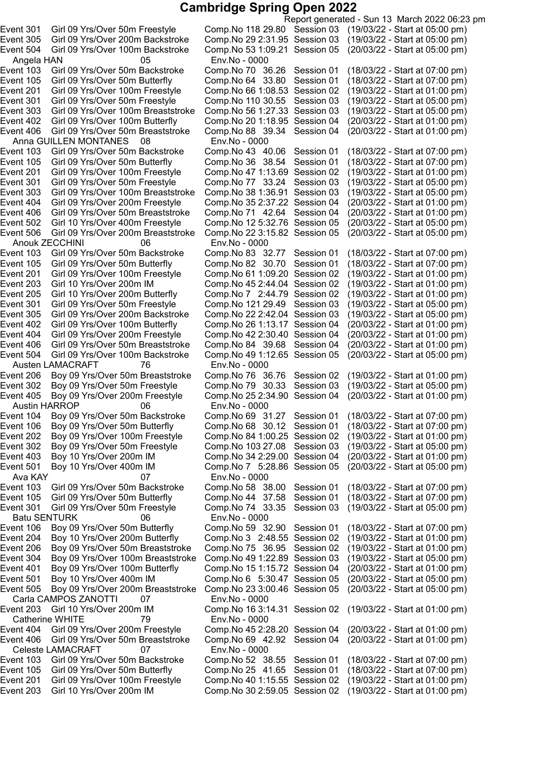# Cambridge Spring Open 2022

Report generated - Sun 13 March 2022 06:23 pm

| | | | | |
|---|---|---|---|---|
| Event 301 | Girl 09 Yrs/Over 50m Freestyle | Comp.No 118 29.80 | Session 03 | (19/03/22 - Start at 05:00 pm) |
| Event 305 | Girl 09 Yrs/Over 200m Backstroke | Comp.No 29 2:31.95 | Session 03 | (19/03/22 - Start at 05:00 pm) |
| Event 504 | Girl 09 Yrs/Over 100m Backstroke | Comp.No 53 1:09.21 | Session 05 | (20/03/22 - Start at 05:00 pm) |
| Angela HAN | 05 | Env.No - 0000 | | |
| Event 103 | Girl 09 Yrs/Over 50m Backstroke | Comp.No 70 36.26 | Session 01 | (18/03/22 - Start at 07:00 pm) |
| Event 105 | Girl 09 Yrs/Over 50m Butterfly | Comp.No 64 33.80 | Session 01 | (18/03/22 - Start at 07:00 pm) |
| Event 201 | Girl 09 Yrs/Over 100m Freestyle | Comp.No 66 1:08.53 | Session 02 | (19/03/22 - Start at 01:00 pm) |
| Event 301 | Girl 09 Yrs/Over 50m Freestyle | Comp.No 110 30.55 | Session 03 | (19/03/22 - Start at 05:00 pm) |
| Event 303 | Girl 09 Yrs/Over 100m Breaststroke | Comp.No 56 1:27.33 | Session 03 | (19/03/22 - Start at 05:00 pm) |
| Event 402 | Girl 09 Yrs/Over 100m Butterfly | Comp.No 20 1:18.95 | Session 04 | (20/03/22 - Start at 01:00 pm) |
| Event 406 | Girl 09 Yrs/Over 50m Breaststroke | Comp.No 88 39.34 | Session 04 | (20/03/22 - Start at 01:00 pm) |
| Anna GUILLEN MONTANES | 08 | Env.No - 0000 | | |
| Event 103 | Girl 09 Yrs/Over 50m Backstroke | Comp.No 43 40.06 | Session 01 | (18/03/22 - Start at 07:00 pm) |
| Event 105 | Girl 09 Yrs/Over 50m Butterfly | Comp.No 36 38.54 | Session 01 | (18/03/22 - Start at 07:00 pm) |
| Event 201 | Girl 09 Yrs/Over 100m Freestyle | Comp.No 47 1:13.69 | Session 02 | (19/03/22 - Start at 01:00 pm) |
| Event 301 | Girl 09 Yrs/Over 50m Freestyle | Comp.No 77 33.24 | Session 03 | (19/03/22 - Start at 05:00 pm) |
| Event 303 | Girl 09 Yrs/Over 100m Breaststroke | Comp.No 38 1:36.91 | Session 03 | (19/03/22 - Start at 05:00 pm) |
| Event 404 | Girl 09 Yrs/Over 200m Freestyle | Comp.No 35 2:37.22 | Session 04 | (20/03/22 - Start at 01:00 pm) |
| Event 406 | Girl 09 Yrs/Over 50m Breaststroke | Comp.No 71 42.64 | Session 04 | (20/03/22 - Start at 01:00 pm) |
| Event 502 | Girl 10 Yrs/Over 400m Freestyle | Comp.No 12 5:32.76 | Session 05 | (20/03/22 - Start at 05:00 pm) |
| Event 506 | Girl 09 Yrs/Over 200m Breaststroke | Comp.No 22 3:15.82 | Session 05 | (20/03/22 - Start at 05:00 pm) |
| Anouk ZECCHINI | 06 | Env.No - 0000 | | |
| Event 103 | Girl 09 Yrs/Over 50m Backstroke | Comp.No 83 32.77 | Session 01 | (18/03/22 - Start at 07:00 pm) |
| Event 105 | Girl 09 Yrs/Over 50m Butterfly | Comp.No 82 30.70 | Session 01 | (18/03/22 - Start at 07:00 pm) |
| Event 201 | Girl 09 Yrs/Over 100m Freestyle | Comp.No 61 1:09.20 | Session 02 | (19/03/22 - Start at 01:00 pm) |
| Event 203 | Girl 10 Yrs/Over 200m IM | Comp.No 45 2:44.04 | Session 02 | (19/03/22 - Start at 01:00 pm) |
| Event 205 | Girl 10 Yrs/Over 200m Butterfly | Comp.No 7 2:44.79 | Session 02 | (19/03/22 - Start at 01:00 pm) |
| Event 301 | Girl 09 Yrs/Over 50m Freestyle | Comp.No 121 29.49 | Session 03 | (19/03/22 - Start at 05:00 pm) |
| Event 305 | Girl 09 Yrs/Over 200m Backstroke | Comp.No 22 2:42.04 | Session 03 | (19/03/22 - Start at 05:00 pm) |
| Event 402 | Girl 09 Yrs/Over 100m Butterfly | Comp.No 26 1:13.17 | Session 04 | (20/03/22 - Start at 01:00 pm) |
| Event 404 | Girl 09 Yrs/Over 200m Freestyle | Comp.No 42 2:30.40 | Session 04 | (20/03/22 - Start at 01:00 pm) |
| Event 406 | Girl 09 Yrs/Over 50m Breaststroke | Comp.No 84 39.68 | Session 04 | (20/03/22 - Start at 01:00 pm) |
| Event 504 | Girl 09 Yrs/Over 100m Backstroke | Comp.No 49 1:12.65 | Session 05 | (20/03/22 - Start at 05:00 pm) |
| Austen LAMACRAFT | 76 | Env.No - 0000 | | |
| Event 206 | Boy 09 Yrs/Over 50m Breaststroke | Comp.No 76 36.76 | Session 02 | (19/03/22 - Start at 01:00 pm) |
| Event 302 | Boy 09 Yrs/Over 50m Freestyle | Comp.No 79 30.33 | Session 03 | (19/03/22 - Start at 05:00 pm) |
| Event 405 | Boy 09 Yrs/Over 200m Freestyle | Comp.No 25 2:34.90 | Session 04 | (20/03/22 - Start at 01:00 pm) |
| Austin HARROP | 06 | Env.No - 0000 | | |
| Event 104 | Boy 09 Yrs/Over 50m Backstroke | Comp.No 69 31.27 | Session 01 | (18/03/22 - Start at 07:00 pm) |
| Event 106 | Boy 09 Yrs/Over 50m Butterfly | Comp.No 68 30.12 | Session 01 | (18/03/22 - Start at 07:00 pm) |
| Event 202 | Boy 09 Yrs/Over 100m Freestyle | Comp.No 84 1:00.25 | Session 02 | (19/03/22 - Start at 01:00 pm) |
| Event 302 | Boy 09 Yrs/Over 50m Freestyle | Comp.No 103 27.08 | Session 03 | (19/03/22 - Start at 05:00 pm) |
| Event 403 | Boy 10 Yrs/Over 200m IM | Comp.No 34 2:29.00 | Session 04 | (20/03/22 - Start at 01:00 pm) |
| Event 501 | Boy 10 Yrs/Over 400m IM | Comp.No 7 5:28.86 | Session 05 | (20/03/22 - Start at 05:00 pm) |
| Ava KAY | 07 | Env.No - 0000 | | |
| Event 103 | Girl 09 Yrs/Over 50m Backstroke | Comp.No 58 38.00 | Session 01 | (18/03/22 - Start at 07:00 pm) |
| Event 105 | Girl 09 Yrs/Over 50m Butterfly | Comp.No 44 37.58 | Session 01 | (18/03/22 - Start at 07:00 pm) |
| Event 301 | Girl 09 Yrs/Over 50m Freestyle | Comp.No 74 33.35 | Session 03 | (19/03/22 - Start at 05:00 pm) |
| Batu SENTURK | 06 | Env.No - 0000 | | |
| Event 106 | Boy 09 Yrs/Over 50m Butterfly | Comp.No 59 32.90 | Session 01 | (18/03/22 - Start at 07:00 pm) |
| Event 204 | Boy 10 Yrs/Over 200m Butterfly | Comp.No 3 2:48.55 | Session 02 | (19/03/22 - Start at 01:00 pm) |
| Event 206 | Boy 09 Yrs/Over 50m Breaststroke | Comp.No 75 36.95 | Session 02 | (19/03/22 - Start at 01:00 pm) |
| Event 304 | Boy 09 Yrs/Over 100m Breaststroke | Comp.No 49 1:22.89 | Session 03 | (19/03/22 - Start at 05:00 pm) |
| Event 401 | Boy 09 Yrs/Over 100m Butterfly | Comp.No 15 1:15.72 | Session 04 | (20/03/22 - Start at 01:00 pm) |
| Event 501 | Boy 10 Yrs/Over 400m IM | Comp.No 6 5:30.47 | Session 05 | (20/03/22 - Start at 05:00 pm) |
| Event 505 | Boy 09 Yrs/Over 200m Breaststroke | Comp.No 23 3:00.46 | Session 05 | (20/03/22 - Start at 05:00 pm) |
| Carla CAMPOS ZANOTTI | 07 | Env.No - 0000 | | |
| Event 203 | Girl 10 Yrs/Over 200m IM | Comp.No 16 3:14.31 | Session 02 | (19/03/22 - Start at 01:00 pm) |
| Catherine WHITE | 79 | Env.No - 0000 | | |
| Event 404 | Girl 09 Yrs/Over 200m Freestyle | Comp.No 45 2:28.20 | Session 04 | (20/03/22 - Start at 01:00 pm) |
| Event 406 | Girl 09 Yrs/Over 50m Breaststroke | Comp.No 69 42.92 | Session 04 | (20/03/22 - Start at 01:00 pm) |
| Celeste LAMACRAFT | 07 | Env.No - 0000 | | |
| Event 103 | Girl 09 Yrs/Over 50m Backstroke | Comp.No 52 38.55 | Session 01 | (18/03/22 - Start at 07:00 pm) |
| Event 105 | Girl 09 Yrs/Over 50m Butterfly | Comp.No 25 41.65 | Session 01 | (18/03/22 - Start at 07:00 pm) |
| Event 201 | Girl 09 Yrs/Over 100m Freestyle | Comp.No 40 1:15.55 | Session 02 | (19/03/22 - Start at 01:00 pm) |
| Event 203 | Girl 10 Yrs/Over 200m IM | Comp.No 30 2:59.05 | Session 02 | (19/03/22 - Start at 01:00 pm) |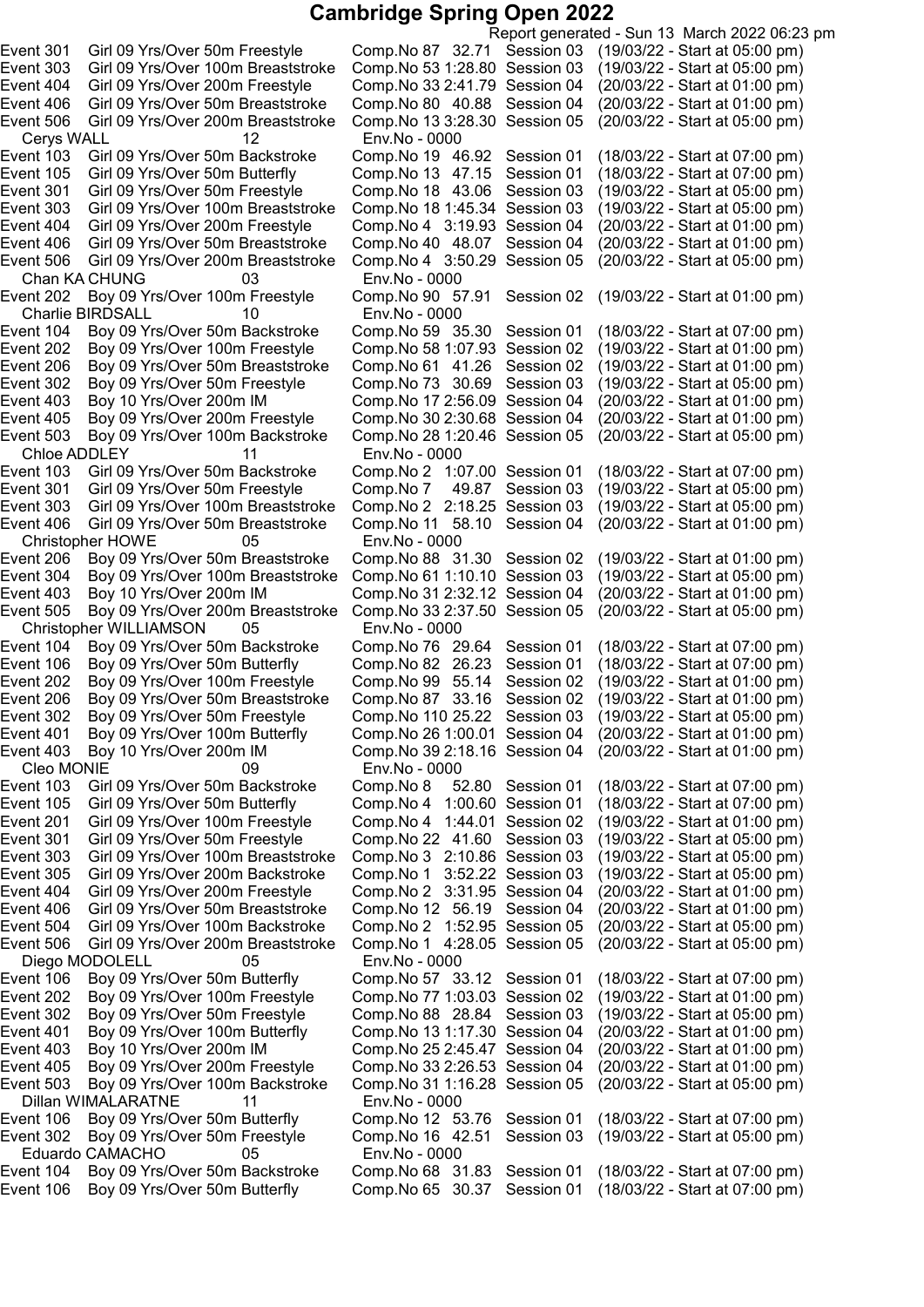# Cambridge Spring Open 2022

Report generated - Sun 13 March 2022 06:23 pm

Event 301 Girl 09 Yrs/Over 50m Freestyle Comp.No 87 32.71 Session 03 (19/03/22 - Start at 05:00 pm)
Event 303 Girl 09 Yrs/Over 100m Breaststroke Comp.No 53 1:28.80 Session 03 (19/03/22 - Start at 05:00 pm)
Event 404 Girl 09 Yrs/Over 200m Freestyle Comp.No 33 2:41.79 Session 04 (20/03/22 - Start at 01:00 pm)
Event 406 Girl 09 Yrs/Over 50m Breaststroke Comp.No 80 40.88 Session 04 (20/03/22 - Start at 01:00 pm)
Event 506 Girl 09 Yrs/Over 200m Breaststroke Comp.No 13 3:28.30 Session 05 (20/03/22 - Start at 05:00 pm)

Cerys WALL 12 Env.No - 0000

Event 103 Girl 09 Yrs/Over 50m Backstroke Comp.No 19 46.92 Session 01 (18/03/22 - Start at 07:00 pm)
Event 105 Girl 09 Yrs/Over 50m Butterfly Comp.No 13 47.15 Session 01 (18/03/22 - Start at 07:00 pm)
Event 301 Girl 09 Yrs/Over 50m Freestyle Comp.No 18 43.06 Session 03 (19/03/22 - Start at 05:00 pm)
Event 303 Girl 09 Yrs/Over 100m Breaststroke Comp.No 18 1:45.34 Session 03 (19/03/22 - Start at 05:00 pm)
Event 404 Girl 09 Yrs/Over 200m Freestyle Comp.No 4 3:19.93 Session 04 (20/03/22 - Start at 01:00 pm)
Event 406 Girl 09 Yrs/Over 50m Breaststroke Comp.No 40 48.07 Session 04 (20/03/22 - Start at 01:00 pm)
Event 506 Girl 09 Yrs/Over 200m Breaststroke Comp.No 4 3:50.29 Session 05 (20/03/22 - Start at 05:00 pm)

Chan KA CHUNG 03 Env.No - 0000

Event 202 Boy 09 Yrs/Over 100m Freestyle Comp.No 90 57.91 Session 02 (19/03/22 - Start at 01:00 pm)

Charlie BIRDSALL 10 Env.No - 0000

Event 104 Boy 09 Yrs/Over 50m Backstroke Comp.No 59 35.30 Session 01 (18/03/22 - Start at 07:00 pm)
Event 202 Boy 09 Yrs/Over 100m Freestyle Comp.No 58 1:07.93 Session 02 (19/03/22 - Start at 01:00 pm)
Event 206 Boy 09 Yrs/Over 50m Breaststroke Comp.No 61 41.26 Session 02 (19/03/22 - Start at 01:00 pm)
Event 302 Boy 09 Yrs/Over 50m Freestyle Comp.No 73 30.69 Session 03 (19/03/22 - Start at 05:00 pm)
Event 403 Boy 10 Yrs/Over 200m IM Comp.No 17 2:56.09 Session 04 (20/03/22 - Start at 01:00 pm)
Event 405 Boy 09 Yrs/Over 200m Freestyle Comp.No 30 2:30.68 Session 04 (20/03/22 - Start at 01:00 pm)
Event 503 Boy 09 Yrs/Over 100m Backstroke Comp.No 28 1:20.46 Session 05 (20/03/22 - Start at 05:00 pm)

Chloe ADDLEY 11 Env.No - 0000

Event 103 Girl 09 Yrs/Over 50m Backstroke Comp.No 2 1:07.00 Session 01 (18/03/22 - Start at 07:00 pm)
Event 301 Girl 09 Yrs/Over 50m Freestyle Comp.No 7 49.87 Session 03 (19/03/22 - Start at 05:00 pm)
Event 303 Girl 09 Yrs/Over 100m Breaststroke Comp.No 2 2:18.25 Session 03 (19/03/22 - Start at 05:00 pm)
Event 406 Girl 09 Yrs/Over 50m Breaststroke Comp.No 11 58.10 Session 04 (20/03/22 - Start at 01:00 pm)

Christopher HOWE 05 Env.No - 0000

Event 206 Boy 09 Yrs/Over 50m Breaststroke Comp.No 88 31.30 Session 02 (19/03/22 - Start at 01:00 pm)
Event 304 Boy 09 Yrs/Over 100m Breaststroke Comp.No 61 1:10.10 Session 03 (19/03/22 - Start at 05:00 pm)
Event 403 Boy 10 Yrs/Over 200m IM Comp.No 31 2:32.12 Session 04 (20/03/22 - Start at 01:00 pm)
Event 505 Boy 09 Yrs/Over 200m Breaststroke Comp.No 33 2:37.50 Session 05 (20/03/22 - Start at 05:00 pm)

Christopher WILLIAMSON 05 Env.No - 0000

Event 104 Boy 09 Yrs/Over 50m Backstroke Comp.No 76 29.64 Session 01 (18/03/22 - Start at 07:00 pm)
Event 106 Boy 09 Yrs/Over 50m Butterfly Comp.No 82 26.23 Session 01 (18/03/22 - Start at 07:00 pm)
Event 202 Boy 09 Yrs/Over 100m Freestyle Comp.No 99 55.14 Session 02 (19/03/22 - Start at 01:00 pm)
Event 206 Boy 09 Yrs/Over 50m Breaststroke Comp.No 87 33.16 Session 02 (19/03/22 - Start at 01:00 pm)
Event 302 Boy 09 Yrs/Over 50m Freestyle Comp.No 110 25.22 Session 03 (19/03/22 - Start at 05:00 pm)
Event 401 Boy 09 Yrs/Over 100m Butterfly Comp.No 26 1:00.01 Session 04 (20/03/22 - Start at 01:00 pm)
Event 403 Boy 10 Yrs/Over 200m IM Comp.No 39 2:18.16 Session 04 (20/03/22 - Start at 01:00 pm)

Cleo MONIE 09 Env.No - 0000

Event 103 Girl 09 Yrs/Over 50m Backstroke Comp.No 8 52.80 Session 01 (18/03/22 - Start at 07:00 pm)
Event 105 Girl 09 Yrs/Over 50m Butterfly Comp.No 4 1:00.60 Session 01 (18/03/22 - Start at 07:00 pm)
Event 201 Girl 09 Yrs/Over 100m Freestyle Comp.No 4 1:44.01 Session 02 (19/03/22 - Start at 01:00 pm)
Event 301 Girl 09 Yrs/Over 50m Freestyle Comp.No 22 41.60 Session 03 (19/03/22 - Start at 05:00 pm)
Event 303 Girl 09 Yrs/Over 100m Breaststroke Comp.No 3 2:10.86 Session 03 (19/03/22 - Start at 05:00 pm)
Event 305 Girl 09 Yrs/Over 200m Backstroke Comp.No 1 3:52.22 Session 03 (19/03/22 - Start at 05:00 pm)
Event 404 Girl 09 Yrs/Over 200m Freestyle Comp.No 2 3:31.95 Session 04 (20/03/22 - Start at 01:00 pm)
Event 406 Girl 09 Yrs/Over 50m Breaststroke Comp.No 12 56.19 Session 04 (20/03/22 - Start at 01:00 pm)
Event 504 Girl 09 Yrs/Over 100m Backstroke Comp.No 2 1:52.95 Session 05 (20/03/22 - Start at 05:00 pm)
Event 506 Girl 09 Yrs/Over 200m Breaststroke Comp.No 1 4:28.05 Session 05 (20/03/22 - Start at 05:00 pm)

Diego MODOLELL 05 Env.No - 0000

Event 106 Boy 09 Yrs/Over 50m Butterfly Comp.No 57 33.12 Session 01 (18/03/22 - Start at 07:00 pm)
Event 202 Boy 09 Yrs/Over 100m Freestyle Comp.No 77 1:03.03 Session 02 (19/03/22 - Start at 01:00 pm)
Event 302 Boy 09 Yrs/Over 50m Freestyle Comp.No 88 28.84 Session 03 (19/03/22 - Start at 05:00 pm)
Event 401 Boy 09 Yrs/Over 100m Butterfly Comp.No 13 1:17.30 Session 04 (20/03/22 - Start at 01:00 pm)
Event 403 Boy 10 Yrs/Over 200m IM Comp.No 25 2:45.47 Session 04 (20/03/22 - Start at 01:00 pm)
Event 405 Boy 09 Yrs/Over 200m Freestyle Comp.No 33 2:26.53 Session 04 (20/03/22 - Start at 01:00 pm)
Event 503 Boy 09 Yrs/Over 100m Backstroke Comp.No 31 1:16.28 Session 05 (20/03/22 - Start at 05:00 pm)

Dillan WIMALARATNE 11 Env.No - 0000

Event 106 Boy 09 Yrs/Over 50m Butterfly Comp.No 12 53.76 Session 01 (18/03/22 - Start at 07:00 pm)
Event 302 Boy 09 Yrs/Over 50m Freestyle Comp.No 16 42.51 Session 03 (19/03/22 - Start at 05:00 pm)

Eduardo CAMACHO 05 Env.No - 0000

Event 104 Boy 09 Yrs/Over 50m Backstroke Comp.No 68 31.83 Session 01 (18/03/22 - Start at 07:00 pm)
Event 106 Boy 09 Yrs/Over 50m Butterfly Comp.No 65 30.37 Session 01 (18/03/22 - Start at 07:00 pm)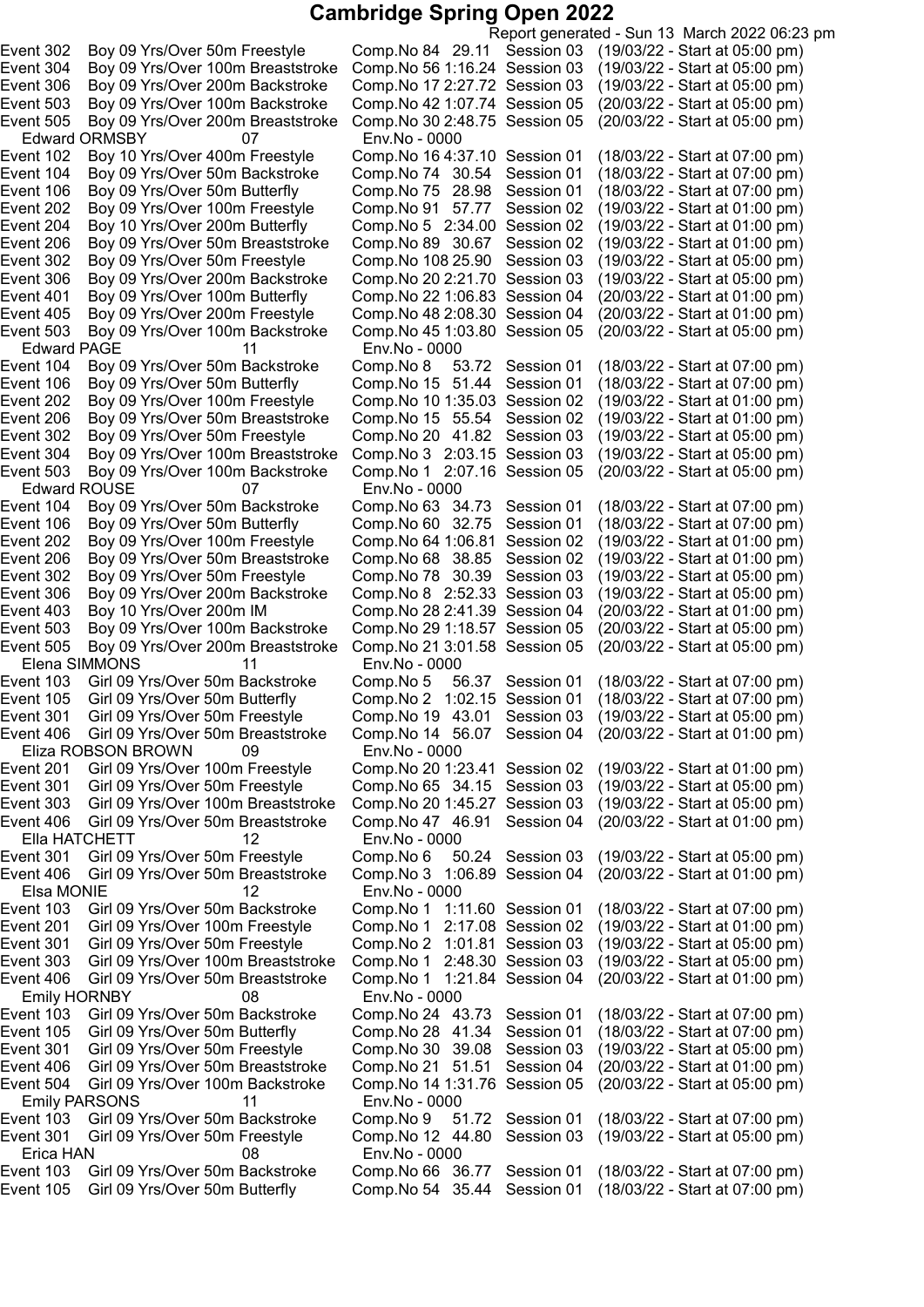# Cambridge Spring Open 2022

Report generated - Sun 13 March 2022 06:23 pm

| Event | Description | Comp.No | Time | Session | Date/Start |
|---|---|---|---|---|---|
| Event 302 | Boy 09 Yrs/Over 50m Freestyle | Comp.No 84 | 29.11 | Session 03 | (19/03/22 - Start at 05:00 pm) |
| Event 304 | Boy 09 Yrs/Over 100m Breaststroke | Comp.No 56 | 1:16.24 | Session 03 | (19/03/22 - Start at 05:00 pm) |
| Event 306 | Boy 09 Yrs/Over 200m Backstroke | Comp.No 17 | 2:27.72 | Session 03 | (19/03/22 - Start at 05:00 pm) |
| Event 503 | Boy 09 Yrs/Over 100m Backstroke | Comp.No 42 | 1:07.74 | Session 05 | (20/03/22 - Start at 05:00 pm) |
| Event 505 | Boy 09 Yrs/Over 200m Breaststroke | Comp.No 30 | 2:48.75 | Session 05 | (20/03/22 - Start at 05:00 pm) |
| **Edward ORMSBY** | 07 | Env.No - 0000 | | | |
| Event 102 | Boy 10 Yrs/Over 400m Freestyle | Comp.No 16 | 4:37.10 | Session 01 | (18/03/22 - Start at 07:00 pm) |
| Event 104 | Boy 09 Yrs/Over 50m Backstroke | Comp.No 74 | 30.54 | Session 01 | (18/03/22 - Start at 07:00 pm) |
| Event 106 | Boy 09 Yrs/Over 50m Butterfly | Comp.No 75 | 28.98 | Session 01 | (18/03/22 - Start at 07:00 pm) |
| Event 202 | Boy 09 Yrs/Over 100m Freestyle | Comp.No 91 | 57.77 | Session 02 | (19/03/22 - Start at 01:00 pm) |
| Event 204 | Boy 10 Yrs/Over 200m Butterfly | Comp.No 5 | 2:34.00 | Session 02 | (19/03/22 - Start at 01:00 pm) |
| Event 206 | Boy 09 Yrs/Over 50m Breaststroke | Comp.No 89 | 30.67 | Session 02 | (19/03/22 - Start at 01:00 pm) |
| Event 302 | Boy 09 Yrs/Over 50m Freestyle | Comp.No 108 | 25.90 | Session 03 | (19/03/22 - Start at 05:00 pm) |
| Event 306 | Boy 09 Yrs/Over 200m Backstroke | Comp.No 20 | 2:21.70 | Session 03 | (19/03/22 - Start at 05:00 pm) |
| Event 401 | Boy 09 Yrs/Over 100m Butterfly | Comp.No 22 | 1:06.83 | Session 04 | (20/03/22 - Start at 01:00 pm) |
| Event 405 | Boy 09 Yrs/Over 200m Freestyle | Comp.No 48 | 2:08.30 | Session 04 | (20/03/22 - Start at 01:00 pm) |
| Event 503 | Boy 09 Yrs/Over 100m Backstroke | Comp.No 45 | 1:03.80 | Session 05 | (20/03/22 - Start at 05:00 pm) |
| **Edward PAGE** | 11 | Env.No - 0000 | | | |
| Event 104 | Boy 09 Yrs/Over 50m Backstroke | Comp.No 8 | 53.72 | Session 01 | (18/03/22 - Start at 07:00 pm) |
| Event 106 | Boy 09 Yrs/Over 50m Butterfly | Comp.No 15 | 51.44 | Session 01 | (18/03/22 - Start at 07:00 pm) |
| Event 202 | Boy 09 Yrs/Over 100m Freestyle | Comp.No 10 | 1:35.03 | Session 02 | (19/03/22 - Start at 01:00 pm) |
| Event 206 | Boy 09 Yrs/Over 50m Breaststroke | Comp.No 15 | 55.54 | Session 02 | (19/03/22 - Start at 01:00 pm) |
| Event 302 | Boy 09 Yrs/Over 50m Freestyle | Comp.No 20 | 41.82 | Session 03 | (19/03/22 - Start at 05:00 pm) |
| Event 304 | Boy 09 Yrs/Over 100m Breaststroke | Comp.No 3 | 2:03.15 | Session 03 | (19/03/22 - Start at 05:00 pm) |
| Event 503 | Boy 09 Yrs/Over 100m Backstroke | Comp.No 1 | 2:07.16 | Session 05 | (20/03/22 - Start at 05:00 pm) |
| **Edward ROUSE** | 07 | Env.No - 0000 | | | |
| Event 104 | Boy 09 Yrs/Over 50m Backstroke | Comp.No 63 | 34.73 | Session 01 | (18/03/22 - Start at 07:00 pm) |
| Event 106 | Boy 09 Yrs/Over 50m Butterfly | Comp.No 60 | 32.75 | Session 01 | (18/03/22 - Start at 07:00 pm) |
| Event 202 | Boy 09 Yrs/Over 100m Freestyle | Comp.No 64 | 1:06.81 | Session 02 | (19/03/22 - Start at 01:00 pm) |
| Event 206 | Boy 09 Yrs/Over 50m Breaststroke | Comp.No 68 | 38.85 | Session 02 | (19/03/22 - Start at 01:00 pm) |
| Event 302 | Boy 09 Yrs/Over 50m Freestyle | Comp.No 78 | 30.39 | Session 03 | (19/03/22 - Start at 05:00 pm) |
| Event 306 | Boy 09 Yrs/Over 200m Backstroke | Comp.No 8 | 2:52.33 | Session 03 | (19/03/22 - Start at 05:00 pm) |
| Event 403 | Boy 10 Yrs/Over 200m IM | Comp.No 28 | 2:41.39 | Session 04 | (20/03/22 - Start at 01:00 pm) |
| Event 503 | Boy 09 Yrs/Over 100m Backstroke | Comp.No 29 | 1:18.57 | Session 05 | (20/03/22 - Start at 05:00 pm) |
| Event 505 | Boy 09 Yrs/Over 200m Breaststroke | Comp.No 21 | 3:01.58 | Session 05 | (20/03/22 - Start at 05:00 pm) |
| **Elena SIMMONS** | 11 | Env.No - 0000 | | | |
| Event 103 | Girl 09 Yrs/Over 50m Backstroke | Comp.No 5 | 56.37 | Session 01 | (18/03/22 - Start at 07:00 pm) |
| Event 105 | Girl 09 Yrs/Over 50m Butterfly | Comp.No 2 | 1:02.15 | Session 01 | (18/03/22 - Start at 07:00 pm) |
| Event 301 | Girl 09 Yrs/Over 50m Freestyle | Comp.No 19 | 43.01 | Session 03 | (19/03/22 - Start at 05:00 pm) |
| Event 406 | Girl 09 Yrs/Over 50m Breaststroke | Comp.No 14 | 56.07 | Session 04 | (20/03/22 - Start at 01:00 pm) |
| **Eliza ROBSON BROWN** | 09 | Env.No - 0000 | | | |
| Event 201 | Girl 09 Yrs/Over 100m Freestyle | Comp.No 20 | 1:23.41 | Session 02 | (19/03/22 - Start at 01:00 pm) |
| Event 301 | Girl 09 Yrs/Over 50m Freestyle | Comp.No 65 | 34.15 | Session 03 | (19/03/22 - Start at 05:00 pm) |
| Event 303 | Girl 09 Yrs/Over 100m Breaststroke | Comp.No 20 | 1:45.27 | Session 03 | (19/03/22 - Start at 05:00 pm) |
| Event 406 | Girl 09 Yrs/Over 50m Breaststroke | Comp.No 47 | 46.91 | Session 04 | (20/03/22 - Start at 01:00 pm) |
| **Ella HATCHETT** | 12 | Env.No - 0000 | | | |
| Event 301 | Girl 09 Yrs/Over 50m Freestyle | Comp.No 6 | 50.24 | Session 03 | (19/03/22 - Start at 05:00 pm) |
| Event 406 | Girl 09 Yrs/Over 50m Breaststroke | Comp.No 3 | 1:06.89 | Session 04 | (20/03/22 - Start at 01:00 pm) |
| **Elsa MONIE** | 12 | Env.No - 0000 | | | |
| Event 103 | Girl 09 Yrs/Over 50m Backstroke | Comp.No 1 | 1:11.60 | Session 01 | (18/03/22 - Start at 07:00 pm) |
| Event 201 | Girl 09 Yrs/Over 100m Freestyle | Comp.No 1 | 2:17.08 | Session 02 | (19/03/22 - Start at 01:00 pm) |
| Event 301 | Girl 09 Yrs/Over 50m Freestyle | Comp.No 2 | 1:01.81 | Session 03 | (19/03/22 - Start at 05:00 pm) |
| Event 303 | Girl 09 Yrs/Over 100m Breaststroke | Comp.No 1 | 2:48.30 | Session 03 | (19/03/22 - Start at 05:00 pm) |
| Event 406 | Girl 09 Yrs/Over 50m Breaststroke | Comp.No 1 | 1:21.84 | Session 04 | (20/03/22 - Start at 01:00 pm) |
| **Emily HORNBY** | 08 | Env.No - 0000 | | | |
| Event 103 | Girl 09 Yrs/Over 50m Backstroke | Comp.No 24 | 43.73 | Session 01 | (18/03/22 - Start at 07:00 pm) |
| Event 105 | Girl 09 Yrs/Over 50m Butterfly | Comp.No 28 | 41.34 | Session 01 | (18/03/22 - Start at 07:00 pm) |
| Event 301 | Girl 09 Yrs/Over 50m Freestyle | Comp.No 30 | 39.08 | Session 03 | (19/03/22 - Start at 05:00 pm) |
| Event 406 | Girl 09 Yrs/Over 50m Breaststroke | Comp.No 21 | 51.51 | Session 04 | (20/03/22 - Start at 01:00 pm) |
| Event 504 | Girl 09 Yrs/Over 100m Backstroke | Comp.No 14 | 1:31.76 | Session 05 | (20/03/22 - Start at 05:00 pm) |
| **Emily PARSONS** | 11 | Env.No - 0000 | | | |
| Event 103 | Girl 09 Yrs/Over 50m Backstroke | Comp.No 9 | 51.72 | Session 01 | (18/03/22 - Start at 07:00 pm) |
| Event 301 | Girl 09 Yrs/Over 50m Freestyle | Comp.No 12 | 44.80 | Session 03 | (19/03/22 - Start at 05:00 pm) |
| **Erica HAN** | 08 | Env.No - 0000 | | | |
| Event 103 | Girl 09 Yrs/Over 50m Backstroke | Comp.No 66 | 36.77 | Session 01 | (18/03/22 - Start at 07:00 pm) |
| Event 105 | Girl 09 Yrs/Over 50m Butterfly | Comp.No 54 | 35.44 | Session 01 | (18/03/22 - Start at 07:00 pm) |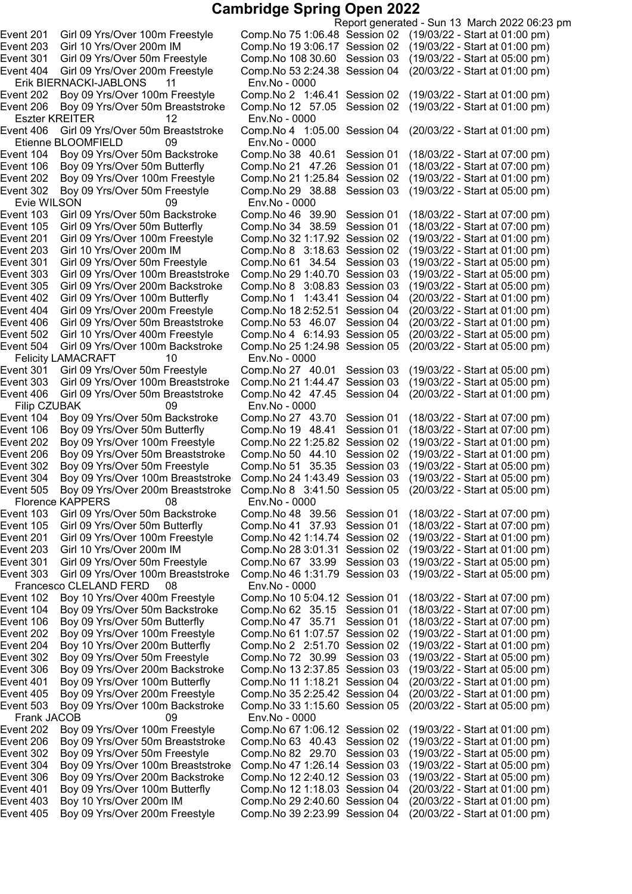# Cambridge Spring Open 2022

Report generated - Sun 13 March 2022 06:23 pm

Event 201 Girl 09 Yrs/Over 100m Freestyle Comp.No 75 1:06.48 Session 02 (19/03/22 - Start at 01:00 pm)
Event 203 Girl 10 Yrs/Over 200m IM Comp.No 19 3:06.17 Session 02 (19/03/22 - Start at 01:00 pm)
Event 301 Girl 09 Yrs/Over 50m Freestyle Comp.No 108 30.60 Session 03 (19/03/22 - Start at 05:00 pm)
Event 404 Girl 09 Yrs/Over 200m Freestyle Comp.No 53 2:24.38 Session 04 (20/03/22 - Start at 01:00 pm)

Erik BIERNACKI-JABLONS 11 Env.No - 0000
Event 202 Boy 09 Yrs/Over 100m Freestyle Comp.No 2 1:46.41 Session 02 (19/03/22 - Start at 01:00 pm)
Event 206 Boy 09 Yrs/Over 50m Breaststroke Comp.No 12 57.05 Session 02 (19/03/22 - Start at 01:00 pm)

Eszter KREITER 12 Env.No - 0000
Event 406 Girl 09 Yrs/Over 50m Breaststroke Comp.No 4 1:05.00 Session 04 (20/03/22 - Start at 01:00 pm)

Etienne BLOOMFIELD 09 Env.No - 0000
Event 104 Boy 09 Yrs/Over 50m Backstroke Comp.No 38 40.61 Session 01 (18/03/22 - Start at 07:00 pm)
Event 106 Boy 09 Yrs/Over 50m Butterfly Comp.No 21 47.26 Session 01 (18/03/22 - Start at 07:00 pm)
Event 202 Boy 09 Yrs/Over 100m Freestyle Comp.No 21 1:25.84 Session 02 (19/03/22 - Start at 01:00 pm)
Event 302 Boy 09 Yrs/Over 50m Freestyle Comp.No 29 38.88 Session 03 (19/03/22 - Start at 05:00 pm)

Evie WILSON 09 Env.No - 0000
Event 103 Girl 09 Yrs/Over 50m Backstroke Comp.No 46 39.90 Session 01 (18/03/22 - Start at 07:00 pm)
Event 105 Girl 09 Yrs/Over 50m Butterfly Comp.No 34 38.59 Session 01 (18/03/22 - Start at 07:00 pm)
Event 201 Girl 09 Yrs/Over 100m Freestyle Comp.No 32 1:17.92 Session 02 (19/03/22 - Start at 01:00 pm)
Event 203 Girl 10 Yrs/Over 200m IM Comp.No 8 3:18.63 Session 02 (19/03/22 - Start at 01:00 pm)
Event 301 Girl 09 Yrs/Over 50m Freestyle Comp.No 61 34.54 Session 03 (19/03/22 - Start at 05:00 pm)
Event 303 Girl 09 Yrs/Over 100m Breaststroke Comp.No 29 1:40.70 Session 03 (19/03/22 - Start at 05:00 pm)
Event 305 Girl 09 Yrs/Over 200m Backstroke Comp.No 8 3:08.83 Session 03 (19/03/22 - Start at 05:00 pm)
Event 402 Girl 09 Yrs/Over 100m Butterfly Comp.No 1 1:43.41 Session 04 (20/03/22 - Start at 01:00 pm)
Event 404 Girl 09 Yrs/Over 200m Freestyle Comp.No 18 2:52.51 Session 04 (20/03/22 - Start at 01:00 pm)
Event 406 Girl 09 Yrs/Over 50m Breaststroke Comp.No 53 46.07 Session 04 (20/03/22 - Start at 01:00 pm)
Event 502 Girl 10 Yrs/Over 400m Freestyle Comp.No 4 6:14.93 Session 05 (20/03/22 - Start at 05:00 pm)
Event 504 Girl 09 Yrs/Over 100m Backstroke Comp.No 25 1:24.98 Session 05 (20/03/22 - Start at 05:00 pm)

Felicity LAMACRAFT 10 Env.No - 0000
Event 301 Girl 09 Yrs/Over 50m Freestyle Comp.No 27 40.01 Session 03 (19/03/22 - Start at 05:00 pm)
Event 303 Girl 09 Yrs/Over 100m Breaststroke Comp.No 21 1:44.47 Session 03 (19/03/22 - Start at 05:00 pm)
Event 406 Girl 09 Yrs/Over 50m Breaststroke Comp.No 42 47.45 Session 04 (20/03/22 - Start at 01:00 pm)

Filip CZUBAK 09 Env.No - 0000
Event 104 Boy 09 Yrs/Over 50m Backstroke Comp.No 27 43.70 Session 01 (18/03/22 - Start at 07:00 pm)
Event 106 Boy 09 Yrs/Over 50m Butterfly Comp.No 19 48.41 Session 01 (18/03/22 - Start at 07:00 pm)
Event 202 Boy 09 Yrs/Over 100m Freestyle Comp.No 22 1:25.82 Session 02 (19/03/22 - Start at 01:00 pm)
Event 206 Boy 09 Yrs/Over 50m Breaststroke Comp.No 50 44.10 Session 02 (19/03/22 - Start at 01:00 pm)
Event 302 Boy 09 Yrs/Over 50m Freestyle Comp.No 51 35.35 Session 03 (19/03/22 - Start at 05:00 pm)
Event 304 Boy 09 Yrs/Over 100m Breaststroke Comp.No 24 1:43.49 Session 03 (19/03/22 - Start at 05:00 pm)
Event 505 Boy 09 Yrs/Over 200m Breaststroke Comp.No 8 3:41.50 Session 05 (20/03/22 - Start at 05:00 pm)

Florence KAPPERS 08 Env.No - 0000
Event 103 Girl 09 Yrs/Over 50m Backstroke Comp.No 48 39.56 Session 01 (18/03/22 - Start at 07:00 pm)
Event 105 Girl 09 Yrs/Over 50m Butterfly Comp.No 41 37.93 Session 01 (18/03/22 - Start at 07:00 pm)
Event 201 Girl 09 Yrs/Over 100m Freestyle Comp.No 42 1:14.74 Session 02 (19/03/22 - Start at 01:00 pm)
Event 203 Girl 10 Yrs/Over 200m IM Comp.No 28 3:01.31 Session 02 (19/03/22 - Start at 01:00 pm)
Event 301 Girl 09 Yrs/Over 50m Freestyle Comp.No 67 33.99 Session 03 (19/03/22 - Start at 05:00 pm)
Event 303 Girl 09 Yrs/Over 100m Breaststroke Comp.No 46 1:31.79 Session 03 (19/03/22 - Start at 05:00 pm)

Francesco CLELAND FERD 08 Env.No - 0000
Event 102 Boy 10 Yrs/Over 400m Freestyle Comp.No 10 5:04.12 Session 01 (18/03/22 - Start at 07:00 pm)
Event 104 Boy 09 Yrs/Over 50m Backstroke Comp.No 62 35.15 Session 01 (18/03/22 - Start at 07:00 pm)
Event 106 Boy 09 Yrs/Over 50m Butterfly Comp.No 47 35.71 Session 01 (18/03/22 - Start at 07:00 pm)
Event 202 Boy 09 Yrs/Over 100m Freestyle Comp.No 61 1:07.57 Session 02 (19/03/22 - Start at 01:00 pm)
Event 204 Boy 10 Yrs/Over 200m Butterfly Comp.No 2 2:51.70 Session 02 (19/03/22 - Start at 01:00 pm)
Event 302 Boy 09 Yrs/Over 50m Freestyle Comp.No 72 30.99 Session 03 (19/03/22 - Start at 05:00 pm)
Event 306 Boy 09 Yrs/Over 200m Backstroke Comp.No 13 2:37.85 Session 03 (19/03/22 - Start at 05:00 pm)
Event 401 Boy 09 Yrs/Over 100m Butterfly Comp.No 11 1:18.21 Session 04 (20/03/22 - Start at 01:00 pm)
Event 405 Boy 09 Yrs/Over 200m Freestyle Comp.No 35 2:25.42 Session 04 (20/03/22 - Start at 01:00 pm)
Event 503 Boy 09 Yrs/Over 100m Backstroke Comp.No 33 1:15.60 Session 05 (20/03/22 - Start at 05:00 pm)

Frank JACOB 09 Env.No - 0000
Event 202 Boy 09 Yrs/Over 100m Freestyle Comp.No 67 1:06.12 Session 02 (19/03/22 - Start at 01:00 pm)
Event 206 Boy 09 Yrs/Over 50m Breaststroke Comp.No 63 40.43 Session 02 (19/03/22 - Start at 01:00 pm)
Event 302 Boy 09 Yrs/Over 50m Freestyle Comp.No 82 29.70 Session 03 (19/03/22 - Start at 05:00 pm)
Event 304 Boy 09 Yrs/Over 100m Breaststroke Comp.No 47 1:26.14 Session 03 (19/03/22 - Start at 05:00 pm)
Event 306 Boy 09 Yrs/Over 200m Backstroke Comp.No 12 2:40.12 Session 03 (19/03/22 - Start at 05:00 pm)
Event 401 Boy 09 Yrs/Over 100m Butterfly Comp.No 12 1:18.03 Session 04 (20/03/22 - Start at 01:00 pm)
Event 403 Boy 10 Yrs/Over 200m IM Comp.No 29 2:40.60 Session 04 (20/03/22 - Start at 01:00 pm)
Event 405 Boy 09 Yrs/Over 200m Freestyle Comp.No 39 2:23.99 Session 04 (20/03/22 - Start at 01:00 pm)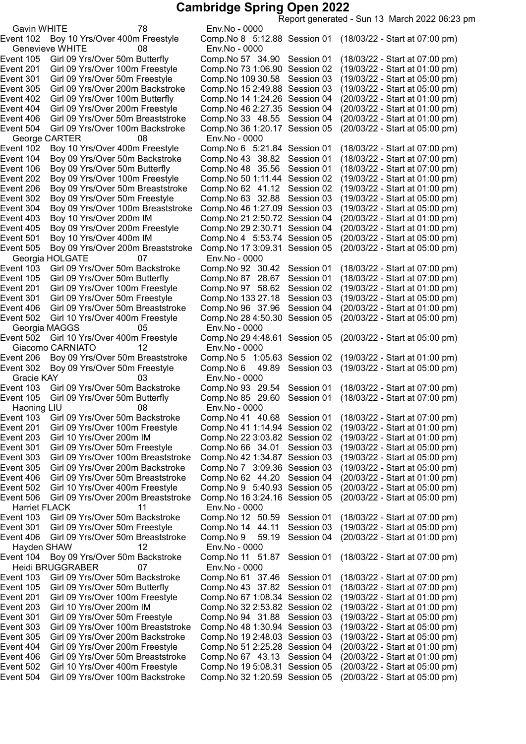# Cambridge Spring Open 2022

Report generated - Sun 13 March 2022 06:23 pm

Gavin WHITE 78 Env.No - 0000

Event 102 Boy 10 Yrs/Over 400m Freestyle Comp.No 8 5:12.88 Session 01 (18/03/22 - Start at 07:00 pm)

Genevieve WHITE 08 Env.No - 0000

Event 105 Girl 09 Yrs/Over 50m Butterfly Comp.No 57 34.90 Session 01 (18/03/22 - Start at 07:00 pm)
Event 201 Girl 09 Yrs/Over 100m Freestyle Comp.No 73 1:06.90 Session 02 (19/03/22 - Start at 01:00 pm)
Event 301 Girl 09 Yrs/Over 50m Freestyle Comp.No 109 30.58 Session 03 (19/03/22 - Start at 05:00 pm)
Event 305 Girl 09 Yrs/Over 200m Backstroke Comp.No 15 2:49.88 Session 03 (19/03/22 - Start at 05:00 pm)
Event 402 Girl 09 Yrs/Over 100m Butterfly Comp.No 14 1:24.26 Session 04 (20/03/22 - Start at 01:00 pm)
Event 404 Girl 09 Yrs/Over 200m Freestyle Comp.No 46 2:27.35 Session 04 (20/03/22 - Start at 01:00 pm)
Event 406 Girl 09 Yrs/Over 50m Breaststroke Comp.No 33 48.55 Session 04 (20/03/22 - Start at 01:00 pm)
Event 504 Girl 09 Yrs/Over 100m Backstroke Comp.No 36 1:20.17 Session 05 (20/03/22 - Start at 05:00 pm)

George CARTER 08 Env.No - 0000

Event 102 Boy 10 Yrs/Over 400m Freestyle Comp.No 6 5:21.84 Session 01 (18/03/22 - Start at 07:00 pm)
Event 104 Boy 09 Yrs/Over 50m Backstroke Comp.No 43 38.82 Session 01 (18/03/22 - Start at 07:00 pm)
Event 106 Boy 09 Yrs/Over 50m Butterfly Comp.No 48 35.56 Session 01 (18/03/22 - Start at 07:00 pm)
Event 202 Boy 09 Yrs/Over 100m Freestyle Comp.No 50 1:11.44 Session 02 (19/03/22 - Start at 01:00 pm)
Event 206 Boy 09 Yrs/Over 50m Breaststroke Comp.No 62 41.12 Session 02 (19/03/22 - Start at 01:00 pm)
Event 302 Boy 09 Yrs/Over 50m Freestyle Comp.No 63 32.88 Session 03 (19/03/22 - Start at 05:00 pm)
Event 304 Boy 09 Yrs/Over 100m Breaststroke Comp.No 46 1:27.09 Session 03 (19/03/22 - Start at 05:00 pm)
Event 403 Boy 10 Yrs/Over 200m IM Comp.No 21 2:50.72 Session 04 (20/03/22 - Start at 01:00 pm)
Event 405 Boy 09 Yrs/Over 200m Freestyle Comp.No 29 2:30.71 Session 04 (20/03/22 - Start at 01:00 pm)
Event 501 Boy 10 Yrs/Over 400m IM Comp.No 4 5:53.74 Session 05 (20/03/22 - Start at 05:00 pm)
Event 505 Boy 09 Yrs/Over 200m Breaststroke Comp.No 17 3:09.31 Session 05 (20/03/22 - Start at 05:00 pm)

Georgia HOLGATE 07 Env.No - 0000

Event 103 Girl 09 Yrs/Over 50m Backstroke Comp.No 92 30.42 Session 01 (18/03/22 - Start at 07:00 pm)
Event 105 Girl 09 Yrs/Over 50m Butterfly Comp.No 87 28.67 Session 01 (18/03/22 - Start at 07:00 pm)
Event 201 Girl 09 Yrs/Over 100m Freestyle Comp.No 97 58.62 Session 02 (19/03/22 - Start at 01:00 pm)
Event 301 Girl 09 Yrs/Over 50m Freestyle Comp.No 133 27.18 Session 03 (19/03/22 - Start at 05:00 pm)
Event 406 Girl 09 Yrs/Over 50m Breaststroke Comp.No 96 37.96 Session 04 (20/03/22 - Start at 01:00 pm)
Event 502 Girl 10 Yrs/Over 400m Freestyle Comp.No 28 4:50.30 Session 05 (20/03/22 - Start at 05:00 pm)

Georgia MAGGS 05 Env.No - 0000

Event 502 Girl 10 Yrs/Over 400m Freestyle Comp.No 29 4:48.61 Session 05 (20/03/22 - Start at 05:00 pm)

Giacomo CARNIATO 12 Env.No - 0000

Event 206 Boy 09 Yrs/Over 50m Breaststroke Comp.No 5 1:05.63 Session 02 (19/03/22 - Start at 01:00 pm)
Event 302 Boy 09 Yrs/Over 50m Freestyle Comp.No 6 49.89 Session 03 (19/03/22 - Start at 05:00 pm)

Gracie KAY 03 Env.No - 0000

Event 103 Girl 09 Yrs/Over 50m Backstroke Comp.No 93 29.54 Session 01 (18/03/22 - Start at 07:00 pm)
Event 105 Girl 09 Yrs/Over 50m Butterfly Comp.No 85 29.60 Session 01 (18/03/22 - Start at 07:00 pm)

Haoning LIU 08 Env.No - 0000

Event 103 Girl 09 Yrs/Over 50m Backstroke Comp.No 41 40.68 Session 01 (18/03/22 - Start at 07:00 pm)
Event 201 Girl 09 Yrs/Over 100m Freestyle Comp.No 41 1:14.94 Session 02 (19/03/22 - Start at 01:00 pm)
Event 203 Girl 10 Yrs/Over 200m IM Comp.No 22 3:03.82 Session 02 (19/03/22 - Start at 01:00 pm)
Event 301 Girl 09 Yrs/Over 50m Freestyle Comp.No 66 34.01 Session 03 (19/03/22 - Start at 05:00 pm)
Event 303 Girl 09 Yrs/Over 100m Breaststroke Comp.No 42 1:34.87 Session 03 (19/03/22 - Start at 05:00 pm)
Event 305 Girl 09 Yrs/Over 200m Backstroke Comp.No 7 3:09.36 Session 03 (19/03/22 - Start at 05:00 pm)
Event 406 Girl 09 Yrs/Over 50m Breaststroke Comp.No 62 44.20 Session 04 (20/03/22 - Start at 01:00 pm)
Event 502 Girl 10 Yrs/Over 400m Freestyle Comp.No 9 5:40.93 Session 05 (20/03/22 - Start at 05:00 pm)
Event 506 Girl 09 Yrs/Over 200m Breaststroke Comp.No 16 3:24.16 Session 05 (20/03/22 - Start at 05:00 pm)

Harriet FLACK 11 Env.No - 0000

Event 103 Girl 09 Yrs/Over 50m Backstroke Comp.No 12 50.59 Session 01 (18/03/22 - Start at 07:00 pm)
Event 301 Girl 09 Yrs/Over 50m Freestyle Comp.No 14 44.11 Session 03 (19/03/22 - Start at 05:00 pm)
Event 406 Girl 09 Yrs/Over 50m Breaststroke Comp.No 9 59.19 Session 04 (20/03/22 - Start at 01:00 pm)

Hayden SHAW 12 Env.No - 0000

Event 104 Boy 09 Yrs/Over 50m Backstroke Comp.No 11 51.87 Session 01 (18/03/22 - Start at 07:00 pm)

Heidi BRUGGRABER 07 Env.No - 0000

Event 103 Girl 09 Yrs/Over 50m Backstroke Comp.No 61 37.46 Session 01 (18/03/22 - Start at 07:00 pm)
Event 105 Girl 09 Yrs/Over 50m Butterfly Comp.No 43 37.82 Session 01 (18/03/22 - Start at 07:00 pm)
Event 201 Girl 09 Yrs/Over 100m Freestyle Comp.No 67 1:08.34 Session 02 (19/03/22 - Start at 01:00 pm)
Event 203 Girl 10 Yrs/Over 200m IM Comp.No 32 2:53.82 Session 02 (19/03/22 - Start at 01:00 pm)
Event 301 Girl 09 Yrs/Over 50m Freestyle Comp.No 94 31.88 Session 03 (19/03/22 - Start at 05:00 pm)
Event 303 Girl 09 Yrs/Over 100m Breaststroke Comp.No 48 1:30.94 Session 03 (19/03/22 - Start at 05:00 pm)
Event 305 Girl 09 Yrs/Over 200m Backstroke Comp.No 19 2:48.03 Session 03 (19/03/22 - Start at 05:00 pm)
Event 404 Girl 09 Yrs/Over 200m Freestyle Comp.No 51 2:25.28 Session 04 (20/03/22 - Start at 01:00 pm)
Event 406 Girl 09 Yrs/Over 50m Breaststroke Comp.No 67 43.13 Session 04 (20/03/22 - Start at 01:00 pm)
Event 502 Girl 10 Yrs/Over 400m Freestyle Comp.No 19 5:08.31 Session 05 (20/03/22 - Start at 05:00 pm)
Event 504 Girl 09 Yrs/Over 100m Backstroke Comp.No 32 1:20.59 Session 05 (20/03/22 - Start at 05:00 pm)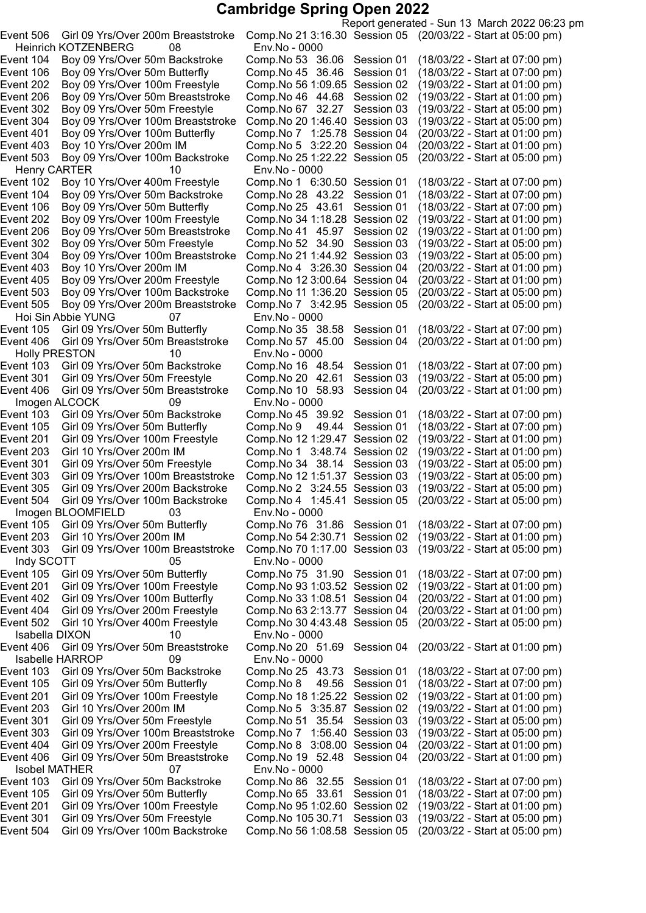# Cambridge Spring Open 2022

Report generated - Sun 13 March 2022 06:23 pm

| Event | Description | Comp.No | Time | Session | Date/Start |
|---|---|---|---|---|---|
| Event 506 | Girl 09 Yrs/Over 200m Breaststroke | Comp.No 21 | 3:16.30 | Session 05 | (20/03/22 - Start at 05:00 pm) |
| **Heinrich KOTZENBERG** | 08 | Env.No - 0000 | | | |
| Event 104 | Boy 09 Yrs/Over 50m Backstroke | Comp.No 53 | 36.06 | Session 01 | (18/03/22 - Start at 07:00 pm) |
| Event 106 | Boy 09 Yrs/Over 50m Butterfly | Comp.No 45 | 36.46 | Session 01 | (18/03/22 - Start at 07:00 pm) |
| Event 202 | Boy 09 Yrs/Over 100m Freestyle | Comp.No 56 | 1:09.65 | Session 02 | (19/03/22 - Start at 01:00 pm) |
| Event 206 | Boy 09 Yrs/Over 50m Breaststroke | Comp.No 46 | 44.68 | Session 02 | (19/03/22 - Start at 01:00 pm) |
| Event 302 | Boy 09 Yrs/Over 50m Freestyle | Comp.No 67 | 32.27 | Session 03 | (19/03/22 - Start at 05:00 pm) |
| Event 304 | Boy 09 Yrs/Over 100m Breaststroke | Comp.No 20 | 1:46.40 | Session 03 | (19/03/22 - Start at 05:00 pm) |
| Event 401 | Boy 09 Yrs/Over 100m Butterfly | Comp.No 7 | 1:25.78 | Session 04 | (20/03/22 - Start at 01:00 pm) |
| Event 403 | Boy 10 Yrs/Over 200m IM | Comp.No 5 | 3:22.20 | Session 04 | (20/03/22 - Start at 01:00 pm) |
| Event 503 | Boy 09 Yrs/Over 100m Backstroke | Comp.No 25 | 1:22.22 | Session 05 | (20/03/22 - Start at 05:00 pm) |
| **Henry CARTER** | 10 | Env.No - 0000 | | | |
| Event 102 | Boy 10 Yrs/Over 400m Freestyle | Comp.No 1 | 6:30.50 | Session 01 | (18/03/22 - Start at 07:00 pm) |
| Event 104 | Boy 09 Yrs/Over 50m Backstroke | Comp.No 28 | 43.22 | Session 01 | (18/03/22 - Start at 07:00 pm) |
| Event 106 | Boy 09 Yrs/Over 50m Butterfly | Comp.No 25 | 43.61 | Session 01 | (18/03/22 - Start at 07:00 pm) |
| Event 202 | Boy 09 Yrs/Over 100m Freestyle | Comp.No 34 | 1:18.28 | Session 02 | (19/03/22 - Start at 01:00 pm) |
| Event 206 | Boy 09 Yrs/Over 50m Breaststroke | Comp.No 41 | 45.97 | Session 02 | (19/03/22 - Start at 01:00 pm) |
| Event 302 | Boy 09 Yrs/Over 50m Freestyle | Comp.No 52 | 34.90 | Session 03 | (19/03/22 - Start at 05:00 pm) |
| Event 304 | Boy 09 Yrs/Over 100m Breaststroke | Comp.No 21 | 1:44.92 | Session 03 | (19/03/22 - Start at 05:00 pm) |
| Event 403 | Boy 10 Yrs/Over 200m IM | Comp.No 4 | 3:26.30 | Session 04 | (20/03/22 - Start at 01:00 pm) |
| Event 405 | Boy 09 Yrs/Over 200m Freestyle | Comp.No 12 | 3:00.64 | Session 04 | (20/03/22 - Start at 01:00 pm) |
| Event 503 | Boy 09 Yrs/Over 100m Backstroke | Comp.No 11 | 1:36.20 | Session 05 | (20/03/22 - Start at 05:00 pm) |
| Event 505 | Boy 09 Yrs/Over 200m Breaststroke | Comp.No 7 | 3:42.95 | Session 05 | (20/03/22 - Start at 05:00 pm) |
| **Hoi Sin Abbie YUNG** | 07 | Env.No - 0000 | | | |
| Event 105 | Girl 09 Yrs/Over 50m Butterfly | Comp.No 35 | 38.58 | Session 01 | (18/03/22 - Start at 07:00 pm) |
| Event 406 | Girl 09 Yrs/Over 50m Breaststroke | Comp.No 57 | 45.00 | Session 04 | (20/03/22 - Start at 01:00 pm) |
| **Holly PRESTON** | 10 | Env.No - 0000 | | | |
| Event 103 | Girl 09 Yrs/Over 50m Backstroke | Comp.No 16 | 48.54 | Session 01 | (18/03/22 - Start at 07:00 pm) |
| Event 301 | Girl 09 Yrs/Over 50m Freestyle | Comp.No 20 | 42.61 | Session 03 | (19/03/22 - Start at 05:00 pm) |
| Event 406 | Girl 09 Yrs/Over 50m Breaststroke | Comp.No 10 | 58.93 | Session 04 | (20/03/22 - Start at 01:00 pm) |
| **Imogen ALCOCK** | 09 | Env.No - 0000 | | | |
| Event 103 | Girl 09 Yrs/Over 50m Backstroke | Comp.No 45 | 39.92 | Session 01 | (18/03/22 - Start at 07:00 pm) |
| Event 105 | Girl 09 Yrs/Over 50m Butterfly | Comp.No 9 | 49.44 | Session 01 | (18/03/22 - Start at 07:00 pm) |
| Event 201 | Girl 09 Yrs/Over 100m Freestyle | Comp.No 12 | 1:29.47 | Session 02 | (19/03/22 - Start at 01:00 pm) |
| Event 203 | Girl 10 Yrs/Over 200m IM | Comp.No 1 | 3:48.74 | Session 02 | (19/03/22 - Start at 01:00 pm) |
| Event 301 | Girl 09 Yrs/Over 50m Freestyle | Comp.No 34 | 38.14 | Session 03 | (19/03/22 - Start at 05:00 pm) |
| Event 303 | Girl 09 Yrs/Over 100m Breaststroke | Comp.No 12 | 1:51.37 | Session 03 | (19/03/22 - Start at 05:00 pm) |
| Event 305 | Girl 09 Yrs/Over 200m Backstroke | Comp.No 2 | 3:24.55 | Session 03 | (19/03/22 - Start at 05:00 pm) |
| Event 504 | Girl 09 Yrs/Over 100m Backstroke | Comp.No 4 | 1:45.41 | Session 05 | (20/03/22 - Start at 05:00 pm) |
| **Imogen BLOOMFIELD** | 03 | Env.No - 0000 | | | |
| Event 105 | Girl 09 Yrs/Over 50m Butterfly | Comp.No 76 | 31.86 | Session 01 | (18/03/22 - Start at 07:00 pm) |
| Event 203 | Girl 10 Yrs/Over 200m IM | Comp.No 54 | 2:30.71 | Session 02 | (19/03/22 - Start at 01:00 pm) |
| Event 303 | Girl 09 Yrs/Over 100m Breaststroke | Comp.No 70 | 1:17.00 | Session 03 | (19/03/22 - Start at 05:00 pm) |
| **Indy SCOTT** | 05 | Env.No - 0000 | | | |
| Event 105 | Girl 09 Yrs/Over 50m Butterfly | Comp.No 75 | 31.90 | Session 01 | (18/03/22 - Start at 07:00 pm) |
| Event 201 | Girl 09 Yrs/Over 100m Freestyle | Comp.No 93 | 1:03.52 | Session 02 | (19/03/22 - Start at 01:00 pm) |
| Event 402 | Girl 09 Yrs/Over 100m Butterfly | Comp.No 33 | 1:08.51 | Session 04 | (20/03/22 - Start at 01:00 pm) |
| Event 404 | Girl 09 Yrs/Over 200m Freestyle | Comp.No 63 | 2:13.77 | Session 04 | (20/03/22 - Start at 01:00 pm) |
| Event 502 | Girl 10 Yrs/Over 400m Freestyle | Comp.No 30 | 4:43.48 | Session 05 | (20/03/22 - Start at 05:00 pm) |
| **Isabella DIXON** | 10 | Env.No - 0000 | | | |
| Event 406 | Girl 09 Yrs/Over 50m Breaststroke | Comp.No 20 | 51.69 | Session 04 | (20/03/22 - Start at 01:00 pm) |
| **Isabelle HARROP** | 09 | Env.No - 0000 | | | |
| Event 103 | Girl 09 Yrs/Over 50m Backstroke | Comp.No 25 | 43.73 | Session 01 | (18/03/22 - Start at 07:00 pm) |
| Event 105 | Girl 09 Yrs/Over 50m Butterfly | Comp.No 8 | 49.56 | Session 01 | (18/03/22 - Start at 07:00 pm) |
| Event 201 | Girl 09 Yrs/Over 100m Freestyle | Comp.No 18 | 1:25.22 | Session 02 | (19/03/22 - Start at 01:00 pm) |
| Event 203 | Girl 10 Yrs/Over 200m IM | Comp.No 5 | 3:35.87 | Session 02 | (19/03/22 - Start at 01:00 pm) |
| Event 301 | Girl 09 Yrs/Over 50m Freestyle | Comp.No 51 | 35.54 | Session 03 | (19/03/22 - Start at 05:00 pm) |
| Event 303 | Girl 09 Yrs/Over 100m Breaststroke | Comp.No 7 | 1:56.40 | Session 03 | (19/03/22 - Start at 05:00 pm) |
| Event 404 | Girl 09 Yrs/Over 200m Freestyle | Comp.No 8 | 3:08.00 | Session 04 | (20/03/22 - Start at 01:00 pm) |
| Event 406 | Girl 09 Yrs/Over 50m Breaststroke | Comp.No 19 | 52.48 | Session 04 | (20/03/22 - Start at 01:00 pm) |
| **Isobel MATHER** | 07 | Env.No - 0000 | | | |
| Event 103 | Girl 09 Yrs/Over 50m Backstroke | Comp.No 86 | 32.55 | Session 01 | (18/03/22 - Start at 07:00 pm) |
| Event 105 | Girl 09 Yrs/Over 50m Butterfly | Comp.No 65 | 33.61 | Session 01 | (18/03/22 - Start at 07:00 pm) |
| Event 201 | Girl 09 Yrs/Over 100m Freestyle | Comp.No 95 | 1:02.60 | Session 02 | (19/03/22 - Start at 01:00 pm) |
| Event 301 | Girl 09 Yrs/Over 50m Freestyle | Comp.No 105 | 30.71 | Session 03 | (19/03/22 - Start at 05:00 pm) |
| Event 504 | Girl 09 Yrs/Over 100m Backstroke | Comp.No 56 | 1:08.58 | Session 05 | (20/03/22 - Start at 05:00 pm) |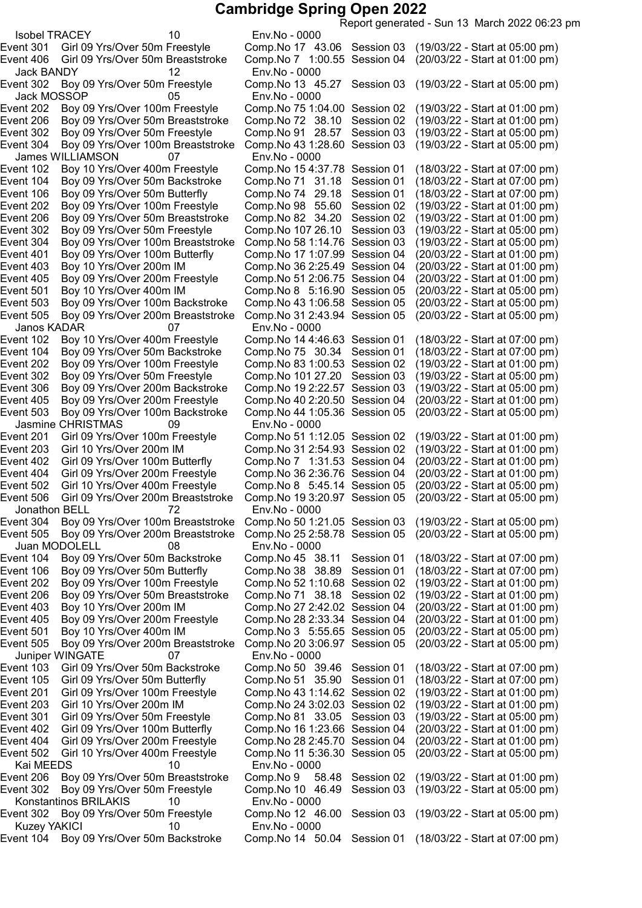# Cambridge Spring Open 2022

Report generated - Sun 13 March 2022 06:23 pm

Isobel TRACEY 10 Env.No - 0000

| Event | Description | Comp.No | Time | Session | Date/Start |
|---|---|---|---|---|---|
| Event 301 | Girl 09 Yrs/Over 50m Freestyle | Comp.No 17 | 43.06 | Session 03 | (19/03/22 - Start at 05:00 pm) |
| Event 406 | Girl 09 Yrs/Over 50m Breaststroke | Comp.No 7 | 1:00.55 | Session 04 | (20/03/22 - Start at 01:00 pm) |

Jack BANDY 12 Env.No - 0000

| Event | Description | Comp.No | Time | Session | Date/Start |
|---|---|---|---|---|---|
| Event 302 | Boy 09 Yrs/Over 50m Freestyle | Comp.No 13 | 45.27 | Session 03 | (19/03/22 - Start at 05:00 pm) |

Jack MOSSOP 05 Env.No - 0000

| Event | Description | Comp.No | Time | Session | Date/Start |
|---|---|---|---|---|---|
| Event 202 | Boy 09 Yrs/Over 100m Freestyle | Comp.No 75 | 1:04.00 | Session 02 | (19/03/22 - Start at 01:00 pm) |
| Event 206 | Boy 09 Yrs/Over 50m Breaststroke | Comp.No 72 | 38.10 | Session 02 | (19/03/22 - Start at 01:00 pm) |
| Event 302 | Boy 09 Yrs/Over 50m Freestyle | Comp.No 91 | 28.57 | Session 03 | (19/03/22 - Start at 05:00 pm) |
| Event 304 | Boy 09 Yrs/Over 100m Breaststroke | Comp.No 43 | 1:28.60 | Session 03 | (19/03/22 - Start at 05:00 pm) |

James WILLIAMSON 07 Env.No - 0000

| Event | Description | Comp.No | Time | Session | Date/Start |
|---|---|---|---|---|---|
| Event 102 | Boy 10 Yrs/Over 400m Freestyle | Comp.No 15 | 4:37.78 | Session 01 | (18/03/22 - Start at 07:00 pm) |
| Event 104 | Boy 09 Yrs/Over 50m Backstroke | Comp.No 71 | 31.18 | Session 01 | (18/03/22 - Start at 07:00 pm) |
| Event 106 | Boy 09 Yrs/Over 50m Butterfly | Comp.No 74 | 29.18 | Session 01 | (18/03/22 - Start at 07:00 pm) |
| Event 202 | Boy 09 Yrs/Over 100m Freestyle | Comp.No 98 | 55.60 | Session 02 | (19/03/22 - Start at 01:00 pm) |
| Event 206 | Boy 09 Yrs/Over 50m Breaststroke | Comp.No 82 | 34.20 | Session 02 | (19/03/22 - Start at 01:00 pm) |
| Event 302 | Boy 09 Yrs/Over 50m Freestyle | Comp.No 107 | 26.10 | Session 03 | (19/03/22 - Start at 05:00 pm) |
| Event 304 | Boy 09 Yrs/Over 100m Breaststroke | Comp.No 58 | 1:14.76 | Session 03 | (19/03/22 - Start at 05:00 pm) |
| Event 401 | Boy 09 Yrs/Over 100m Butterfly | Comp.No 17 | 1:07.99 | Session 04 | (20/03/22 - Start at 01:00 pm) |
| Event 403 | Boy 10 Yrs/Over 200m IM | Comp.No 36 | 2:25.49 | Session 04 | (20/03/22 - Start at 01:00 pm) |
| Event 405 | Boy 09 Yrs/Over 200m Freestyle | Comp.No 51 | 2:06.75 | Session 04 | (20/03/22 - Start at 01:00 pm) |
| Event 501 | Boy 10 Yrs/Over 400m IM | Comp.No 8 | 5:16.90 | Session 05 | (20/03/22 - Start at 05:00 pm) |
| Event 503 | Boy 09 Yrs/Over 100m Backstroke | Comp.No 43 | 1:06.58 | Session 05 | (20/03/22 - Start at 05:00 pm) |
| Event 505 | Boy 09 Yrs/Over 200m Breaststroke | Comp.No 31 | 2:43.94 | Session 05 | (20/03/22 - Start at 05:00 pm) |

Janos KADAR 07 Env.No - 0000

| Event | Description | Comp.No | Time | Session | Date/Start |
|---|---|---|---|---|---|
| Event 102 | Boy 10 Yrs/Over 400m Freestyle | Comp.No 14 | 4:46.63 | Session 01 | (18/03/22 - Start at 07:00 pm) |
| Event 104 | Boy 09 Yrs/Over 50m Backstroke | Comp.No 75 | 30.34 | Session 01 | (18/03/22 - Start at 07:00 pm) |
| Event 202 | Boy 09 Yrs/Over 100m Freestyle | Comp.No 83 | 1:00.53 | Session 02 | (19/03/22 - Start at 01:00 pm) |
| Event 302 | Boy 09 Yrs/Over 50m Freestyle | Comp.No 101 | 27.20 | Session 03 | (19/03/22 - Start at 05:00 pm) |
| Event 306 | Boy 09 Yrs/Over 200m Backstroke | Comp.No 19 | 2:22.57 | Session 03 | (19/03/22 - Start at 05:00 pm) |
| Event 405 | Boy 09 Yrs/Over 200m Freestyle | Comp.No 40 | 2:20.50 | Session 04 | (20/03/22 - Start at 01:00 pm) |
| Event 503 | Boy 09 Yrs/Over 100m Backstroke | Comp.No 44 | 1:05.36 | Session 05 | (20/03/22 - Start at 05:00 pm) |

Jasmine CHRISTMAS 09 Env.No - 0000

| Event | Description | Comp.No | Time | Session | Date/Start |
|---|---|---|---|---|---|
| Event 201 | Girl 09 Yrs/Over 100m Freestyle | Comp.No 51 | 1:12.05 | Session 02 | (19/03/22 - Start at 01:00 pm) |
| Event 203 | Girl 10 Yrs/Over 200m IM | Comp.No 31 | 2:54.93 | Session 02 | (19/03/22 - Start at 01:00 pm) |
| Event 402 | Girl 09 Yrs/Over 100m Butterfly | Comp.No 7 | 1:31.53 | Session 04 | (20/03/22 - Start at 01:00 pm) |
| Event 404 | Girl 09 Yrs/Over 200m Freestyle | Comp.No 36 | 2:36.76 | Session 04 | (20/03/22 - Start at 01:00 pm) |
| Event 502 | Girl 10 Yrs/Over 400m Freestyle | Comp.No 8 | 5:45.14 | Session 05 | (20/03/22 - Start at 05:00 pm) |
| Event 506 | Girl 09 Yrs/Over 200m Breaststroke | Comp.No 19 | 3:20.97 | Session 05 | (20/03/22 - Start at 05:00 pm) |

Jonathon BELL 72 Env.No - 0000

| Event | Description | Comp.No | Time | Session | Date/Start |
|---|---|---|---|---|---|
| Event 304 | Boy 09 Yrs/Over 100m Breaststroke | Comp.No 50 | 1:21.05 | Session 03 | (19/03/22 - Start at 05:00 pm) |
| Event 505 | Boy 09 Yrs/Over 200m Breaststroke | Comp.No 25 | 2:58.78 | Session 05 | (20/03/22 - Start at 05:00 pm) |

Juan MODOLELL 08 Env.No - 0000

| Event | Description | Comp.No | Time | Session | Date/Start |
|---|---|---|---|---|---|
| Event 104 | Boy 09 Yrs/Over 50m Backstroke | Comp.No 45 | 38.11 | Session 01 | (18/03/22 - Start at 07:00 pm) |
| Event 106 | Boy 09 Yrs/Over 50m Butterfly | Comp.No 38 | 38.89 | Session 01 | (18/03/22 - Start at 07:00 pm) |
| Event 202 | Boy 09 Yrs/Over 100m Freestyle | Comp.No 52 | 1:10.68 | Session 02 | (19/03/22 - Start at 01:00 pm) |
| Event 206 | Boy 09 Yrs/Over 50m Breaststroke | Comp.No 71 | 38.18 | Session 02 | (19/03/22 - Start at 01:00 pm) |
| Event 403 | Boy 10 Yrs/Over 200m IM | Comp.No 27 | 2:42.02 | Session 04 | (20/03/22 - Start at 01:00 pm) |
| Event 405 | Boy 09 Yrs/Over 200m Freestyle | Comp.No 28 | 2:33.34 | Session 04 | (20/03/22 - Start at 01:00 pm) |
| Event 501 | Boy 10 Yrs/Over 400m IM | Comp.No 3 | 5:55.65 | Session 05 | (20/03/22 - Start at 05:00 pm) |
| Event 505 | Boy 09 Yrs/Over 200m Breaststroke | Comp.No 20 | 3:06.97 | Session 05 | (20/03/22 - Start at 05:00 pm) |

Juniper WINGATE 07 Env.No - 0000

| Event | Description | Comp.No | Time | Session | Date/Start |
|---|---|---|---|---|---|
| Event 103 | Girl 09 Yrs/Over 50m Backstroke | Comp.No 50 | 39.46 | Session 01 | (18/03/22 - Start at 07:00 pm) |
| Event 105 | Girl 09 Yrs/Over 50m Butterfly | Comp.No 51 | 35.90 | Session 01 | (18/03/22 - Start at 07:00 pm) |
| Event 201 | Girl 09 Yrs/Over 100m Freestyle | Comp.No 43 | 1:14.62 | Session 02 | (19/03/22 - Start at 01:00 pm) |
| Event 203 | Girl 10 Yrs/Over 200m IM | Comp.No 24 | 3:02.03 | Session 02 | (19/03/22 - Start at 01:00 pm) |
| Event 301 | Girl 09 Yrs/Over 50m Freestyle | Comp.No 81 | 33.05 | Session 03 | (19/03/22 - Start at 05:00 pm) |
| Event 402 | Girl 09 Yrs/Over 100m Butterfly | Comp.No 16 | 1:23.66 | Session 04 | (20/03/22 - Start at 01:00 pm) |
| Event 404 | Girl 09 Yrs/Over 200m Freestyle | Comp.No 28 | 2:45.70 | Session 04 | (20/03/22 - Start at 01:00 pm) |
| Event 502 | Girl 10 Yrs/Over 400m Freestyle | Comp.No 11 | 5:36.30 | Session 05 | (20/03/22 - Start at 05:00 pm) |

Kai MEEDS 10 Env.No - 0000

| Event | Description | Comp.No | Time | Session | Date/Start |
|---|---|---|---|---|---|
| Event 206 | Boy 09 Yrs/Over 50m Breaststroke | Comp.No 9 | 58.48 | Session 02 | (19/03/22 - Start at 01:00 pm) |
| Event 302 | Boy 09 Yrs/Over 50m Freestyle | Comp.No 10 | 46.49 | Session 03 | (19/03/22 - Start at 05:00 pm) |

Konstantinos BRILAKIS 10 Env.No - 0000

| Event | Description | Comp.No | Time | Session | Date/Start |
|---|---|---|---|---|---|
| Event 302 | Boy 09 Yrs/Over 50m Freestyle | Comp.No 12 | 46.00 | Session 03 | (19/03/22 - Start at 05:00 pm) |

Kuzey YAKICI 10 Env.No - 0000

| Event | Description | Comp.No | Time | Session | Date/Start |
|---|---|---|---|---|---|
| Event 104 | Boy 09 Yrs/Over 50m Backstroke | Comp.No 14 | 50.04 | Session 01 | (18/03/22 - Start at 07:00 pm) |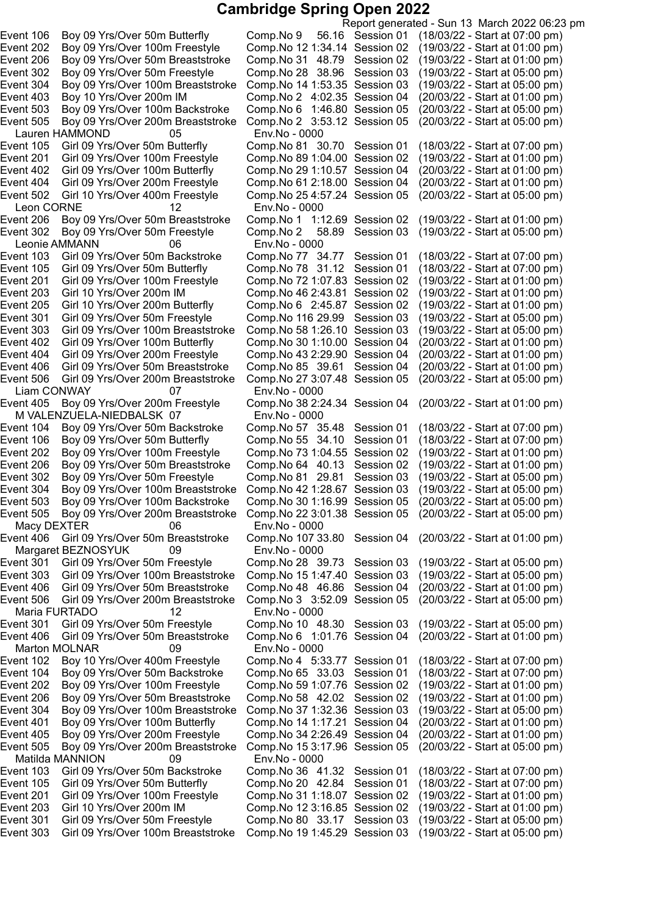# Cambridge Spring Open 2022

Report generated - Sun 13 March 2022 06:23 pm

Event 106 Boy 09 Yrs/Over 50m Butterfly Comp.No 9 56.16 Session 01 (18/03/22 - Start at 07:00 pm)
Event 202 Boy 09 Yrs/Over 100m Freestyle Comp.No 12 1:34.14 Session 02 (19/03/22 - Start at 01:00 pm)
Event 206 Boy 09 Yrs/Over 50m Breaststroke Comp.No 31 48.79 Session 02 (19/03/22 - Start at 01:00 pm)
Event 302 Boy 09 Yrs/Over 50m Freestyle Comp.No 28 38.96 Session 03 (19/03/22 - Start at 05:00 pm)
Event 304 Boy 09 Yrs/Over 100m Breaststroke Comp.No 14 1:53.35 Session 03 (19/03/22 - Start at 05:00 pm)
Event 403 Boy 10 Yrs/Over 200m IM Comp.No 2 4:02.35 Session 04 (20/03/22 - Start at 01:00 pm)
Event 503 Boy 09 Yrs/Over 100m Backstroke Comp.No 6 1:46.80 Session 05 (20/03/22 - Start at 05:00 pm)
Event 505 Boy 09 Yrs/Over 200m Breaststroke Comp.No 2 3:53.12 Session 05 (20/03/22 - Start at 05:00 pm)

Lauren HAMMOND 05 Env.No - 0000

Event 105 Girl 09 Yrs/Over 50m Butterfly Comp.No 81 30.70 Session 01 (18/03/22 - Start at 07:00 pm)
Event 201 Girl 09 Yrs/Over 100m Freestyle Comp.No 89 1:04.00 Session 02 (19/03/22 - Start at 01:00 pm)
Event 402 Girl 09 Yrs/Over 100m Butterfly Comp.No 29 1:10.57 Session 04 (20/03/22 - Start at 01:00 pm)
Event 404 Girl 09 Yrs/Over 200m Freestyle Comp.No 61 2:18.00 Session 04 (20/03/22 - Start at 01:00 pm)
Event 502 Girl 10 Yrs/Over 400m Freestyle Comp.No 25 4:57.24 Session 05 (20/03/22 - Start at 05:00 pm)

Leon CORNE 12 Env.No - 0000

Event 206 Boy 09 Yrs/Over 50m Breaststroke Comp.No 1 1:12.69 Session 02 (19/03/22 - Start at 01:00 pm)
Event 302 Boy 09 Yrs/Over 50m Freestyle Comp.No 2 58.89 Session 03 (19/03/22 - Start at 05:00 pm)

Leonie AMMANN 06 Env.No - 0000

Event 103 Girl 09 Yrs/Over 50m Backstroke Comp.No 77 34.77 Session 01 (18/03/22 - Start at 07:00 pm)
Event 105 Girl 09 Yrs/Over 50m Butterfly Comp.No 78 31.12 Session 01 (18/03/22 - Start at 07:00 pm)
Event 201 Girl 09 Yrs/Over 100m Freestyle Comp.No 72 1:07.83 Session 02 (19/03/22 - Start at 01:00 pm)
Event 203 Girl 10 Yrs/Over 200m IM Comp.No 46 2:43.81 Session 02 (19/03/22 - Start at 01:00 pm)
Event 205 Girl 10 Yrs/Over 200m Butterfly Comp.No 6 2:45.87 Session 02 (19/03/22 - Start at 01:00 pm)
Event 301 Girl 09 Yrs/Over 50m Freestyle Comp.No 116 29.99 Session 03 (19/03/22 - Start at 05:00 pm)
Event 303 Girl 09 Yrs/Over 100m Breaststroke Comp.No 58 1:26.10 Session 03 (19/03/22 - Start at 05:00 pm)
Event 402 Girl 09 Yrs/Over 100m Butterfly Comp.No 30 1:10.00 Session 04 (20/03/22 - Start at 01:00 pm)
Event 404 Girl 09 Yrs/Over 200m Freestyle Comp.No 43 2:29.90 Session 04 (20/03/22 - Start at 01:00 pm)
Event 406 Girl 09 Yrs/Over 50m Breaststroke Comp.No 85 39.61 Session 04 (20/03/22 - Start at 01:00 pm)
Event 506 Girl 09 Yrs/Over 200m Breaststroke Comp.No 27 3:07.48 Session 05 (20/03/22 - Start at 05:00 pm)

Liam CONWAY 07 Env.No - 0000

Event 405 Boy 09 Yrs/Over 200m Freestyle Comp.No 38 2:24.34 Session 04 (20/03/22 - Start at 01:00 pm)

M VALENZUELA-NIEDBALSK 07 Env.No - 0000

Event 104 Boy 09 Yrs/Over 50m Backstroke Comp.No 57 35.48 Session 01 (18/03/22 - Start at 07:00 pm)
Event 106 Boy 09 Yrs/Over 50m Butterfly Comp.No 55 34.10 Session 01 (18/03/22 - Start at 07:00 pm)
Event 202 Boy 09 Yrs/Over 100m Freestyle Comp.No 73 1:04.55 Session 02 (19/03/22 - Start at 01:00 pm)
Event 206 Boy 09 Yrs/Over 50m Breaststroke Comp.No 64 40.13 Session 02 (19/03/22 - Start at 01:00 pm)
Event 302 Boy 09 Yrs/Over 50m Freestyle Comp.No 81 29.81 Session 03 (19/03/22 - Start at 05:00 pm)
Event 304 Boy 09 Yrs/Over 100m Breaststroke Comp.No 42 1:28.67 Session 03 (19/03/22 - Start at 05:00 pm)
Event 503 Boy 09 Yrs/Over 100m Backstroke Comp.No 30 1:16.99 Session 05 (20/03/22 - Start at 05:00 pm)
Event 505 Boy 09 Yrs/Over 200m Breaststroke Comp.No 22 3:01.38 Session 05 (20/03/22 - Start at 05:00 pm)

Macy DEXTER 06 Env.No - 0000

Event 406 Girl 09 Yrs/Over 50m Breaststroke Comp.No 107 33.80 Session 04 (20/03/22 - Start at 01:00 pm)

Margaret BEZNOSYUK 09 Env.No - 0000

Event 301 Girl 09 Yrs/Over 50m Freestyle Comp.No 28 39.73 Session 03 (19/03/22 - Start at 05:00 pm)
Event 303 Girl 09 Yrs/Over 100m Breaststroke Comp.No 15 1:47.40 Session 03 (19/03/22 - Start at 05:00 pm)
Event 406 Girl 09 Yrs/Over 50m Breaststroke Comp.No 48 46.86 Session 04 (20/03/22 - Start at 01:00 pm)
Event 506 Girl 09 Yrs/Over 200m Breaststroke Comp.No 3 3:52.09 Session 05 (20/03/22 - Start at 05:00 pm)

Maria FURTADO 12 Env.No - 0000

Event 301 Girl 09 Yrs/Over 50m Freestyle Comp.No 10 48.30 Session 03 (19/03/22 - Start at 05:00 pm)
Event 406 Girl 09 Yrs/Over 50m Breaststroke Comp.No 6 1:01.76 Session 04 (20/03/22 - Start at 01:00 pm)

Marton MOLNAR 09 Env.No - 0000

Event 102 Boy 10 Yrs/Over 400m Freestyle Comp.No 4 5:33.77 Session 01 (18/03/22 - Start at 07:00 pm)
Event 104 Boy 09 Yrs/Over 50m Backstroke Comp.No 65 33.03 Session 01 (18/03/22 - Start at 07:00 pm)
Event 202 Boy 09 Yrs/Over 100m Freestyle Comp.No 59 1:07.76 Session 02 (19/03/22 - Start at 01:00 pm)
Event 206 Boy 09 Yrs/Over 50m Breaststroke Comp.No 58 42.02 Session 02 (19/03/22 - Start at 01:00 pm)
Event 304 Boy 09 Yrs/Over 100m Breaststroke Comp.No 37 1:32.36 Session 03 (19/03/22 - Start at 05:00 pm)
Event 401 Boy 09 Yrs/Over 100m Butterfly Comp.No 14 1:17.21 Session 04 (20/03/22 - Start at 01:00 pm)
Event 405 Boy 09 Yrs/Over 200m Freestyle Comp.No 34 2:26.49 Session 04 (20/03/22 - Start at 01:00 pm)
Event 505 Boy 09 Yrs/Over 200m Breaststroke Comp.No 15 3:17.96 Session 05 (20/03/22 - Start at 05:00 pm)

Matilda MANNION 09 Env.No - 0000

Event 103 Girl 09 Yrs/Over 50m Backstroke Comp.No 36 41.32 Session 01 (18/03/22 - Start at 07:00 pm)
Event 105 Girl 09 Yrs/Over 50m Butterfly Comp.No 20 42.84 Session 01 (18/03/22 - Start at 07:00 pm)
Event 201 Girl 09 Yrs/Over 100m Freestyle Comp.No 31 1:18.07 Session 02 (19/03/22 - Start at 01:00 pm)
Event 203 Girl 10 Yrs/Over 200m IM Comp.No 12 3:16.85 Session 02 (19/03/22 - Start at 01:00 pm)
Event 301 Girl 09 Yrs/Over 50m Freestyle Comp.No 80 33.17 Session 03 (19/03/22 - Start at 05:00 pm)
Event 303 Girl 09 Yrs/Over 100m Breaststroke Comp.No 19 1:45.29 Session 03 (19/03/22 - Start at 05:00 pm)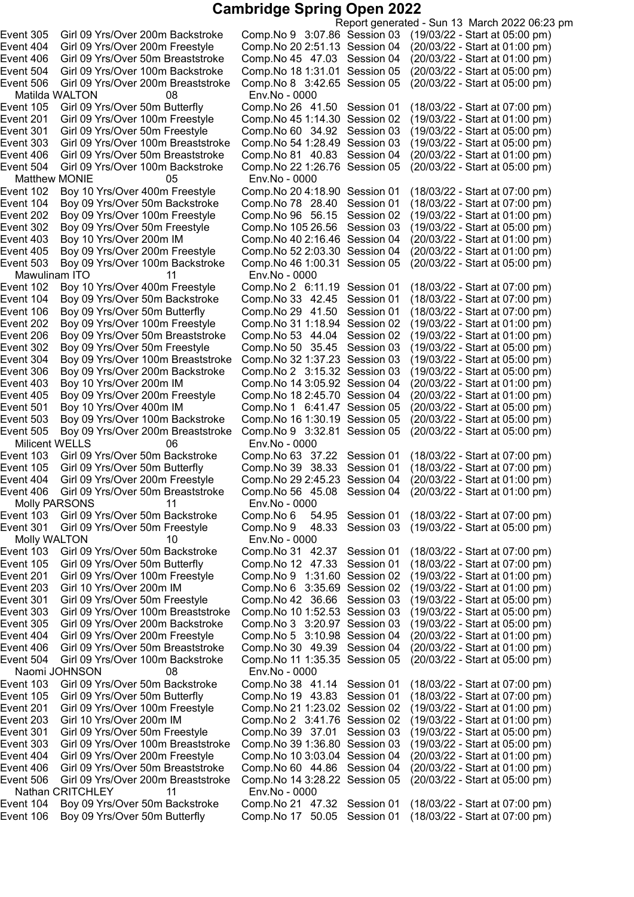# Cambridge Spring Open 2022

Report generated - Sun 13 March 2022 06:23 pm

| Event | Description | Comp.No | Time | Session | Date |
|---|---|---|---|---|---|
| Event 305 | Girl 09 Yrs/Over 200m Backstroke | Comp.No 9 | 3:07.86 | Session 03 | (19/03/22 - Start at 05:00 pm) |
| Event 404 | Girl 09 Yrs/Over 200m Freestyle | Comp.No 20 | 2:51.13 | Session 04 | (20/03/22 - Start at 01:00 pm) |
| Event 406 | Girl 09 Yrs/Over 50m Breaststroke | Comp.No 45 | 47.03 | Session 04 | (20/03/22 - Start at 01:00 pm) |
| Event 504 | Girl 09 Yrs/Over 100m Backstroke | Comp.No 18 | 1:31.01 | Session 05 | (20/03/22 - Start at 05:00 pm) |
| Event 506 | Girl 09 Yrs/Over 200m Breaststroke | Comp.No 8 | 3:42.65 | Session 05 | (20/03/22 - Start at 05:00 pm) |
| **Matilda WALTON** | 08 | Env.No - 0000 | | | |
| Event 105 | Girl 09 Yrs/Over 50m Butterfly | Comp.No 26 | 41.50 | Session 01 | (18/03/22 - Start at 07:00 pm) |
| Event 201 | Girl 09 Yrs/Over 100m Freestyle | Comp.No 45 | 1:14.30 | Session 02 | (19/03/22 - Start at 01:00 pm) |
| Event 301 | Girl 09 Yrs/Over 50m Freestyle | Comp.No 60 | 34.92 | Session 03 | (19/03/22 - Start at 05:00 pm) |
| Event 303 | Girl 09 Yrs/Over 100m Breaststroke | Comp.No 54 | 1:28.49 | Session 03 | (19/03/22 - Start at 05:00 pm) |
| Event 406 | Girl 09 Yrs/Over 50m Breaststroke | Comp.No 81 | 40.83 | Session 04 | (20/03/22 - Start at 01:00 pm) |
| Event 504 | Girl 09 Yrs/Over 100m Backstroke | Comp.No 22 | 1:26.76 | Session 05 | (20/03/22 - Start at 05:00 pm) |
| **Matthew MONIE** | 05 | Env.No - 0000 | | | |
| Event 102 | Boy 10 Yrs/Over 400m Freestyle | Comp.No 20 | 4:18.90 | Session 01 | (18/03/22 - Start at 07:00 pm) |
| Event 104 | Boy 09 Yrs/Over 50m Backstroke | Comp.No 78 | 28.40 | Session 01 | (18/03/22 - Start at 07:00 pm) |
| Event 202 | Boy 09 Yrs/Over 100m Freestyle | Comp.No 96 | 56.15 | Session 02 | (19/03/22 - Start at 01:00 pm) |
| Event 302 | Boy 09 Yrs/Over 50m Freestyle | Comp.No 105 | 26.56 | Session 03 | (19/03/22 - Start at 05:00 pm) |
| Event 403 | Boy 10 Yrs/Over 200m IM | Comp.No 40 | 2:16.46 | Session 04 | (20/03/22 - Start at 01:00 pm) |
| Event 405 | Boy 09 Yrs/Over 200m Freestyle | Comp.No 52 | 2:03.30 | Session 04 | (20/03/22 - Start at 01:00 pm) |
| Event 503 | Boy 09 Yrs/Over 100m Backstroke | Comp.No 46 | 1:00.31 | Session 05 | (20/03/22 - Start at 05:00 pm) |
| **Mawulinam ITO** | 11 | Env.No - 0000 | | | |
| Event 102 | Boy 10 Yrs/Over 400m Freestyle | Comp.No 2 | 6:11.19 | Session 01 | (18/03/22 - Start at 07:00 pm) |
| Event 104 | Boy 09 Yrs/Over 50m Backstroke | Comp.No 33 | 42.45 | Session 01 | (18/03/22 - Start at 07:00 pm) |
| Event 106 | Boy 09 Yrs/Over 50m Butterfly | Comp.No 29 | 41.50 | Session 01 | (18/03/22 - Start at 07:00 pm) |
| Event 202 | Boy 09 Yrs/Over 100m Freestyle | Comp.No 31 | 1:18.94 | Session 02 | (19/03/22 - Start at 01:00 pm) |
| Event 206 | Boy 09 Yrs/Over 50m Breaststroke | Comp.No 53 | 44.04 | Session 02 | (19/03/22 - Start at 01:00 pm) |
| Event 302 | Boy 09 Yrs/Over 50m Freestyle | Comp.No 50 | 35.45 | Session 03 | (19/03/22 - Start at 05:00 pm) |
| Event 304 | Boy 09 Yrs/Over 100m Breaststroke | Comp.No 32 | 1:37.23 | Session 03 | (19/03/22 - Start at 05:00 pm) |
| Event 306 | Boy 09 Yrs/Over 200m Backstroke | Comp.No 2 | 3:15.32 | Session 03 | (19/03/22 - Start at 05:00 pm) |
| Event 403 | Boy 10 Yrs/Over 200m IM | Comp.No 14 | 3:05.92 | Session 04 | (20/03/22 - Start at 01:00 pm) |
| Event 405 | Boy 09 Yrs/Over 200m Freestyle | Comp.No 18 | 2:45.70 | Session 04 | (20/03/22 - Start at 01:00 pm) |
| Event 501 | Boy 10 Yrs/Over 400m IM | Comp.No 1 | 6:41.47 | Session 05 | (20/03/22 - Start at 05:00 pm) |
| Event 503 | Boy 09 Yrs/Over 100m Backstroke | Comp.No 16 | 1:30.19 | Session 05 | (20/03/22 - Start at 05:00 pm) |
| Event 505 | Boy 09 Yrs/Over 200m Breaststroke | Comp.No 9 | 3:32.81 | Session 05 | (20/03/22 - Start at 05:00 pm) |
| **Milicent WELLS** | 06 | Env.No - 0000 | | | |
| Event 103 | Girl 09 Yrs/Over 50m Backstroke | Comp.No 63 | 37.22 | Session 01 | (18/03/22 - Start at 07:00 pm) |
| Event 105 | Girl 09 Yrs/Over 50m Butterfly | Comp.No 39 | 38.33 | Session 01 | (18/03/22 - Start at 07:00 pm) |
| Event 404 | Girl 09 Yrs/Over 200m Freestyle | Comp.No 29 | 2:45.23 | Session 04 | (20/03/22 - Start at 01:00 pm) |
| Event 406 | Girl 09 Yrs/Over 50m Breaststroke | Comp.No 56 | 45.08 | Session 04 | (20/03/22 - Start at 01:00 pm) |
| **Molly PARSONS** | 11 | Env.No - 0000 | | | |
| Event 103 | Girl 09 Yrs/Over 50m Backstroke | Comp.No 6 | 54.95 | Session 01 | (18/03/22 - Start at 07:00 pm) |
| Event 301 | Girl 09 Yrs/Over 50m Freestyle | Comp.No 9 | 48.33 | Session 03 | (19/03/22 - Start at 05:00 pm) |
| **Molly WALTON** | 10 | Env.No - 0000 | | | |
| Event 103 | Girl 09 Yrs/Over 50m Backstroke | Comp.No 31 | 42.37 | Session 01 | (18/03/22 - Start at 07:00 pm) |
| Event 105 | Girl 09 Yrs/Over 50m Butterfly | Comp.No 12 | 47.33 | Session 01 | (18/03/22 - Start at 07:00 pm) |
| Event 201 | Girl 09 Yrs/Over 100m Freestyle | Comp.No 9 | 1:31.60 | Session 02 | (19/03/22 - Start at 01:00 pm) |
| Event 203 | Girl 10 Yrs/Over 200m IM | Comp.No 6 | 3:35.69 | Session 02 | (19/03/22 - Start at 01:00 pm) |
| Event 301 | Girl 09 Yrs/Over 50m Freestyle | Comp.No 42 | 36.66 | Session 03 | (19/03/22 - Start at 05:00 pm) |
| Event 303 | Girl 09 Yrs/Over 100m Breaststroke | Comp.No 10 | 1:52.53 | Session 03 | (19/03/22 - Start at 05:00 pm) |
| Event 305 | Girl 09 Yrs/Over 200m Backstroke | Comp.No 3 | 3:20.97 | Session 03 | (19/03/22 - Start at 05:00 pm) |
| Event 404 | Girl 09 Yrs/Over 200m Freestyle | Comp.No 5 | 3:10.98 | Session 04 | (20/03/22 - Start at 01:00 pm) |
| Event 406 | Girl 09 Yrs/Over 50m Breaststroke | Comp.No 30 | 49.39 | Session 04 | (20/03/22 - Start at 01:00 pm) |
| Event 504 | Girl 09 Yrs/Over 100m Backstroke | Comp.No 11 | 1:35.35 | Session 05 | (20/03/22 - Start at 05:00 pm) |
| **Naomi JOHNSON** | 08 | Env.No - 0000 | | | |
| Event 103 | Girl 09 Yrs/Over 50m Backstroke | Comp.No 38 | 41.14 | Session 01 | (18/03/22 - Start at 07:00 pm) |
| Event 105 | Girl 09 Yrs/Over 50m Butterfly | Comp.No 19 | 43.83 | Session 01 | (18/03/22 - Start at 07:00 pm) |
| Event 201 | Girl 09 Yrs/Over 100m Freestyle | Comp.No 21 | 1:23.02 | Session 02 | (19/03/22 - Start at 01:00 pm) |
| Event 203 | Girl 10 Yrs/Over 200m IM | Comp.No 2 | 3:41.76 | Session 02 | (19/03/22 - Start at 01:00 pm) |
| Event 301 | Girl 09 Yrs/Over 50m Freestyle | Comp.No 39 | 37.01 | Session 03 | (19/03/22 - Start at 05:00 pm) |
| Event 303 | Girl 09 Yrs/Over 100m Breaststroke | Comp.No 39 | 1:36.80 | Session 03 | (19/03/22 - Start at 05:00 pm) |
| Event 404 | Girl 09 Yrs/Over 200m Freestyle | Comp.No 10 | 3:03.04 | Session 04 | (20/03/22 - Start at 01:00 pm) |
| Event 406 | Girl 09 Yrs/Over 50m Breaststroke | Comp.No 60 | 44.86 | Session 04 | (20/03/22 - Start at 01:00 pm) |
| Event 506 | Girl 09 Yrs/Over 200m Breaststroke | Comp.No 14 | 3:28.22 | Session 05 | (20/03/22 - Start at 05:00 pm) |
| **Nathan CRITCHLEY** | 11 | Env.No - 0000 | | | |
| Event 104 | Boy 09 Yrs/Over 50m Backstroke | Comp.No 21 | 47.32 | Session 01 | (18/03/22 - Start at 07:00 pm) |
| Event 106 | Boy 09 Yrs/Over 50m Butterfly | Comp.No 17 | 50.05 | Session 01 | (18/03/22 - Start at 07:00 pm) |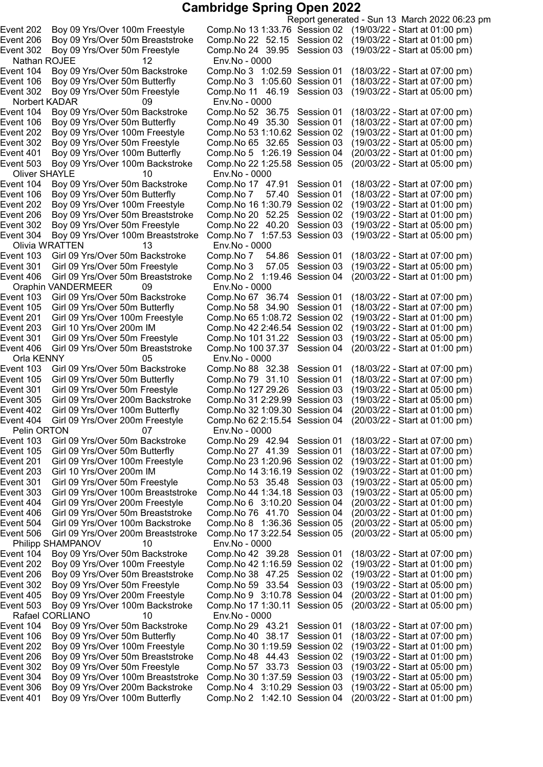# Cambridge Spring Open 2022

Report generated - Sun 13 March 2022 06:23 pm

| Event | Description | Comp.No | Time | Session | Date/Start |
|---|---|---|---|---|---|
| Event 202 | Boy 09 Yrs/Over 100m Freestyle | Comp.No 13 | 1:33.76 | Session 02 | (19/03/22 - Start at 01:00 pm) |
| Event 206 | Boy 09 Yrs/Over 50m Breaststroke | Comp.No 22 | 52.15 | Session 02 | (19/03/22 - Start at 01:00 pm) |
| Event 302 | Boy 09 Yrs/Over 50m Freestyle | Comp.No 24 | 39.95 | Session 03 | (19/03/22 - Start at 05:00 pm) |
| **Nathan ROJEE** | 12 | Env.No - 0000 | | | |
| Event 104 | Boy 09 Yrs/Over 50m Backstroke | Comp.No 3 | 1:02.59 | Session 01 | (18/03/22 - Start at 07:00 pm) |
| Event 106 | Boy 09 Yrs/Over 50m Butterfly | Comp.No 3 | 1:05.60 | Session 01 | (18/03/22 - Start at 07:00 pm) |
| Event 302 | Boy 09 Yrs/Over 50m Freestyle | Comp.No 11 | 46.19 | Session 03 | (19/03/22 - Start at 05:00 pm) |
| **Norbert KADAR** | 09 | Env.No - 0000 | | | |
| Event 104 | Boy 09 Yrs/Over 50m Backstroke | Comp.No 52 | 36.75 | Session 01 | (18/03/22 - Start at 07:00 pm) |
| Event 106 | Boy 09 Yrs/Over 50m Butterfly | Comp.No 49 | 35.30 | Session 01 | (18/03/22 - Start at 07:00 pm) |
| Event 202 | Boy 09 Yrs/Over 100m Freestyle | Comp.No 53 | 1:10.62 | Session 02 | (19/03/22 - Start at 01:00 pm) |
| Event 302 | Boy 09 Yrs/Over 50m Freestyle | Comp.No 65 | 32.65 | Session 03 | (19/03/22 - Start at 05:00 pm) |
| Event 401 | Boy 09 Yrs/Over 100m Butterfly | Comp.No 5 | 1:26.19 | Session 04 | (20/03/22 - Start at 01:00 pm) |
| Event 503 | Boy 09 Yrs/Over 100m Backstroke | Comp.No 22 | 1:25.58 | Session 05 | (20/03/22 - Start at 05:00 pm) |
| **Oliver SHAYLE** | 10 | Env.No - 0000 | | | |
| Event 104 | Boy 09 Yrs/Over 50m Backstroke | Comp.No 17 | 47.91 | Session 01 | (18/03/22 - Start at 07:00 pm) |
| Event 106 | Boy 09 Yrs/Over 50m Butterfly | Comp.No 7 | 57.40 | Session 01 | (18/03/22 - Start at 07:00 pm) |
| Event 202 | Boy 09 Yrs/Over 100m Freestyle | Comp.No 16 | 1:30.79 | Session 02 | (19/03/22 - Start at 01:00 pm) |
| Event 206 | Boy 09 Yrs/Over 50m Breaststroke | Comp.No 20 | 52.25 | Session 02 | (19/03/22 - Start at 01:00 pm) |
| Event 302 | Boy 09 Yrs/Over 50m Freestyle | Comp.No 22 | 40.20 | Session 03 | (19/03/22 - Start at 05:00 pm) |
| Event 304 | Boy 09 Yrs/Over 100m Breaststroke | Comp.No 7 | 1:57.53 | Session 03 | (19/03/22 - Start at 05:00 pm) |
| **Olivia WRATTEN** | 13 | Env.No - 0000 | | | |
| Event 103 | Girl 09 Yrs/Over 50m Backstroke | Comp.No 7 | 54.86 | Session 01 | (18/03/22 - Start at 07:00 pm) |
| Event 301 | Girl 09 Yrs/Over 50m Freestyle | Comp.No 3 | 57.05 | Session 03 | (19/03/22 - Start at 05:00 pm) |
| Event 406 | Girl 09 Yrs/Over 50m Breaststroke | Comp.No 2 | 1:19.46 | Session 04 | (20/03/22 - Start at 01:00 pm) |
| **Oraphin VANDERMEER** | 09 | Env.No - 0000 | | | |
| Event 103 | Girl 09 Yrs/Over 50m Backstroke | Comp.No 67 | 36.74 | Session 01 | (18/03/22 - Start at 07:00 pm) |
| Event 105 | Girl 09 Yrs/Over 50m Butterfly | Comp.No 58 | 34.90 | Session 01 | (18/03/22 - Start at 07:00 pm) |
| Event 201 | Girl 09 Yrs/Over 100m Freestyle | Comp.No 65 | 1:08.72 | Session 02 | (19/03/22 - Start at 01:00 pm) |
| Event 203 | Girl 10 Yrs/Over 200m IM | Comp.No 42 | 2:46.54 | Session 02 | (19/03/22 - Start at 01:00 pm) |
| Event 301 | Girl 09 Yrs/Over 50m Freestyle | Comp.No 101 | 31.22 | Session 03 | (19/03/22 - Start at 05:00 pm) |
| Event 406 | Girl 09 Yrs/Over 50m Breaststroke | Comp.No 100 | 37.37 | Session 04 | (20/03/22 - Start at 01:00 pm) |
| **Orla KENNY** | 05 | Env.No - 0000 | | | |
| Event 103 | Girl 09 Yrs/Over 50m Backstroke | Comp.No 88 | 32.38 | Session 01 | (18/03/22 - Start at 07:00 pm) |
| Event 105 | Girl 09 Yrs/Over 50m Butterfly | Comp.No 79 | 31.10 | Session 01 | (18/03/22 - Start at 07:00 pm) |
| Event 301 | Girl 09 Yrs/Over 50m Freestyle | Comp.No 127 | 29.26 | Session 03 | (19/03/22 - Start at 05:00 pm) |
| Event 305 | Girl 09 Yrs/Over 200m Backstroke | Comp.No 31 | 2:29.99 | Session 03 | (19/03/22 - Start at 05:00 pm) |
| Event 402 | Girl 09 Yrs/Over 100m Butterfly | Comp.No 32 | 1:09.30 | Session 04 | (20/03/22 - Start at 01:00 pm) |
| Event 404 | Girl 09 Yrs/Over 200m Freestyle | Comp.No 62 | 2:15.54 | Session 04 | (20/03/22 - Start at 01:00 pm) |
| **Pelin ORTON** | 07 | Env.No - 0000 | | | |
| Event 103 | Girl 09 Yrs/Over 50m Backstroke | Comp.No 29 | 42.94 | Session 01 | (18/03/22 - Start at 07:00 pm) |
| Event 105 | Girl 09 Yrs/Over 50m Butterfly | Comp.No 27 | 41.39 | Session 01 | (18/03/22 - Start at 07:00 pm) |
| Event 201 | Girl 09 Yrs/Over 100m Freestyle | Comp.No 23 | 1:20.96 | Session 02 | (19/03/22 - Start at 01:00 pm) |
| Event 203 | Girl 10 Yrs/Over 200m IM | Comp.No 14 | 3:16.19 | Session 02 | (19/03/22 - Start at 01:00 pm) |
| Event 301 | Girl 09 Yrs/Over 50m Freestyle | Comp.No 53 | 35.48 | Session 03 | (19/03/22 - Start at 05:00 pm) |
| Event 303 | Girl 09 Yrs/Over 100m Breaststroke | Comp.No 44 | 1:34.18 | Session 03 | (19/03/22 - Start at 05:00 pm) |
| Event 404 | Girl 09 Yrs/Over 200m Freestyle | Comp.No 6 | 3:10.20 | Session 04 | (20/03/22 - Start at 01:00 pm) |
| Event 406 | Girl 09 Yrs/Over 50m Breaststroke | Comp.No 76 | 41.70 | Session 04 | (20/03/22 - Start at 01:00 pm) |
| Event 504 | Girl 09 Yrs/Over 100m Backstroke | Comp.No 8 | 1:36.36 | Session 05 | (20/03/22 - Start at 05:00 pm) |
| Event 506 | Girl 09 Yrs/Over 200m Breaststroke | Comp.No 17 | 3:22.54 | Session 05 | (20/03/22 - Start at 05:00 pm) |
| **Philipp SHAMPANOV** | 10 | Env.No - 0000 | | | |
| Event 104 | Boy 09 Yrs/Over 50m Backstroke | Comp.No 42 | 39.28 | Session 01 | (18/03/22 - Start at 07:00 pm) |
| Event 202 | Boy 09 Yrs/Over 100m Freestyle | Comp.No 42 | 1:16.59 | Session 02 | (19/03/22 - Start at 01:00 pm) |
| Event 206 | Boy 09 Yrs/Over 50m Breaststroke | Comp.No 38 | 47.25 | Session 02 | (19/03/22 - Start at 01:00 pm) |
| Event 302 | Boy 09 Yrs/Over 50m Freestyle | Comp.No 59 | 33.54 | Session 03 | (19/03/22 - Start at 05:00 pm) |
| Event 405 | Boy 09 Yrs/Over 200m Freestyle | Comp.No 9 | 3:10.78 | Session 04 | (20/03/22 - Start at 01:00 pm) |
| Event 503 | Boy 09 Yrs/Over 100m Backstroke | Comp.No 17 | 1:30.11 | Session 05 | (20/03/22 - Start at 05:00 pm) |
| **Rafael CORLIANO** | 10 | Env.No - 0000 | | | |
| Event 104 | Boy 09 Yrs/Over 50m Backstroke | Comp.No 29 | 43.21 | Session 01 | (18/03/22 - Start at 07:00 pm) |
| Event 106 | Boy 09 Yrs/Over 50m Butterfly | Comp.No 40 | 38.17 | Session 01 | (18/03/22 - Start at 07:00 pm) |
| Event 202 | Boy 09 Yrs/Over 100m Freestyle | Comp.No 30 | 1:19.59 | Session 02 | (19/03/22 - Start at 01:00 pm) |
| Event 206 | Boy 09 Yrs/Over 50m Breaststroke | Comp.No 48 | 44.43 | Session 02 | (19/03/22 - Start at 01:00 pm) |
| Event 302 | Boy 09 Yrs/Over 50m Freestyle | Comp.No 57 | 33.73 | Session 03 | (19/03/22 - Start at 05:00 pm) |
| Event 304 | Boy 09 Yrs/Over 100m Breaststroke | Comp.No 30 | 1:37.59 | Session 03 | (19/03/22 - Start at 05:00 pm) |
| Event 306 | Boy 09 Yrs/Over 200m Backstroke | Comp.No 4 | 3:10.29 | Session 03 | (19/03/22 - Start at 05:00 pm) |
| Event 401 | Boy 09 Yrs/Over 100m Butterfly | Comp.No 2 | 1:42.10 | Session 04 | (20/03/22 - Start at 01:00 pm) |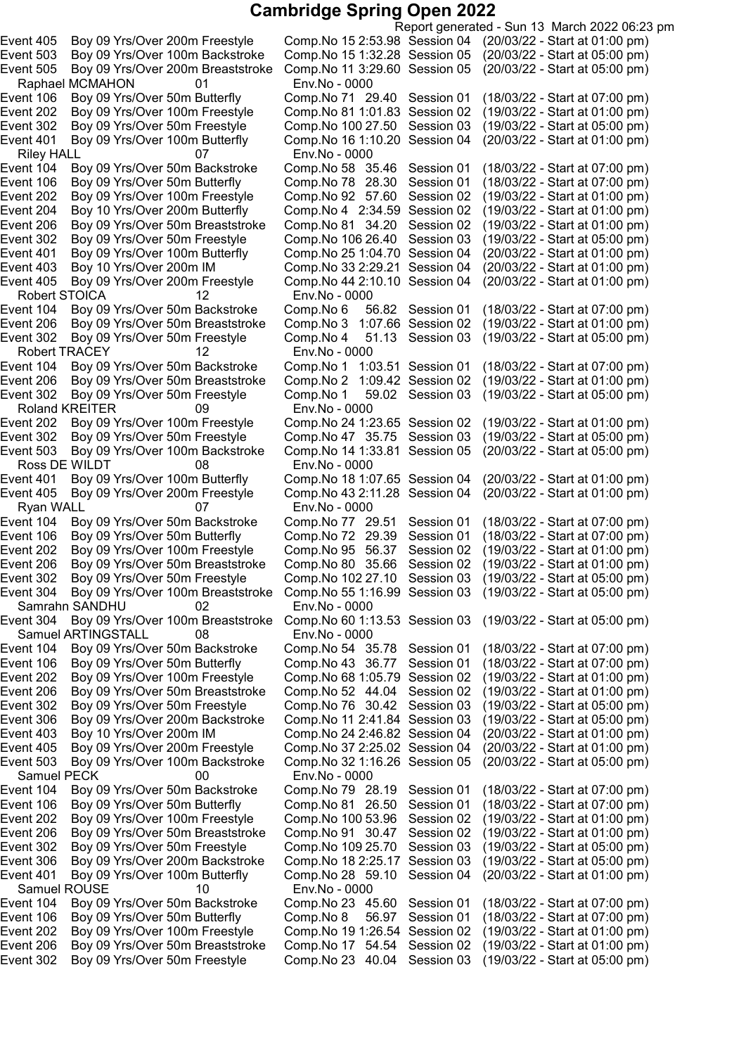# Cambridge Spring Open 2022

Report generated - Sun 13 March 2022 06:23 pm

Event 405 Boy 09 Yrs/Over 200m Freestyle Comp.No 15 2:53.98 Session 04 (20/03/22 - Start at 01:00 pm)
Event 503 Boy 09 Yrs/Over 100m Backstroke Comp.No 15 1:32.28 Session 05 (20/03/22 - Start at 05:00 pm)
Event 505 Boy 09 Yrs/Over 200m Breaststroke Comp.No 11 3:29.60 Session 05 (20/03/22 - Start at 05:00 pm)

Raphael MCMAHON 01 Env.No - 0000
Event 106 Boy 09 Yrs/Over 50m Butterfly Comp.No 71 29.40 Session 01 (18/03/22 - Start at 07:00 pm)
Event 202 Boy 09 Yrs/Over 100m Freestyle Comp.No 81 1:01.83 Session 02 (19/03/22 - Start at 01:00 pm)
Event 302 Boy 09 Yrs/Over 50m Freestyle Comp.No 100 27.50 Session 03 (19/03/22 - Start at 05:00 pm)
Event 401 Boy 09 Yrs/Over 100m Butterfly Comp.No 16 1:10.20 Session 04 (20/03/22 - Start at 01:00 pm)

Riley HALL 07 Env.No - 0000
Event 104 Boy 09 Yrs/Over 50m Backstroke Comp.No 58 35.46 Session 01 (18/03/22 - Start at 07:00 pm)
Event 106 Boy 09 Yrs/Over 50m Butterfly Comp.No 78 28.30 Session 01 (18/03/22 - Start at 07:00 pm)
Event 202 Boy 09 Yrs/Over 100m Freestyle Comp.No 92 57.60 Session 02 (19/03/22 - Start at 01:00 pm)
Event 204 Boy 10 Yrs/Over 200m Butterfly Comp.No 4 2:34.59 Session 02 (19/03/22 - Start at 01:00 pm)
Event 206 Boy 09 Yrs/Over 50m Breaststroke Comp.No 81 34.20 Session 02 (19/03/22 - Start at 01:00 pm)
Event 302 Boy 09 Yrs/Over 50m Freestyle Comp.No 106 26.40 Session 03 (19/03/22 - Start at 05:00 pm)
Event 401 Boy 09 Yrs/Over 100m Butterfly Comp.No 25 1:04.70 Session 04 (20/03/22 - Start at 01:00 pm)
Event 403 Boy 10 Yrs/Over 200m IM Comp.No 33 2:29.21 Session 04 (20/03/22 - Start at 01:00 pm)
Event 405 Boy 09 Yrs/Over 200m Freestyle Comp.No 44 2:10.10 Session 04 (20/03/22 - Start at 01:00 pm)

Robert STOICA 12 Env.No - 0000
Event 104 Boy 09 Yrs/Over 50m Backstroke Comp.No 6 56.82 Session 01 (18/03/22 - Start at 07:00 pm)
Event 206 Boy 09 Yrs/Over 50m Breaststroke Comp.No 3 1:07.66 Session 02 (19/03/22 - Start at 01:00 pm)
Event 302 Boy 09 Yrs/Over 50m Freestyle Comp.No 4 51.13 Session 03 (19/03/22 - Start at 05:00 pm)

Robert TRACEY 12 Env.No - 0000
Event 104 Boy 09 Yrs/Over 50m Backstroke Comp.No 1 1:03.51 Session 01 (18/03/22 - Start at 07:00 pm)
Event 206 Boy 09 Yrs/Over 50m Breaststroke Comp.No 2 1:09.42 Session 02 (19/03/22 - Start at 01:00 pm)
Event 302 Boy 09 Yrs/Over 50m Freestyle Comp.No 1 59.02 Session 03 (19/03/22 - Start at 05:00 pm)

Roland KREITER 09 Env.No - 0000
Event 202 Boy 09 Yrs/Over 100m Freestyle Comp.No 24 1:23.65 Session 02 (19/03/22 - Start at 01:00 pm)
Event 302 Boy 09 Yrs/Over 50m Freestyle Comp.No 47 35.75 Session 03 (19/03/22 - Start at 05:00 pm)
Event 503 Boy 09 Yrs/Over 100m Backstroke Comp.No 14 1:33.81 Session 05 (20/03/22 - Start at 05:00 pm)

Ross DE WILDT 08 Env.No - 0000
Event 401 Boy 09 Yrs/Over 100m Butterfly Comp.No 18 1:07.65 Session 04 (20/03/22 - Start at 01:00 pm)
Event 405 Boy 09 Yrs/Over 200m Freestyle Comp.No 43 2:11.28 Session 04 (20/03/22 - Start at 01:00 pm)

Ryan WALL 07 Env.No - 0000
Event 104 Boy 09 Yrs/Over 50m Backstroke Comp.No 77 29.51 Session 01 (18/03/22 - Start at 07:00 pm)
Event 106 Boy 09 Yrs/Over 50m Butterfly Comp.No 72 29.39 Session 01 (18/03/22 - Start at 07:00 pm)
Event 202 Boy 09 Yrs/Over 100m Freestyle Comp.No 95 56.37 Session 02 (19/03/22 - Start at 01:00 pm)
Event 206 Boy 09 Yrs/Over 50m Breaststroke Comp.No 80 35.66 Session 02 (19/03/22 - Start at 01:00 pm)
Event 302 Boy 09 Yrs/Over 50m Freestyle Comp.No 102 27.10 Session 03 (19/03/22 - Start at 05:00 pm)
Event 304 Boy 09 Yrs/Over 100m Breaststroke Comp.No 55 1:16.99 Session 03 (19/03/22 - Start at 05:00 pm)

Samrahn SANDHU 02 Env.No - 0000
Event 304 Boy 09 Yrs/Over 100m Breaststroke Comp.No 60 1:13.53 Session 03 (19/03/22 - Start at 05:00 pm)

Samuel ARTINGSTALL 08 Env.No - 0000
Event 104 Boy 09 Yrs/Over 50m Backstroke Comp.No 54 35.78 Session 01 (18/03/22 - Start at 07:00 pm)
Event 106 Boy 09 Yrs/Over 50m Butterfly Comp.No 43 36.77 Session 01 (18/03/22 - Start at 07:00 pm)
Event 202 Boy 09 Yrs/Over 100m Freestyle Comp.No 68 1:05.79 Session 02 (19/03/22 - Start at 01:00 pm)
Event 206 Boy 09 Yrs/Over 50m Breaststroke Comp.No 52 44.04 Session 02 (19/03/22 - Start at 01:00 pm)
Event 302 Boy 09 Yrs/Over 50m Freestyle Comp.No 76 30.42 Session 03 (19/03/22 - Start at 05:00 pm)
Event 306 Boy 09 Yrs/Over 200m Backstroke Comp.No 11 2:41.84 Session 03 (19/03/22 - Start at 05:00 pm)
Event 403 Boy 10 Yrs/Over 200m IM Comp.No 24 2:46.82 Session 04 (20/03/22 - Start at 01:00 pm)
Event 405 Boy 09 Yrs/Over 200m Freestyle Comp.No 37 2:25.02 Session 04 (20/03/22 - Start at 01:00 pm)
Event 503 Boy 09 Yrs/Over 100m Backstroke Comp.No 32 1:16.26 Session 05 (20/03/22 - Start at 05:00 pm)

Samuel PECK 00 Env.No - 0000
Event 104 Boy 09 Yrs/Over 50m Backstroke Comp.No 79 28.19 Session 01 (18/03/22 - Start at 07:00 pm)
Event 106 Boy 09 Yrs/Over 50m Butterfly Comp.No 81 26.50 Session 01 (18/03/22 - Start at 07:00 pm)
Event 202 Boy 09 Yrs/Over 100m Freestyle Comp.No 100 53.96 Session 02 (19/03/22 - Start at 01:00 pm)
Event 206 Boy 09 Yrs/Over 50m Breaststroke Comp.No 91 30.47 Session 02 (19/03/22 - Start at 01:00 pm)
Event 302 Boy 09 Yrs/Over 50m Freestyle Comp.No 109 25.70 Session 03 (19/03/22 - Start at 05:00 pm)
Event 306 Boy 09 Yrs/Over 200m Backstroke Comp.No 18 2:25.17 Session 03 (19/03/22 - Start at 05:00 pm)
Event 401 Boy 09 Yrs/Over 100m Butterfly Comp.No 28 59.10 Session 04 (20/03/22 - Start at 01:00 pm)

Samuel ROUSE 10 Env.No - 0000
Event 104 Boy 09 Yrs/Over 50m Backstroke Comp.No 23 45.60 Session 01 (18/03/22 - Start at 07:00 pm)
Event 106 Boy 09 Yrs/Over 50m Butterfly Comp.No 8 56.97 Session 01 (18/03/22 - Start at 07:00 pm)
Event 202 Boy 09 Yrs/Over 100m Freestyle Comp.No 19 1:26.54 Session 02 (19/03/22 - Start at 01:00 pm)
Event 206 Boy 09 Yrs/Over 50m Breaststroke Comp.No 17 54.54 Session 02 (19/03/22 - Start at 01:00 pm)
Event 302 Boy 09 Yrs/Over 50m Freestyle Comp.No 23 40.04 Session 03 (19/03/22 - Start at 05:00 pm)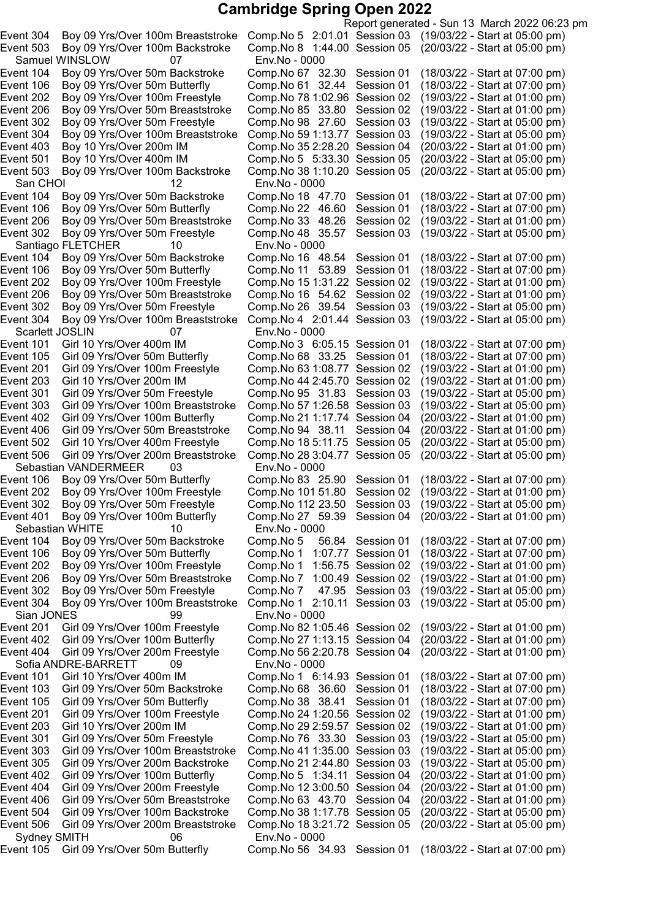# Cambridge Spring Open 2022

Report generated - Sun 13 March 2022 06:23 pm

| | | | | | |
|---|---|---|---|---|---|
| Event 304 | Boy 09 Yrs/Over 100m Breaststroke | Comp.No 5 2:01.01 | Session 03 | (19/03/22 - Start at 05:00 pm) |
| Event 503 | Boy 09 Yrs/Over 100m Backstroke | Comp.No 8 1:44.00 | Session 05 | (20/03/22 - Start at 05:00 pm) |
| **Samuel WINSLOW** | 07 | Env.No - 0000 | | |
| Event 104 | Boy 09 Yrs/Over 50m Backstroke | Comp.No 67 32.30 | Session 01 | (18/03/22 - Start at 07:00 pm) |
| Event 106 | Boy 09 Yrs/Over 50m Butterfly | Comp.No 61 32.44 | Session 01 | (18/03/22 - Start at 07:00 pm) |
| Event 202 | Boy 09 Yrs/Over 100m Freestyle | Comp.No 78 1:02.96 | Session 02 | (19/03/22 - Start at 01:00 pm) |
| Event 206 | Boy 09 Yrs/Over 50m Breaststroke | Comp.No 85 33.80 | Session 02 | (19/03/22 - Start at 01:00 pm) |
| Event 302 | Boy 09 Yrs/Over 50m Freestyle | Comp.No 98 27.60 | Session 03 | (19/03/22 - Start at 05:00 pm) |
| Event 304 | Boy 09 Yrs/Over 100m Breaststroke | Comp.No 59 1:13.77 | Session 03 | (19/03/22 - Start at 05:00 pm) |
| Event 403 | Boy 10 Yrs/Over 200m IM | Comp.No 35 2:28.20 | Session 04 | (20/03/22 - Start at 01:00 pm) |
| Event 501 | Boy 10 Yrs/Over 400m IM | Comp.No 5 5:33.30 | Session 05 | (20/03/22 - Start at 05:00 pm) |
| Event 503 | Boy 09 Yrs/Over 100m Backstroke | Comp.No 38 1:10.20 | Session 05 | (20/03/22 - Start at 05:00 pm) |
| **San CHOI** | 12 | Env.No - 0000 | | |
| Event 104 | Boy 09 Yrs/Over 50m Backstroke | Comp.No 18 47.70 | Session 01 | (18/03/22 - Start at 07:00 pm) |
| Event 106 | Boy 09 Yrs/Over 50m Butterfly | Comp.No 22 46.60 | Session 01 | (18/03/22 - Start at 07:00 pm) |
| Event 206 | Boy 09 Yrs/Over 50m Breaststroke | Comp.No 33 48.26 | Session 02 | (19/03/22 - Start at 01:00 pm) |
| Event 302 | Boy 09 Yrs/Over 50m Freestyle | Comp.No 48 35.57 | Session 03 | (19/03/22 - Start at 05:00 pm) |
| **Santiago FLETCHER** | 10 | Env.No - 0000 | | |
| Event 104 | Boy 09 Yrs/Over 50m Backstroke | Comp.No 16 48.54 | Session 01 | (18/03/22 - Start at 07:00 pm) |
| Event 106 | Boy 09 Yrs/Over 50m Butterfly | Comp.No 11 53.89 | Session 01 | (18/03/22 - Start at 07:00 pm) |
| Event 202 | Boy 09 Yrs/Over 100m Freestyle | Comp.No 15 1:31.22 | Session 02 | (19/03/22 - Start at 01:00 pm) |
| Event 206 | Boy 09 Yrs/Over 50m Breaststroke | Comp.No 16 54.62 | Session 02 | (19/03/22 - Start at 01:00 pm) |
| Event 302 | Boy 09 Yrs/Over 50m Freestyle | Comp.No 26 39.54 | Session 03 | (19/03/22 - Start at 05:00 pm) |
| Event 304 | Boy 09 Yrs/Over 100m Breaststroke | Comp.No 4 2:01.44 | Session 03 | (19/03/22 - Start at 05:00 pm) |
| **Scarlett JOSLIN** | 07 | Env.No - 0000 | | |
| Event 101 | Girl 10 Yrs/Over 400m IM | Comp.No 3 6:05.15 | Session 01 | (18/03/22 - Start at 07:00 pm) |
| Event 105 | Girl 09 Yrs/Over 50m Butterfly | Comp.No 68 33.25 | Session 01 | (18/03/22 - Start at 07:00 pm) |
| Event 201 | Girl 09 Yrs/Over 100m Freestyle | Comp.No 63 1:08.77 | Session 02 | (19/03/22 - Start at 01:00 pm) |
| Event 203 | Girl 10 Yrs/Over 200m IM | Comp.No 44 2:45.70 | Session 02 | (19/03/22 - Start at 01:00 pm) |
| Event 301 | Girl 09 Yrs/Over 50m Freestyle | Comp.No 95 31.83 | Session 03 | (19/03/22 - Start at 05:00 pm) |
| Event 303 | Girl 09 Yrs/Over 100m Breaststroke | Comp.No 57 1:26.58 | Session 03 | (19/03/22 - Start at 05:00 pm) |
| Event 402 | Girl 09 Yrs/Over 100m Butterfly | Comp.No 21 1:17.74 | Session 04 | (20/03/22 - Start at 01:00 pm) |
| Event 406 | Girl 09 Yrs/Over 50m Breaststroke | Comp.No 94 38.11 | Session 04 | (20/03/22 - Start at 01:00 pm) |
| Event 502 | Girl 10 Yrs/Over 400m Freestyle | Comp.No 18 5:11.75 | Session 05 | (20/03/22 - Start at 05:00 pm) |
| Event 506 | Girl 09 Yrs/Over 200m Breaststroke | Comp.No 28 3:04.77 | Session 05 | (20/03/22 - Start at 05:00 pm) |
| **Sebastian VANDERMEER** | 03 | Env.No - 0000 | | |
| Event 106 | Boy 09 Yrs/Over 50m Butterfly | Comp.No 83 25.90 | Session 01 | (18/03/22 - Start at 07:00 pm) |
| Event 202 | Boy 09 Yrs/Over 100m Freestyle | Comp.No 101 51.80 | Session 02 | (19/03/22 - Start at 01:00 pm) |
| Event 302 | Boy 09 Yrs/Over 50m Freestyle | Comp.No 112 23.50 | Session 03 | (19/03/22 - Start at 05:00 pm) |
| Event 401 | Boy 09 Yrs/Over 100m Butterfly | Comp.No 27 59.39 | Session 04 | (20/03/22 - Start at 01:00 pm) |
| **Sebastian WHITE** | 10 | Env.No - 0000 | | |
| Event 104 | Boy 09 Yrs/Over 50m Backstroke | Comp.No 5 56.84 | Session 01 | (18/03/22 - Start at 07:00 pm) |
| Event 106 | Boy 09 Yrs/Over 50m Butterfly | Comp.No 1 1:07.77 | Session 01 | (18/03/22 - Start at 07:00 pm) |
| Event 202 | Boy 09 Yrs/Over 100m Freestyle | Comp.No 1 1:56.75 | Session 02 | (19/03/22 - Start at 01:00 pm) |
| Event 206 | Boy 09 Yrs/Over 50m Breaststroke | Comp.No 7 1:00.49 | Session 02 | (19/03/22 - Start at 01:00 pm) |
| Event 302 | Boy 09 Yrs/Over 50m Freestyle | Comp.No 7 47.95 | Session 03 | (19/03/22 - Start at 05:00 pm) |
| Event 304 | Boy 09 Yrs/Over 100m Breaststroke | Comp.No 1 2:10.11 | Session 03 | (19/03/22 - Start at 05:00 pm) |
| **Sian JONES** | 99 | Env.No - 0000 | | |
| Event 201 | Girl 09 Yrs/Over 100m Freestyle | Comp.No 82 1:05.46 | Session 02 | (19/03/22 - Start at 01:00 pm) |
| Event 402 | Girl 09 Yrs/Over 100m Butterfly | Comp.No 27 1:13.15 | Session 04 | (20/03/22 - Start at 01:00 pm) |
| Event 404 | Girl 09 Yrs/Over 200m Freestyle | Comp.No 56 2:20.78 | Session 04 | (20/03/22 - Start at 01:00 pm) |
| **Sofia ANDRE-BARRETT** | 09 | Env.No - 0000 | | |
| Event 101 | Girl 10 Yrs/Over 400m IM | Comp.No 1 6:14.93 | Session 01 | (18/03/22 - Start at 07:00 pm) |
| Event 103 | Girl 09 Yrs/Over 50m Backstroke | Comp.No 68 36.60 | Session 01 | (18/03/22 - Start at 07:00 pm) |
| Event 105 | Girl 09 Yrs/Over 50m Butterfly | Comp.No 38 38.41 | Session 01 | (18/03/22 - Start at 07:00 pm) |
| Event 201 | Girl 09 Yrs/Over 100m Freestyle | Comp.No 24 1:20.56 | Session 02 | (19/03/22 - Start at 01:00 pm) |
| Event 203 | Girl 10 Yrs/Over 200m IM | Comp.No 29 2:59.57 | Session 02 | (19/03/22 - Start at 01:00 pm) |
| Event 301 | Girl 09 Yrs/Over 50m Freestyle | Comp.No 76 33.30 | Session 03 | (19/03/22 - Start at 05:00 pm) |
| Event 303 | Girl 09 Yrs/Over 100m Breaststroke | Comp.No 41 1:35.00 | Session 03 | (19/03/22 - Start at 05:00 pm) |
| Event 305 | Girl 09 Yrs/Over 200m Backstroke | Comp.No 21 2:44.80 | Session 03 | (19/03/22 - Start at 05:00 pm) |
| Event 402 | Girl 09 Yrs/Over 100m Butterfly | Comp.No 5 1:34.11 | Session 04 | (20/03/22 - Start at 01:00 pm) |
| Event 404 | Girl 09 Yrs/Over 200m Freestyle | Comp.No 12 3:00.50 | Session 04 | (20/03/22 - Start at 01:00 pm) |
| Event 406 | Girl 09 Yrs/Over 50m Breaststroke | Comp.No 63 43.70 | Session 04 | (20/03/22 - Start at 01:00 pm) |
| Event 504 | Girl 09 Yrs/Over 100m Backstroke | Comp.No 38 1:17.78 | Session 05 | (20/03/22 - Start at 05:00 pm) |
| Event 506 | Girl 09 Yrs/Over 200m Breaststroke | Comp.No 18 3:21.72 | Session 05 | (20/03/22 - Start at 05:00 pm) |
| **Sydney SMITH** | 06 | Env.No - 0000 | | |
| Event 105 | Girl 09 Yrs/Over 50m Butterfly | Comp.No 56 34.93 | Session 01 | (18/03/22 - Start at 07:00 pm) |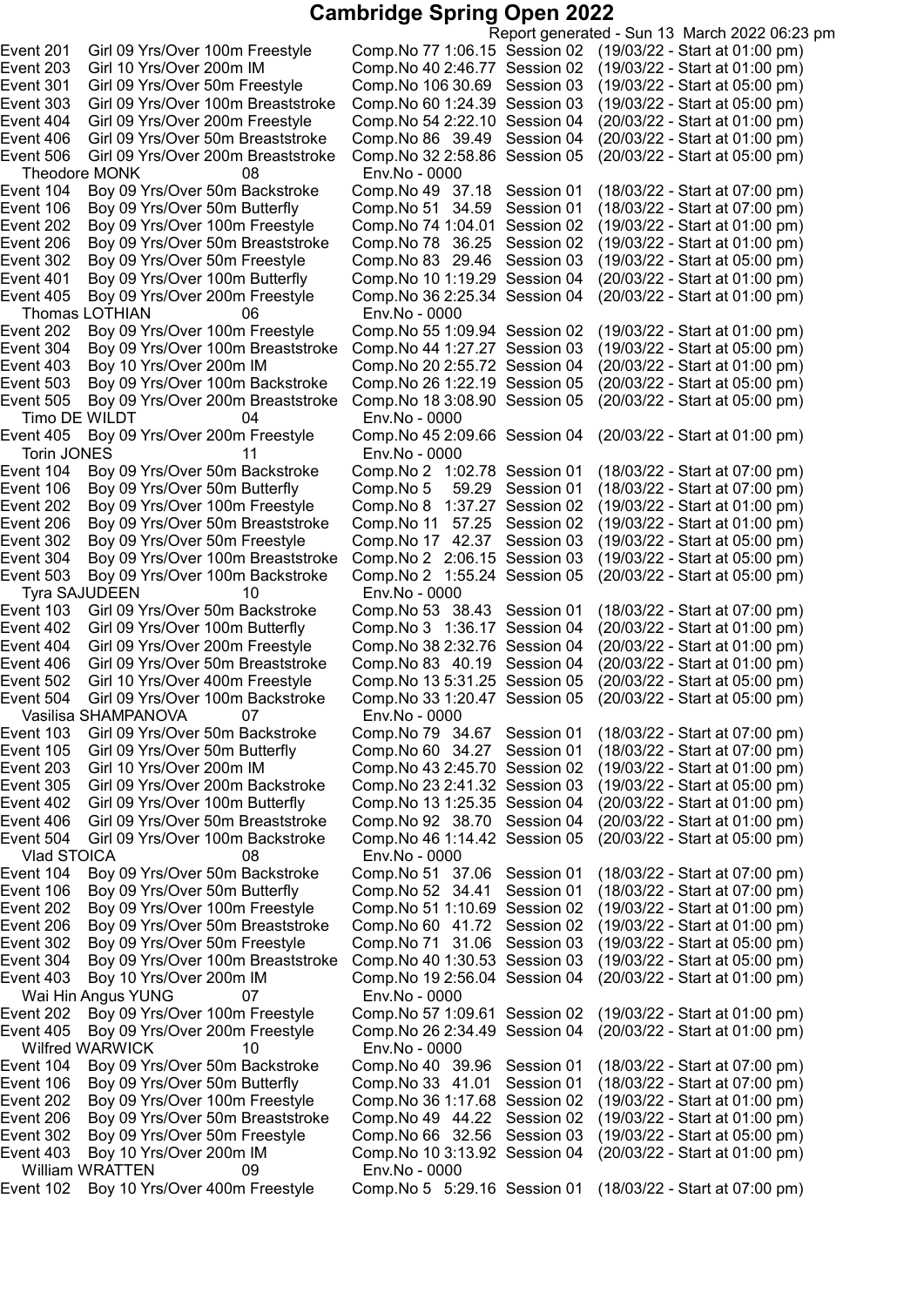# Cambridge Spring Open 2022

Report generated - Sun 13 March 2022 06:23 pm

Event 201 Girl 09 Yrs/Over 100m Freestyle Comp.No 77 1:06.15 Session 02 (19/03/22 - Start at 01:00 pm)
Event 203 Girl 10 Yrs/Over 200m IM Comp.No 40 2:46.77 Session 02 (19/03/22 - Start at 01:00 pm)
Event 301 Girl 09 Yrs/Over 50m Freestyle Comp.No 106 30.69 Session 03 (19/03/22 - Start at 05:00 pm)
Event 303 Girl 09 Yrs/Over 100m Breaststroke Comp.No 60 1:24.39 Session 03 (19/03/22 - Start at 05:00 pm)
Event 404 Girl 09 Yrs/Over 200m Freestyle Comp.No 54 2:22.10 Session 04 (20/03/22 - Start at 01:00 pm)
Event 406 Girl 09 Yrs/Over 50m Breaststroke Comp.No 86 39.49 Session 04 (20/03/22 - Start at 01:00 pm)
Event 506 Girl 09 Yrs/Over 200m Breaststroke Comp.No 32 2:58.86 Session 05 (20/03/22 - Start at 05:00 pm)

Theodore MONK 08 Env.No - 0000
Event 104 Boy 09 Yrs/Over 50m Backstroke Comp.No 49 37.18 Session 01 (18/03/22 - Start at 07:00 pm)
Event 106 Boy 09 Yrs/Over 50m Butterfly Comp.No 51 34.59 Session 01 (18/03/22 - Start at 07:00 pm)
Event 202 Boy 09 Yrs/Over 100m Freestyle Comp.No 74 1:04.01 Session 02 (19/03/22 - Start at 01:00 pm)
Event 206 Boy 09 Yrs/Over 50m Breaststroke Comp.No 78 36.25 Session 02 (19/03/22 - Start at 01:00 pm)
Event 302 Boy 09 Yrs/Over 50m Freestyle Comp.No 83 29.46 Session 03 (19/03/22 - Start at 05:00 pm)
Event 401 Boy 09 Yrs/Over 100m Butterfly Comp.No 10 1:19.29 Session 04 (20/03/22 - Start at 01:00 pm)
Event 405 Boy 09 Yrs/Over 200m Freestyle Comp.No 36 2:25.34 Session 04 (20/03/22 - Start at 01:00 pm)

Thomas LOTHIAN 06 Env.No - 0000
Event 202 Boy 09 Yrs/Over 100m Freestyle Comp.No 55 1:09.94 Session 02 (19/03/22 - Start at 01:00 pm)
Event 304 Boy 09 Yrs/Over 100m Breaststroke Comp.No 44 1:27.27 Session 03 (19/03/22 - Start at 05:00 pm)
Event 403 Boy 10 Yrs/Over 200m IM Comp.No 20 2:55.72 Session 04 (20/03/22 - Start at 01:00 pm)
Event 503 Boy 09 Yrs/Over 100m Backstroke Comp.No 26 1:22.19 Session 05 (20/03/22 - Start at 05:00 pm)
Event 505 Boy 09 Yrs/Over 200m Breaststroke Comp.No 18 3:08.90 Session 05 (20/03/22 - Start at 05:00 pm)

Timo DE WILDT 04 Env.No - 0000
Event 405 Boy 09 Yrs/Over 200m Freestyle Comp.No 45 2:09.66 Session 04 (20/03/22 - Start at 01:00 pm)

Torin JONES 11 Env.No - 0000
Event 104 Boy 09 Yrs/Over 50m Backstroke Comp.No 2 1:02.78 Session 01 (18/03/22 - Start at 07:00 pm)
Event 106 Boy 09 Yrs/Over 50m Butterfly Comp.No 5 59.29 Session 01 (18/03/22 - Start at 07:00 pm)
Event 202 Boy 09 Yrs/Over 100m Freestyle Comp.No 8 1:37.27 Session 02 (19/03/22 - Start at 01:00 pm)
Event 206 Boy 09 Yrs/Over 50m Breaststroke Comp.No 11 57.25 Session 02 (19/03/22 - Start at 01:00 pm)
Event 302 Boy 09 Yrs/Over 50m Freestyle Comp.No 17 42.37 Session 03 (19/03/22 - Start at 05:00 pm)
Event 304 Boy 09 Yrs/Over 100m Breaststroke Comp.No 2 2:06.15 Session 03 (19/03/22 - Start at 05:00 pm)
Event 503 Boy 09 Yrs/Over 100m Backstroke Comp.No 2 1:55.24 Session 05 (20/03/22 - Start at 05:00 pm)

Tyra SAJUDEEN 10 Env.No - 0000
Event 103 Girl 09 Yrs/Over 50m Backstroke Comp.No 53 38.43 Session 01 (18/03/22 - Start at 07:00 pm)
Event 402 Girl 09 Yrs/Over 100m Butterfly Comp.No 3 1:36.17 Session 04 (20/03/22 - Start at 01:00 pm)
Event 404 Girl 09 Yrs/Over 200m Freestyle Comp.No 38 2:32.76 Session 04 (20/03/22 - Start at 01:00 pm)
Event 406 Girl 09 Yrs/Over 50m Breaststroke Comp.No 83 40.19 Session 04 (20/03/22 - Start at 01:00 pm)
Event 502 Girl 10 Yrs/Over 400m Freestyle Comp.No 13 5:31.25 Session 05 (20/03/22 - Start at 05:00 pm)
Event 504 Girl 09 Yrs/Over 100m Backstroke Comp.No 33 1:20.47 Session 05 (20/03/22 - Start at 05:00 pm)

Vasilisa SHAMPANOVA 07 Env.No - 0000
Event 103 Girl 09 Yrs/Over 50m Backstroke Comp.No 79 34.67 Session 01 (18/03/22 - Start at 07:00 pm)
Event 105 Girl 09 Yrs/Over 50m Butterfly Comp.No 60 34.27 Session 01 (18/03/22 - Start at 07:00 pm)
Event 203 Girl 10 Yrs/Over 200m IM Comp.No 43 2:45.70 Session 02 (19/03/22 - Start at 01:00 pm)
Event 305 Girl 09 Yrs/Over 200m Backstroke Comp.No 23 2:41.32 Session 03 (19/03/22 - Start at 05:00 pm)
Event 402 Girl 09 Yrs/Over 100m Butterfly Comp.No 13 1:25.35 Session 04 (20/03/22 - Start at 01:00 pm)
Event 406 Girl 09 Yrs/Over 50m Breaststroke Comp.No 92 38.70 Session 04 (20/03/22 - Start at 01:00 pm)
Event 504 Girl 09 Yrs/Over 100m Backstroke Comp.No 46 1:14.42 Session 05 (20/03/22 - Start at 05:00 pm)

Vlad STOICA 08 Env.No - 0000
Event 104 Boy 09 Yrs/Over 50m Backstroke Comp.No 51 37.06 Session 01 (18/03/22 - Start at 07:00 pm)
Event 106 Boy 09 Yrs/Over 50m Butterfly Comp.No 52 34.41 Session 01 (18/03/22 - Start at 07:00 pm)
Event 202 Boy 09 Yrs/Over 100m Freestyle Comp.No 51 1:10.69 Session 02 (19/03/22 - Start at 01:00 pm)
Event 206 Boy 09 Yrs/Over 50m Breaststroke Comp.No 60 41.72 Session 02 (19/03/22 - Start at 01:00 pm)
Event 302 Boy 09 Yrs/Over 50m Freestyle Comp.No 71 31.06 Session 03 (19/03/22 - Start at 05:00 pm)
Event 304 Boy 09 Yrs/Over 100m Breaststroke Comp.No 40 1:30.53 Session 03 (19/03/22 - Start at 05:00 pm)
Event 403 Boy 10 Yrs/Over 200m IM Comp.No 19 2:56.04 Session 04 (20/03/22 - Start at 01:00 pm)

Wai Hin Angus YUNG 07 Env.No - 0000
Event 202 Boy 09 Yrs/Over 100m Freestyle Comp.No 57 1:09.61 Session 02 (19/03/22 - Start at 01:00 pm)
Event 405 Boy 09 Yrs/Over 200m Freestyle Comp.No 26 2:34.49 Session 04 (20/03/22 - Start at 01:00 pm)

Wilfred WARWICK 10 Env.No - 0000
Event 104 Boy 09 Yrs/Over 50m Backstroke Comp.No 40 39.96 Session 01 (18/03/22 - Start at 07:00 pm)
Event 106 Boy 09 Yrs/Over 50m Butterfly Comp.No 33 41.01 Session 01 (18/03/22 - Start at 07:00 pm)
Event 202 Boy 09 Yrs/Over 100m Freestyle Comp.No 36 1:17.68 Session 02 (19/03/22 - Start at 01:00 pm)
Event 206 Boy 09 Yrs/Over 50m Breaststroke Comp.No 49 44.22 Session 02 (19/03/22 - Start at 01:00 pm)
Event 302 Boy 09 Yrs/Over 50m Freestyle Comp.No 66 32.56 Session 03 (19/03/22 - Start at 05:00 pm)
Event 403 Boy 10 Yrs/Over 200m IM Comp.No 10 3:13.92 Session 04 (20/03/22 - Start at 01:00 pm)

William WRATTEN 09 Env.No - 0000
Event 102 Boy 10 Yrs/Over 400m Freestyle Comp.No 5 5:29.16 Session 01 (18/03/22 - Start at 07:00 pm)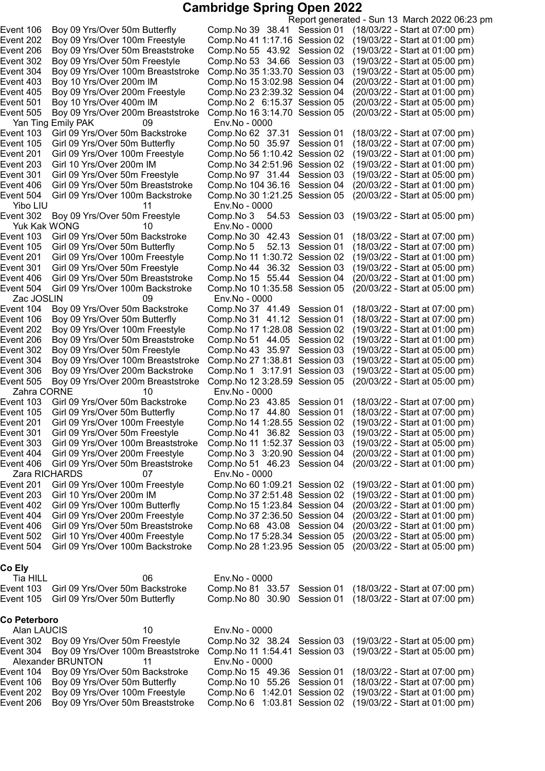# Cambridge Spring Open 2022

Report generated - Sun 13 March 2022 06:23 pm

Event 106 Boy 09 Yrs/Over 50m Butterfly Comp.No 39 38.41 Session 01 (18/03/22 - Start at 07:00 pm)
Event 202 Boy 09 Yrs/Over 100m Freestyle Comp.No 41 1:17.16 Session 02 (19/03/22 - Start at 01:00 pm)
Event 206 Boy 09 Yrs/Over 50m Breaststroke Comp.No 55 43.92 Session 02 (19/03/22 - Start at 01:00 pm)
Event 302 Boy 09 Yrs/Over 50m Freestyle Comp.No 53 34.66 Session 03 (19/03/22 - Start at 05:00 pm)
Event 304 Boy 09 Yrs/Over 100m Breaststroke Comp.No 35 1:33.70 Session 03 (19/03/22 - Start at 05:00 pm)
Event 403 Boy 10 Yrs/Over 200m IM Comp.No 15 3:02.98 Session 04 (20/03/22 - Start at 01:00 pm)
Event 405 Boy 09 Yrs/Over 200m Freestyle Comp.No 23 2:39.32 Session 04 (20/03/22 - Start at 01:00 pm)
Event 501 Boy 10 Yrs/Over 400m IM Comp.No 2 6:15.37 Session 05 (20/03/22 - Start at 05:00 pm)
Event 505 Boy 09 Yrs/Over 200m Breaststroke Comp.No 16 3:14.70 Session 05 (20/03/22 - Start at 05:00 pm)

Yan Ting Emily PAK 09 Env.No - 0000

Event 103 Girl 09 Yrs/Over 50m Backstroke Comp.No 62 37.31 Session 01 (18/03/22 - Start at 07:00 pm)
Event 105 Girl 09 Yrs/Over 50m Butterfly Comp.No 50 35.97 Session 01 (18/03/22 - Start at 07:00 pm)
Event 201 Girl 09 Yrs/Over 100m Freestyle Comp.No 56 1:10.42 Session 02 (19/03/22 - Start at 01:00 pm)
Event 203 Girl 10 Yrs/Over 200m IM Comp.No 34 2:51.96 Session 02 (19/03/22 - Start at 01:00 pm)
Event 301 Girl 09 Yrs/Over 50m Freestyle Comp.No 97 31.44 Session 03 (19/03/22 - Start at 05:00 pm)
Event 406 Girl 09 Yrs/Over 50m Breaststroke Comp.No 104 36.16 Session 04 (20/03/22 - Start at 01:00 pm)
Event 504 Girl 09 Yrs/Over 100m Backstroke Comp.No 30 1:21.25 Session 05 (20/03/22 - Start at 05:00 pm)

Yibo LIU 11 Env.No - 0000

Event 302 Boy 09 Yrs/Over 50m Freestyle Comp.No 3 54.53 Session 03 (19/03/22 - Start at 05:00 pm)

Yuk Kak WONG 10 Env.No - 0000

Event 103 Girl 09 Yrs/Over 50m Backstroke Comp.No 30 42.43 Session 01 (18/03/22 - Start at 07:00 pm)
Event 105 Girl 09 Yrs/Over 50m Butterfly Comp.No 5 52.13 Session 01 (18/03/22 - Start at 07:00 pm)
Event 201 Girl 09 Yrs/Over 100m Freestyle Comp.No 11 1:30.72 Session 02 (19/03/22 - Start at 01:00 pm)
Event 301 Girl 09 Yrs/Over 50m Freestyle Comp.No 44 36.32 Session 03 (19/03/22 - Start at 05:00 pm)
Event 406 Girl 09 Yrs/Over 50m Breaststroke Comp.No 15 55.44 Session 04 (20/03/22 - Start at 01:00 pm)
Event 504 Girl 09 Yrs/Over 100m Backstroke Comp.No 10 1:35.58 Session 05 (20/03/22 - Start at 05:00 pm)

Zac JOSLIN 09 Env.No - 0000

Event 104 Boy 09 Yrs/Over 50m Backstroke Comp.No 37 41.49 Session 01 (18/03/22 - Start at 07:00 pm)
Event 106 Boy 09 Yrs/Over 50m Butterfly Comp.No 31 41.12 Session 01 (18/03/22 - Start at 07:00 pm)
Event 202 Boy 09 Yrs/Over 100m Freestyle Comp.No 17 1:28.08 Session 02 (19/03/22 - Start at 01:00 pm)
Event 206 Boy 09 Yrs/Over 50m Breaststroke Comp.No 51 44.05 Session 02 (19/03/22 - Start at 01:00 pm)
Event 302 Boy 09 Yrs/Over 50m Freestyle Comp.No 43 35.97 Session 03 (19/03/22 - Start at 05:00 pm)
Event 304 Boy 09 Yrs/Over 100m Breaststroke Comp.No 27 1:38.81 Session 03 (19/03/22 - Start at 05:00 pm)
Event 306 Boy 09 Yrs/Over 200m Backstroke Comp.No 1 3:17.91 Session 03 (19/03/22 - Start at 05:00 pm)
Event 505 Boy 09 Yrs/Over 200m Breaststroke Comp.No 12 3:28.59 Session 05 (20/03/22 - Start at 05:00 pm)

Zahra CORNE 10 Env.No - 0000

Event 103 Girl 09 Yrs/Over 50m Backstroke Comp.No 23 43.85 Session 01 (18/03/22 - Start at 07:00 pm)
Event 105 Girl 09 Yrs/Over 50m Butterfly Comp.No 17 44.80 Session 01 (18/03/22 - Start at 07:00 pm)
Event 201 Girl 09 Yrs/Over 100m Freestyle Comp.No 14 1:28.55 Session 02 (19/03/22 - Start at 01:00 pm)
Event 301 Girl 09 Yrs/Over 50m Freestyle Comp.No 41 36.82 Session 03 (19/03/22 - Start at 05:00 pm)
Event 303 Girl 09 Yrs/Over 100m Breaststroke Comp.No 11 1:52.37 Session 03 (19/03/22 - Start at 05:00 pm)
Event 404 Girl 09 Yrs/Over 200m Freestyle Comp.No 3 3:20.90 Session 04 (20/03/22 - Start at 01:00 pm)
Event 406 Girl 09 Yrs/Over 50m Breaststroke Comp.No 51 46.23 Session 04 (20/03/22 - Start at 01:00 pm)

Zara RICHARDS 07 Env.No - 0000

Event 201 Girl 09 Yrs/Over 100m Freestyle Comp.No 60 1:09.21 Session 02 (19/03/22 - Start at 01:00 pm)
Event 203 Girl 10 Yrs/Over 200m IM Comp.No 37 2:51.48 Session 02 (19/03/22 - Start at 01:00 pm)
Event 402 Girl 09 Yrs/Over 100m Butterfly Comp.No 15 1:23.84 Session 04 (20/03/22 - Start at 01:00 pm)
Event 404 Girl 09 Yrs/Over 200m Freestyle Comp.No 37 2:36.50 Session 04 (20/03/22 - Start at 01:00 pm)
Event 406 Girl 09 Yrs/Over 50m Breaststroke Comp.No 68 43.08 Session 04 (20/03/22 - Start at 01:00 pm)
Event 502 Girl 10 Yrs/Over 400m Freestyle Comp.No 17 5:28.34 Session 05 (20/03/22 - Start at 05:00 pm)
Event 504 Girl 09 Yrs/Over 100m Backstroke Comp.No 28 1:23.95 Session 05 (20/03/22 - Start at 05:00 pm)

**Co Ely**

Tia HILL 06 Env.No - 0000

Event 103 Girl 09 Yrs/Over 50m Backstroke Comp.No 81 33.57 Session 01 (18/03/22 - Start at 07:00 pm)
Event 105 Girl 09 Yrs/Over 50m Butterfly Comp.No 80 30.90 Session 01 (18/03/22 - Start at 07:00 pm)

**Co Peterboro**

Alan LAUCIS 10 Env.No - 0000

Event 302 Boy 09 Yrs/Over 50m Freestyle Comp.No 32 38.24 Session 03 (19/03/22 - Start at 05:00 pm)
Event 304 Boy 09 Yrs/Over 100m Breaststroke Comp.No 11 1:54.41 Session 03 (19/03/22 - Start at 05:00 pm)

Alexander BRUNTON 11 Env.No - 0000

Event 104 Boy 09 Yrs/Over 50m Backstroke Comp.No 15 49.36 Session 01 (18/03/22 - Start at 07:00 pm)
Event 106 Boy 09 Yrs/Over 50m Butterfly Comp.No 10 55.26 Session 01 (18/03/22 - Start at 07:00 pm)
Event 202 Boy 09 Yrs/Over 100m Freestyle Comp.No 6 1:42.01 Session 02 (19/03/22 - Start at 01:00 pm)
Event 206 Boy 09 Yrs/Over 50m Breaststroke Comp.No 6 1:03.81 Session 02 (19/03/22 - Start at 01:00 pm)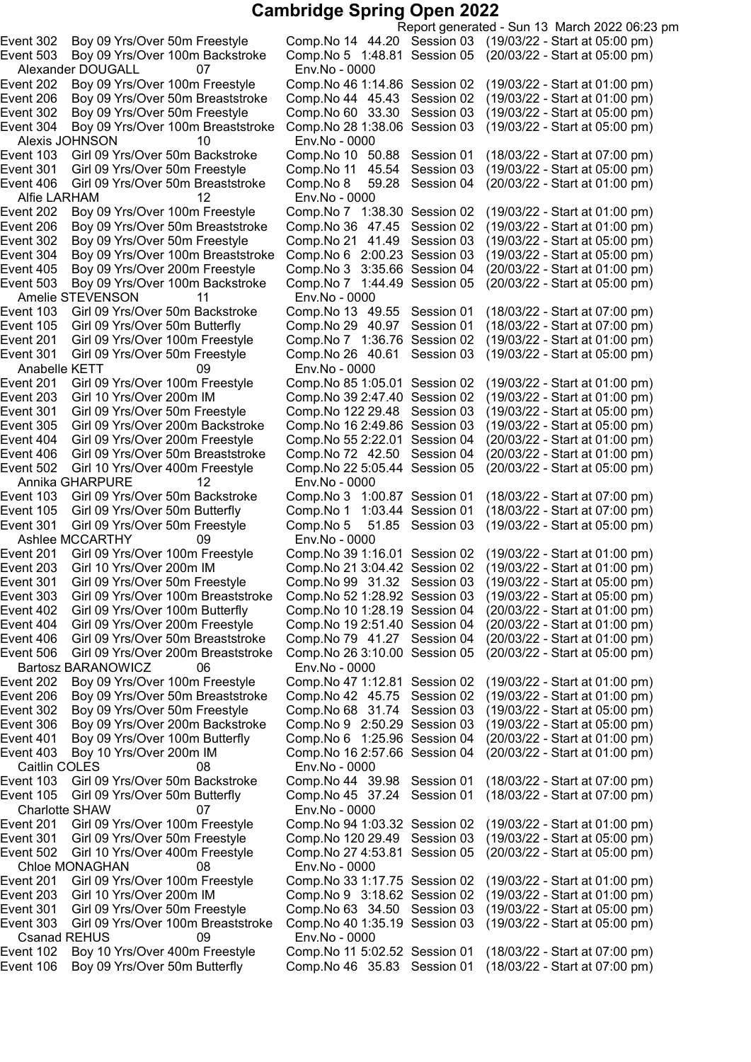# Cambridge Spring Open 2022

Report generated - Sun 13 March 2022 06:23 pm

| Event | Description | Comp.No | Time | Session | Date/Start |
|---|---|---|---|---|---|
| Event 302 | Boy 09 Yrs/Over 50m Freestyle | Comp.No 14 | 44.20 | Session 03 | (19/03/22 - Start at 05:00 pm) |
| Event 503 | Boy 09 Yrs/Over 100m Backstroke | Comp.No 5 | 1:48.81 | Session 05 | (20/03/22 - Start at 05:00 pm) |
| **Alexander DOUGALL** | **07** | Env.No - 0000 | | | |
| Event 202 | Boy 09 Yrs/Over 100m Freestyle | Comp.No 46 | 1:14.86 | Session 02 | (19/03/22 - Start at 01:00 pm) |
| Event 206 | Boy 09 Yrs/Over 50m Breaststroke | Comp.No 44 | 45.43 | Session 02 | (19/03/22 - Start at 01:00 pm) |
| Event 302 | Boy 09 Yrs/Over 50m Freestyle | Comp.No 60 | 33.30 | Session 03 | (19/03/22 - Start at 05:00 pm) |
| Event 304 | Boy 09 Yrs/Over 100m Breaststroke | Comp.No 28 | 1:38.06 | Session 03 | (19/03/22 - Start at 05:00 pm) |
| **Alexis JOHNSON** | **10** | Env.No - 0000 | | | |
| Event 103 | Girl 09 Yrs/Over 50m Backstroke | Comp.No 10 | 50.88 | Session 01 | (18/03/22 - Start at 07:00 pm) |
| Event 301 | Girl 09 Yrs/Over 50m Freestyle | Comp.No 11 | 45.54 | Session 03 | (19/03/22 - Start at 05:00 pm) |
| Event 406 | Girl 09 Yrs/Over 50m Breaststroke | Comp.No 8 | 59.28 | Session 04 | (20/03/22 - Start at 01:00 pm) |
| **Alfie LARHAM** | **12** | Env.No - 0000 | | | |
| Event 202 | Boy 09 Yrs/Over 100m Freestyle | Comp.No 7 | 1:38.30 | Session 02 | (19/03/22 - Start at 01:00 pm) |
| Event 206 | Boy 09 Yrs/Over 50m Breaststroke | Comp.No 36 | 47.45 | Session 02 | (19/03/22 - Start at 01:00 pm) |
| Event 302 | Boy 09 Yrs/Over 50m Freestyle | Comp.No 21 | 41.49 | Session 03 | (19/03/22 - Start at 05:00 pm) |
| Event 304 | Boy 09 Yrs/Over 100m Breaststroke | Comp.No 6 | 2:00.23 | Session 03 | (19/03/22 - Start at 05:00 pm) |
| Event 405 | Boy 09 Yrs/Over 200m Freestyle | Comp.No 3 | 3:35.66 | Session 04 | (20/03/22 - Start at 01:00 pm) |
| Event 503 | Boy 09 Yrs/Over 100m Backstroke | Comp.No 7 | 1:44.49 | Session 05 | (20/03/22 - Start at 05:00 pm) |
| **Amelie STEVENSON** | **11** | Env.No - 0000 | | | |
| Event 103 | Girl 09 Yrs/Over 50m Backstroke | Comp.No 13 | 49.55 | Session 01 | (18/03/22 - Start at 07:00 pm) |
| Event 105 | Girl 09 Yrs/Over 50m Butterfly | Comp.No 29 | 40.97 | Session 01 | (18/03/22 - Start at 07:00 pm) |
| Event 201 | Girl 09 Yrs/Over 100m Freestyle | Comp.No 7 | 1:36.76 | Session 02 | (19/03/22 - Start at 01:00 pm) |
| Event 301 | Girl 09 Yrs/Over 50m Freestyle | Comp.No 26 | 40.61 | Session 03 | (19/03/22 - Start at 05:00 pm) |
| **Anabelle KETT** | **09** | Env.No - 0000 | | | |
| Event 201 | Girl 09 Yrs/Over 100m Freestyle | Comp.No 85 | 1:05.01 | Session 02 | (19/03/22 - Start at 01:00 pm) |
| Event 203 | Girl 10 Yrs/Over 200m IM | Comp.No 39 | 2:47.40 | Session 02 | (19/03/22 - Start at 01:00 pm) |
| Event 301 | Girl 09 Yrs/Over 50m Freestyle | Comp.No 122 | 29.48 | Session 03 | (19/03/22 - Start at 05:00 pm) |
| Event 305 | Girl 09 Yrs/Over 200m Backstroke | Comp.No 16 | 2:49.86 | Session 03 | (19/03/22 - Start at 05:00 pm) |
| Event 404 | Girl 09 Yrs/Over 200m Freestyle | Comp.No 55 | 2:22.01 | Session 04 | (20/03/22 - Start at 01:00 pm) |
| Event 406 | Girl 09 Yrs/Over 50m Breaststroke | Comp.No 72 | 42.50 | Session 04 | (20/03/22 - Start at 01:00 pm) |
| Event 502 | Girl 10 Yrs/Over 400m Freestyle | Comp.No 22 | 5:05.44 | Session 05 | (20/03/22 - Start at 05:00 pm) |
| **Annika GHARPURE** | **12** | Env.No - 0000 | | | |
| Event 103 | Girl 09 Yrs/Over 50m Backstroke | Comp.No 3 | 1:00.87 | Session 01 | (18/03/22 - Start at 07:00 pm) |
| Event 105 | Girl 09 Yrs/Over 50m Butterfly | Comp.No 1 | 1:03.44 | Session 01 | (18/03/22 - Start at 07:00 pm) |
| Event 301 | Girl 09 Yrs/Over 50m Freestyle | Comp.No 5 | 51.85 | Session 03 | (19/03/22 - Start at 05:00 pm) |
| **Ashlee MCCARTHY** | **09** | Env.No - 0000 | | | |
| Event 201 | Girl 09 Yrs/Over 100m Freestyle | Comp.No 39 | 1:16.01 | Session 02 | (19/03/22 - Start at 01:00 pm) |
| Event 203 | Girl 10 Yrs/Over 200m IM | Comp.No 21 | 3:04.42 | Session 02 | (19/03/22 - Start at 01:00 pm) |
| Event 301 | Girl 09 Yrs/Over 50m Freestyle | Comp.No 99 | 31.32 | Session 03 | (19/03/22 - Start at 05:00 pm) |
| Event 303 | Girl 09 Yrs/Over 100m Breaststroke | Comp.No 52 | 1:28.92 | Session 03 | (19/03/22 - Start at 05:00 pm) |
| Event 402 | Girl 09 Yrs/Over 100m Butterfly | Comp.No 10 | 1:28.19 | Session 04 | (20/03/22 - Start at 01:00 pm) |
| Event 404 | Girl 09 Yrs/Over 200m Freestyle | Comp.No 19 | 2:51.40 | Session 04 | (20/03/22 - Start at 01:00 pm) |
| Event 406 | Girl 09 Yrs/Over 50m Breaststroke | Comp.No 79 | 41.27 | Session 04 | (20/03/22 - Start at 01:00 pm) |
| Event 506 | Girl 09 Yrs/Over 200m Breaststroke | Comp.No 26 | 3:10.00 | Session 05 | (20/03/22 - Start at 05:00 pm) |
| **Bartosz BARANOWICZ** | **06** | Env.No - 0000 | | | |
| Event 202 | Boy 09 Yrs/Over 100m Freestyle | Comp.No 47 | 1:12.81 | Session 02 | (19/03/22 - Start at 01:00 pm) |
| Event 206 | Boy 09 Yrs/Over 50m Breaststroke | Comp.No 42 | 45.75 | Session 02 | (19/03/22 - Start at 01:00 pm) |
| Event 302 | Boy 09 Yrs/Over 50m Freestyle | Comp.No 68 | 31.74 | Session 03 | (19/03/22 - Start at 05:00 pm) |
| Event 306 | Boy 09 Yrs/Over 200m Backstroke | Comp.No 9 | 2:50.29 | Session 03 | (19/03/22 - Start at 05:00 pm) |
| Event 401 | Boy 09 Yrs/Over 100m Butterfly | Comp.No 6 | 1:25.96 | Session 04 | (20/03/22 - Start at 01:00 pm) |
| Event 403 | Boy 10 Yrs/Over 200m IM | Comp.No 16 | 2:57.66 | Session 04 | (20/03/22 - Start at 01:00 pm) |
| **Caitlin COLES** | **08** | Env.No - 0000 | | | |
| Event 103 | Girl 09 Yrs/Over 50m Backstroke | Comp.No 44 | 39.98 | Session 01 | (18/03/22 - Start at 07:00 pm) |
| Event 105 | Girl 09 Yrs/Over 50m Butterfly | Comp.No 45 | 37.24 | Session 01 | (18/03/22 - Start at 07:00 pm) |
| **Charlotte SHAW** | **07** | Env.No - 0000 | | | |
| Event 201 | Girl 09 Yrs/Over 100m Freestyle | Comp.No 94 | 1:03.32 | Session 02 | (19/03/22 - Start at 01:00 pm) |
| Event 301 | Girl 09 Yrs/Over 50m Freestyle | Comp.No 120 | 29.49 | Session 03 | (19/03/22 - Start at 05:00 pm) |
| Event 502 | Girl 10 Yrs/Over 400m Freestyle | Comp.No 27 | 4:53.81 | Session 05 | (20/03/22 - Start at 05:00 pm) |
| **Chloe MONAGHAN** | **08** | Env.No - 0000 | | | |
| Event 201 | Girl 09 Yrs/Over 100m Freestyle | Comp.No 33 | 1:17.75 | Session 02 | (19/03/22 - Start at 01:00 pm) |
| Event 203 | Girl 10 Yrs/Over 200m IM | Comp.No 9 | 3:18.62 | Session 02 | (19/03/22 - Start at 01:00 pm) |
| Event 301 | Girl 09 Yrs/Over 50m Freestyle | Comp.No 63 | 34.50 | Session 03 | (19/03/22 - Start at 05:00 pm) |
| Event 303 | Girl 09 Yrs/Over 100m Breaststroke | Comp.No 40 | 1:35.19 | Session 03 | (19/03/22 - Start at 05:00 pm) |
| **Csanad REHUS** | **09** | Env.No - 0000 | | | |
| Event 102 | Boy 10 Yrs/Over 400m Freestyle | Comp.No 11 | 5:02.52 | Session 01 | (18/03/22 - Start at 07:00 pm) |
| Event 106 | Boy 09 Yrs/Over 50m Butterfly | Comp.No 46 | 35.83 | Session 01 | (18/03/22 - Start at 07:00 pm) |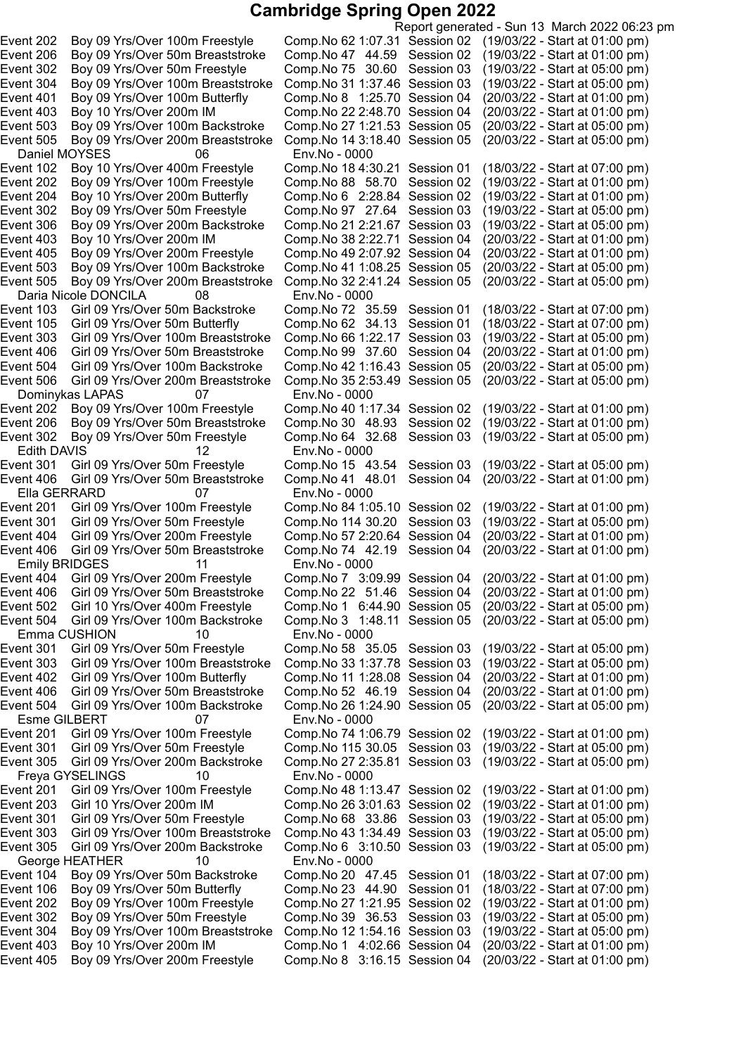# Cambridge Spring Open 2022

Report generated - Sun 13 March 2022 06:23 pm

Event 202 Boy 09 Yrs/Over 100m Freestyle Comp.No 62 1:07.31 Session 02 (19/03/22 - Start at 01:00 pm)
Event 206 Boy 09 Yrs/Over 50m Breaststroke Comp.No 47 44.59 Session 02 (19/03/22 - Start at 01:00 pm)
Event 302 Boy 09 Yrs/Over 50m Freestyle Comp.No 75 30.60 Session 03 (19/03/22 - Start at 05:00 pm)
Event 304 Boy 09 Yrs/Over 100m Breaststroke Comp.No 31 1:37.46 Session 03 (19/03/22 - Start at 05:00 pm)
Event 401 Boy 09 Yrs/Over 100m Butterfly Comp.No 8 1:25.70 Session 04 (20/03/22 - Start at 01:00 pm)
Event 403 Boy 10 Yrs/Over 200m IM Comp.No 22 2:48.70 Session 04 (20/03/22 - Start at 01:00 pm)
Event 503 Boy 09 Yrs/Over 100m Backstroke Comp.No 27 1:21.53 Session 05 (20/03/22 - Start at 05:00 pm)
Event 505 Boy 09 Yrs/Over 200m Breaststroke Comp.No 14 3:18.40 Session 05 (20/03/22 - Start at 05:00 pm)

Daniel MOYSES 06 Env.No - 0000

Event 102 Boy 10 Yrs/Over 400m Freestyle Comp.No 18 4:30.21 Session 01 (18/03/22 - Start at 07:00 pm)
Event 202 Boy 09 Yrs/Over 100m Freestyle Comp.No 88 58.70 Session 02 (19/03/22 - Start at 01:00 pm)
Event 204 Boy 10 Yrs/Over 200m Butterfly Comp.No 6 2:28.84 Session 02 (19/03/22 - Start at 01:00 pm)
Event 302 Boy 09 Yrs/Over 50m Freestyle Comp.No 97 27.64 Session 03 (19/03/22 - Start at 05:00 pm)
Event 306 Boy 09 Yrs/Over 200m Backstroke Comp.No 21 2:21.67 Session 03 (19/03/22 - Start at 05:00 pm)
Event 403 Boy 10 Yrs/Over 200m IM Comp.No 38 2:22.71 Session 04 (20/03/22 - Start at 01:00 pm)
Event 405 Boy 09 Yrs/Over 200m Freestyle Comp.No 49 2:07.92 Session 04 (20/03/22 - Start at 01:00 pm)
Event 503 Boy 09 Yrs/Over 100m Backstroke Comp.No 41 1:08.25 Session 05 (20/03/22 - Start at 05:00 pm)
Event 505 Boy 09 Yrs/Over 200m Breaststroke Comp.No 32 2:41.24 Session 05 (20/03/22 - Start at 05:00 pm)

Daria Nicole DONCILA 08 Env.No - 0000

Event 103 Girl 09 Yrs/Over 50m Backstroke Comp.No 72 35.59 Session 01 (18/03/22 - Start at 07:00 pm)
Event 105 Girl 09 Yrs/Over 50m Butterfly Comp.No 62 34.13 Session 01 (18/03/22 - Start at 07:00 pm)
Event 303 Girl 09 Yrs/Over 100m Breaststroke Comp.No 66 1:22.17 Session 03 (19/03/22 - Start at 05:00 pm)
Event 406 Girl 09 Yrs/Over 50m Breaststroke Comp.No 99 37.60 Session 04 (20/03/22 - Start at 01:00 pm)
Event 504 Girl 09 Yrs/Over 100m Backstroke Comp.No 42 1:16.43 Session 05 (20/03/22 - Start at 05:00 pm)
Event 506 Girl 09 Yrs/Over 200m Breaststroke Comp.No 35 2:53.49 Session 05 (20/03/22 - Start at 05:00 pm)

Dominykas LAPAS 07 Env.No - 0000

Event 202 Boy 09 Yrs/Over 100m Freestyle Comp.No 40 1:17.34 Session 02 (19/03/22 - Start at 01:00 pm)
Event 206 Boy 09 Yrs/Over 50m Breaststroke Comp.No 30 48.93 Session 02 (19/03/22 - Start at 01:00 pm)
Event 302 Boy 09 Yrs/Over 50m Freestyle Comp.No 64 32.68 Session 03 (19/03/22 - Start at 05:00 pm)

Edith DAVIS 12 Env.No - 0000

Event 301 Girl 09 Yrs/Over 50m Freestyle Comp.No 15 43.54 Session 03 (19/03/22 - Start at 05:00 pm)
Event 406 Girl 09 Yrs/Over 50m Breaststroke Comp.No 41 48.01 Session 04 (20/03/22 - Start at 01:00 pm)

Ella GERRARD 07 Env.No - 0000

Event 201 Girl 09 Yrs/Over 100m Freestyle Comp.No 84 1:05.10 Session 02 (19/03/22 - Start at 01:00 pm)
Event 301 Girl 09 Yrs/Over 50m Freestyle Comp.No 114 30.20 Session 03 (19/03/22 - Start at 05:00 pm)
Event 404 Girl 09 Yrs/Over 200m Freestyle Comp.No 57 2:20.64 Session 04 (20/03/22 - Start at 01:00 pm)
Event 406 Girl 09 Yrs/Over 50m Breaststroke Comp.No 74 42.19 Session 04 (20/03/22 - Start at 01:00 pm)

Emily BRIDGES 11 Env.No - 0000

Event 404 Girl 09 Yrs/Over 200m Freestyle Comp.No 7 3:09.99 Session 04 (20/03/22 - Start at 01:00 pm)
Event 406 Girl 09 Yrs/Over 50m Breaststroke Comp.No 22 51.46 Session 04 (20/03/22 - Start at 01:00 pm)
Event 502 Girl 10 Yrs/Over 400m Freestyle Comp.No 1 6:44.90 Session 05 (20/03/22 - Start at 05:00 pm)
Event 504 Girl 09 Yrs/Over 100m Backstroke Comp.No 3 1:48.11 Session 05 (20/03/22 - Start at 05:00 pm)

Emma CUSHION 10 Env.No - 0000

Event 301 Girl 09 Yrs/Over 50m Freestyle Comp.No 58 35.05 Session 03 (19/03/22 - Start at 05:00 pm)
Event 303 Girl 09 Yrs/Over 100m Breaststroke Comp.No 33 1:37.78 Session 03 (19/03/22 - Start at 05:00 pm)
Event 402 Girl 09 Yrs/Over 100m Butterfly Comp.No 11 1:28.08 Session 04 (20/03/22 - Start at 01:00 pm)
Event 406 Girl 09 Yrs/Over 50m Breaststroke Comp.No 52 46.19 Session 04 (20/03/22 - Start at 01:00 pm)
Event 504 Girl 09 Yrs/Over 100m Backstroke Comp.No 26 1:24.90 Session 05 (20/03/22 - Start at 05:00 pm)

Esme GILBERT 07 Env.No - 0000

Event 201 Girl 09 Yrs/Over 100m Freestyle Comp.No 74 1:06.79 Session 02 (19/03/22 - Start at 01:00 pm)
Event 301 Girl 09 Yrs/Over 50m Freestyle Comp.No 115 30.05 Session 03 (19/03/22 - Start at 05:00 pm)
Event 305 Girl 09 Yrs/Over 200m Backstroke Comp.No 27 2:35.81 Session 03 (19/03/22 - Start at 05:00 pm)

Freya GYSELINGS 10 Env.No - 0000

Event 201 Girl 09 Yrs/Over 100m Freestyle Comp.No 48 1:13.47 Session 02 (19/03/22 - Start at 01:00 pm)
Event 203 Girl 10 Yrs/Over 200m IM Comp.No 26 3:01.63 Session 02 (19/03/22 - Start at 01:00 pm)
Event 301 Girl 09 Yrs/Over 50m Freestyle Comp.No 68 33.86 Session 03 (19/03/22 - Start at 05:00 pm)
Event 303 Girl 09 Yrs/Over 100m Breaststroke Comp.No 43 1:34.49 Session 03 (19/03/22 - Start at 05:00 pm)
Event 305 Girl 09 Yrs/Over 200m Backstroke Comp.No 6 3:10.50 Session 03 (19/03/22 - Start at 05:00 pm)

George HEATHER 10 Env.No - 0000

Event 104 Boy 09 Yrs/Over 50m Backstroke Comp.No 20 47.45 Session 01 (18/03/22 - Start at 07:00 pm)
Event 106 Boy 09 Yrs/Over 50m Butterfly Comp.No 23 44.90 Session 01 (18/03/22 - Start at 07:00 pm)
Event 202 Boy 09 Yrs/Over 100m Freestyle Comp.No 27 1:21.95 Session 02 (19/03/22 - Start at 01:00 pm)
Event 302 Boy 09 Yrs/Over 50m Freestyle Comp.No 39 36.53 Session 03 (19/03/22 - Start at 05:00 pm)
Event 304 Boy 09 Yrs/Over 100m Breaststroke Comp.No 12 1:54.16 Session 03 (19/03/22 - Start at 05:00 pm)
Event 403 Boy 10 Yrs/Over 200m IM Comp.No 1 4:02.66 Session 04 (20/03/22 - Start at 01:00 pm)
Event 405 Boy 09 Yrs/Over 200m Freestyle Comp.No 8 3:16.15 Session 04 (20/03/22 - Start at 01:00 pm)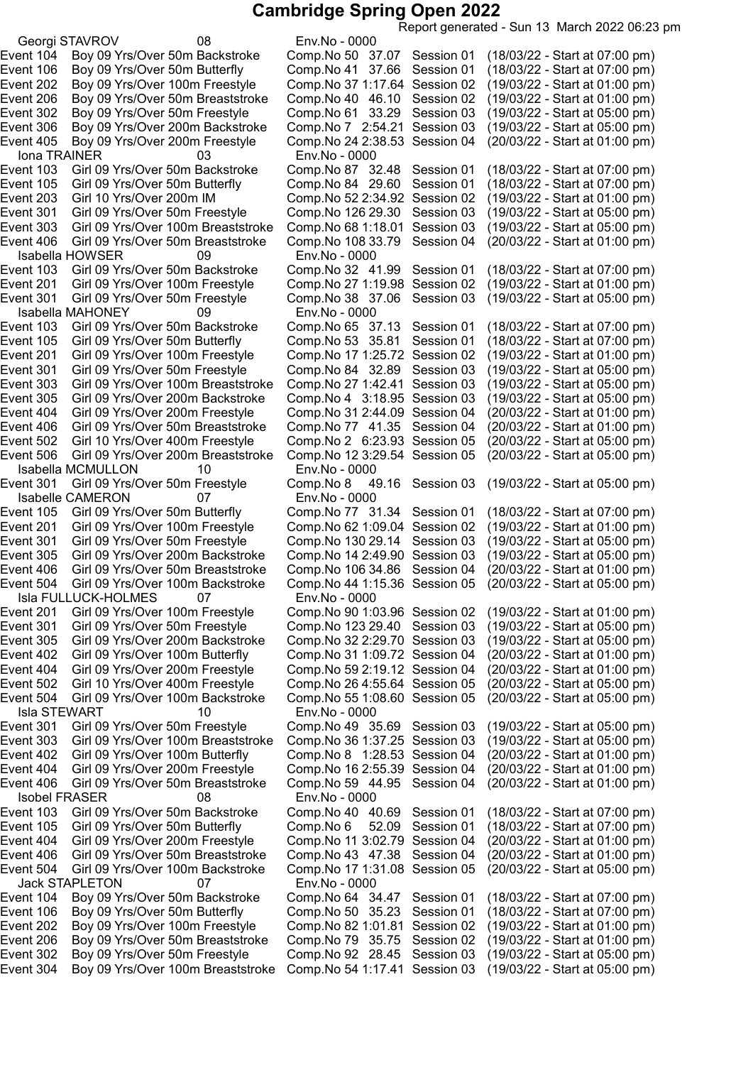# Cambridge Spring Open 2022

Report generated - Sun 13 March 2022 06:23 pm

**Georgi STAVROV** 08 Env.No - 0000

| Event | Description | Comp.No | Time | Session | Start |
|---|---|---|---|---|---|
| Event 104 | Boy 09 Yrs/Over 50m Backstroke | Comp.No 50 | 37.07 | Session 01 | (18/03/22 - Start at 07:00 pm) |
| Event 106 | Boy 09 Yrs/Over 50m Butterfly | Comp.No 41 | 37.66 | Session 01 | (18/03/22 - Start at 07:00 pm) |
| Event 202 | Boy 09 Yrs/Over 100m Freestyle | Comp.No 37 | 1:17.64 | Session 02 | (19/03/22 - Start at 01:00 pm) |
| Event 206 | Boy 09 Yrs/Over 50m Breaststroke | Comp.No 40 | 46.10 | Session 02 | (19/03/22 - Start at 01:00 pm) |
| Event 302 | Boy 09 Yrs/Over 50m Freestyle | Comp.No 61 | 33.29 | Session 03 | (19/03/22 - Start at 05:00 pm) |
| Event 306 | Boy 09 Yrs/Over 200m Backstroke | Comp.No 7 | 2:54.21 | Session 03 | (19/03/22 - Start at 05:00 pm) |
| Event 405 | Boy 09 Yrs/Over 200m Freestyle | Comp.No 24 | 2:38.53 | Session 04 | (20/03/22 - Start at 01:00 pm) |

**Iona TRAINER** 03 Env.No - 0000

| Event | Description | Comp.No | Time | Session | Start |
|---|---|---|---|---|---|
| Event 103 | Girl 09 Yrs/Over 50m Backstroke | Comp.No 87 | 32.48 | Session 01 | (18/03/22 - Start at 07:00 pm) |
| Event 105 | Girl 09 Yrs/Over 50m Butterfly | Comp.No 84 | 29.60 | Session 01 | (18/03/22 - Start at 07:00 pm) |
| Event 203 | Girl 10 Yrs/Over 200m IM | Comp.No 52 | 2:34.92 | Session 02 | (19/03/22 - Start at 01:00 pm) |
| Event 301 | Girl 09 Yrs/Over 50m Freestyle | Comp.No 126 | 29.30 | Session 03 | (19/03/22 - Start at 05:00 pm) |
| Event 303 | Girl 09 Yrs/Over 100m Breaststroke | Comp.No 68 | 1:18.01 | Session 03 | (19/03/22 - Start at 05:00 pm) |
| Event 406 | Girl 09 Yrs/Over 50m Breaststroke | Comp.No 108 | 33.79 | Session 04 | (20/03/22 - Start at 01:00 pm) |

**Isabella HOWSER** 09 Env.No - 0000

| Event | Description | Comp.No | Time | Session | Start |
|---|---|---|---|---|---|
| Event 103 | Girl 09 Yrs/Over 50m Backstroke | Comp.No 32 | 41.99 | Session 01 | (18/03/22 - Start at 07:00 pm) |
| Event 201 | Girl 09 Yrs/Over 100m Freestyle | Comp.No 27 | 1:19.98 | Session 02 | (19/03/22 - Start at 01:00 pm) |
| Event 301 | Girl 09 Yrs/Over 50m Freestyle | Comp.No 38 | 37.06 | Session 03 | (19/03/22 - Start at 05:00 pm) |

**Isabella MAHONEY** 09 Env.No - 0000

| Event | Description | Comp.No | Time | Session | Start |
|---|---|---|---|---|---|
| Event 103 | Girl 09 Yrs/Over 50m Backstroke | Comp.No 65 | 37.13 | Session 01 | (18/03/22 - Start at 07:00 pm) |
| Event 105 | Girl 09 Yrs/Over 50m Butterfly | Comp.No 53 | 35.81 | Session 01 | (18/03/22 - Start at 07:00 pm) |
| Event 201 | Girl 09 Yrs/Over 100m Freestyle | Comp.No 17 | 1:25.72 | Session 02 | (19/03/22 - Start at 01:00 pm) |
| Event 301 | Girl 09 Yrs/Over 50m Freestyle | Comp.No 84 | 32.89 | Session 03 | (19/03/22 - Start at 05:00 pm) |
| Event 303 | Girl 09 Yrs/Over 100m Breaststroke | Comp.No 27 | 1:42.41 | Session 03 | (19/03/22 - Start at 05:00 pm) |
| Event 305 | Girl 09 Yrs/Over 200m Backstroke | Comp.No 4 | 3:18.95 | Session 03 | (19/03/22 - Start at 05:00 pm) |
| Event 404 | Girl 09 Yrs/Over 200m Freestyle | Comp.No 31 | 2:44.09 | Session 04 | (20/03/22 - Start at 01:00 pm) |
| Event 406 | Girl 09 Yrs/Over 50m Breaststroke | Comp.No 77 | 41.35 | Session 04 | (20/03/22 - Start at 01:00 pm) |
| Event 502 | Girl 10 Yrs/Over 400m Freestyle | Comp.No 2 | 6:23.93 | Session 05 | (20/03/22 - Start at 05:00 pm) |
| Event 506 | Girl 09 Yrs/Over 200m Breaststroke | Comp.No 12 | 3:29.54 | Session 05 | (20/03/22 - Start at 05:00 pm) |

**Isabella MCMULLON** 10 Env.No - 0000

| Event | Description | Comp.No | Time | Session | Start |
|---|---|---|---|---|---|
| Event 301 | Girl 09 Yrs/Over 50m Freestyle | Comp.No 8 | 49.16 | Session 03 | (19/03/22 - Start at 05:00 pm) |

**Isabelle CAMERON** 07 Env.No - 0000

| Event | Description | Comp.No | Time | Session | Start |
|---|---|---|---|---|---|
| Event 105 | Girl 09 Yrs/Over 50m Butterfly | Comp.No 77 | 31.34 | Session 01 | (18/03/22 - Start at 07:00 pm) |
| Event 201 | Girl 09 Yrs/Over 100m Freestyle | Comp.No 62 | 1:09.04 | Session 02 | (19/03/22 - Start at 01:00 pm) |
| Event 301 | Girl 09 Yrs/Over 50m Freestyle | Comp.No 130 | 29.14 | Session 03 | (19/03/22 - Start at 05:00 pm) |
| Event 305 | Girl 09 Yrs/Over 200m Backstroke | Comp.No 14 | 2:49.90 | Session 03 | (19/03/22 - Start at 05:00 pm) |
| Event 406 | Girl 09 Yrs/Over 50m Breaststroke | Comp.No 106 | 34.86 | Session 04 | (20/03/22 - Start at 01:00 pm) |
| Event 504 | Girl 09 Yrs/Over 100m Backstroke | Comp.No 44 | 1:15.36 | Session 05 | (20/03/22 - Start at 05:00 pm) |

**Isla FULLUCK-HOLMES** 07 Env.No - 0000

| Event | Description | Comp.No | Time | Session | Start |
|---|---|---|---|---|---|
| Event 201 | Girl 09 Yrs/Over 100m Freestyle | Comp.No 90 | 1:03.96 | Session 02 | (19/03/22 - Start at 01:00 pm) |
| Event 301 | Girl 09 Yrs/Over 50m Freestyle | Comp.No 123 | 29.40 | Session 03 | (19/03/22 - Start at 05:00 pm) |
| Event 305 | Girl 09 Yrs/Over 200m Backstroke | Comp.No 32 | 2:29.70 | Session 03 | (19/03/22 - Start at 05:00 pm) |
| Event 402 | Girl 09 Yrs/Over 100m Butterfly | Comp.No 31 | 1:09.72 | Session 04 | (20/03/22 - Start at 01:00 pm) |
| Event 404 | Girl 09 Yrs/Over 200m Freestyle | Comp.No 59 | 2:19.12 | Session 04 | (20/03/22 - Start at 01:00 pm) |
| Event 502 | Girl 10 Yrs/Over 400m Freestyle | Comp.No 26 | 4:55.64 | Session 05 | (20/03/22 - Start at 05:00 pm) |
| Event 504 | Girl 09 Yrs/Over 100m Backstroke | Comp.No 55 | 1:08.60 | Session 05 | (20/03/22 - Start at 05:00 pm) |

**Isla STEWART** 10 Env.No - 0000

| Event | Description | Comp.No | Time | Session | Start |
|---|---|---|---|---|---|
| Event 301 | Girl 09 Yrs/Over 50m Freestyle | Comp.No 49 | 35.69 | Session 03 | (19/03/22 - Start at 05:00 pm) |
| Event 303 | Girl 09 Yrs/Over 100m Breaststroke | Comp.No 36 | 1:37.25 | Session 03 | (19/03/22 - Start at 05:00 pm) |
| Event 402 | Girl 09 Yrs/Over 100m Butterfly | Comp.No 8 | 1:28.53 | Session 04 | (20/03/22 - Start at 01:00 pm) |
| Event 404 | Girl 09 Yrs/Over 200m Freestyle | Comp.No 16 | 2:55.39 | Session 04 | (20/03/22 - Start at 01:00 pm) |
| Event 406 | Girl 09 Yrs/Over 50m Breaststroke | Comp.No 59 | 44.95 | Session 04 | (20/03/22 - Start at 01:00 pm) |

**Isobel FRASER** 08 Env.No - 0000

| Event | Description | Comp.No | Time | Session | Start |
|---|---|---|---|---|---|
| Event 103 | Girl 09 Yrs/Over 50m Backstroke | Comp.No 40 | 40.69 | Session 01 | (18/03/22 - Start at 07:00 pm) |
| Event 105 | Girl 09 Yrs/Over 50m Butterfly | Comp.No 6 | 52.09 | Session 01 | (18/03/22 - Start at 07:00 pm) |
| Event 404 | Girl 09 Yrs/Over 200m Freestyle | Comp.No 11 | 3:02.79 | Session 04 | (20/03/22 - Start at 01:00 pm) |
| Event 406 | Girl 09 Yrs/Over 50m Breaststroke | Comp.No 43 | 47.38 | Session 04 | (20/03/22 - Start at 01:00 pm) |
| Event 504 | Girl 09 Yrs/Over 100m Backstroke | Comp.No 17 | 1:31.08 | Session 05 | (20/03/22 - Start at 05:00 pm) |

**Jack STAPLETON** 07 Env.No - 0000

| Event | Description | Comp.No | Time | Session | Start |
|---|---|---|---|---|---|
| Event 104 | Boy 09 Yrs/Over 50m Backstroke | Comp.No 64 | 34.47 | Session 01 | (18/03/22 - Start at 07:00 pm) |
| Event 106 | Boy 09 Yrs/Over 50m Butterfly | Comp.No 50 | 35.23 | Session 01 | (18/03/22 - Start at 07:00 pm) |
| Event 202 | Boy 09 Yrs/Over 100m Freestyle | Comp.No 82 | 1:01.81 | Session 02 | (19/03/22 - Start at 01:00 pm) |
| Event 206 | Boy 09 Yrs/Over 50m Breaststroke | Comp.No 79 | 35.75 | Session 02 | (19/03/22 - Start at 01:00 pm) |
| Event 302 | Boy 09 Yrs/Over 50m Freestyle | Comp.No 92 | 28.45 | Session 03 | (19/03/22 - Start at 05:00 pm) |
| Event 304 | Boy 09 Yrs/Over 100m Breaststroke | Comp.No 54 | 1:17.41 | Session 03 | (19/03/22 - Start at 05:00 pm) |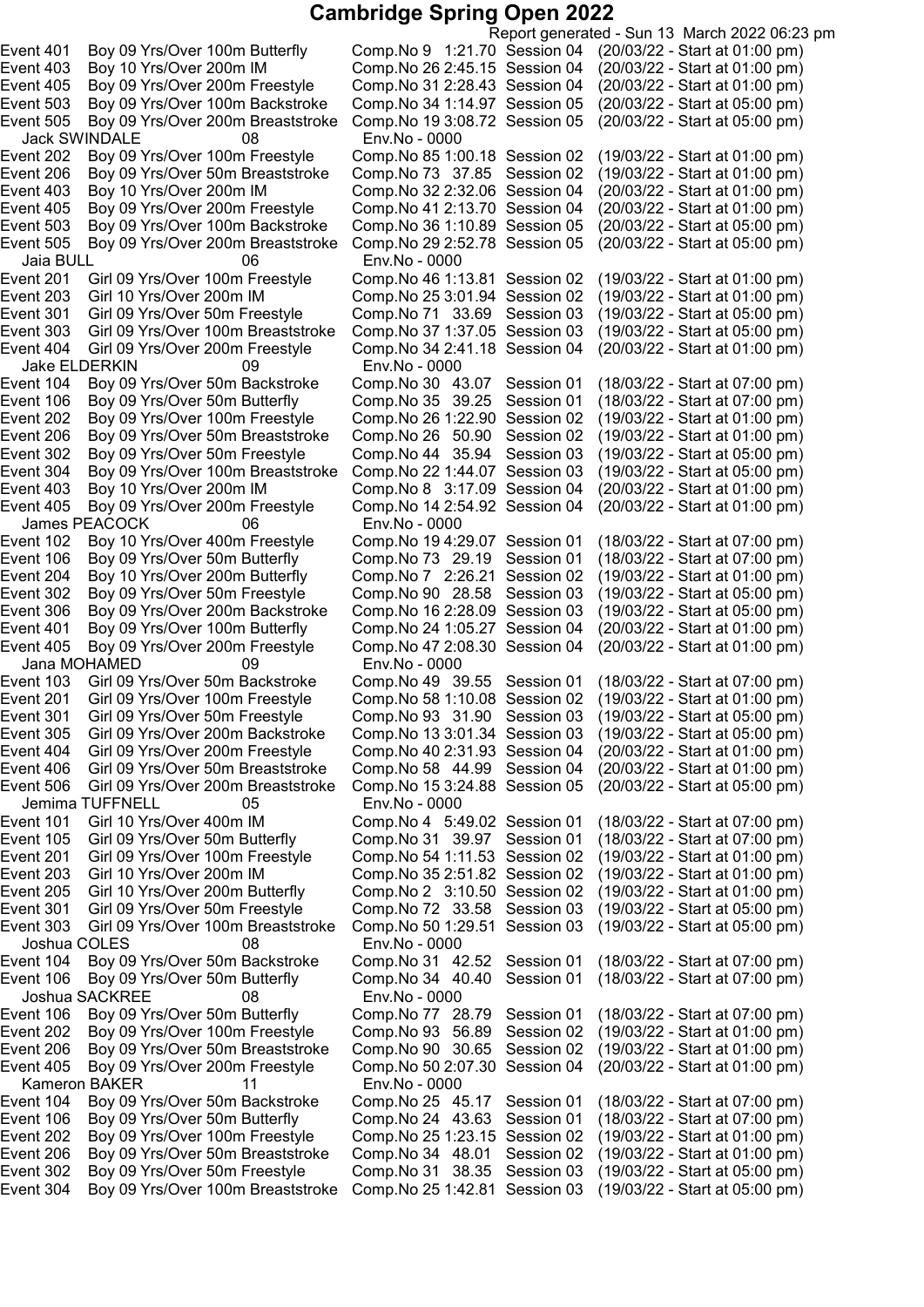# Cambridge Spring Open 2022

Report generated - Sun 13 March 2022 06:23 pm

Event 401 Boy 09 Yrs/Over 100m Butterfly Comp.No 9 1:21.70 Session 04 (20/03/22 - Start at 01:00 pm)
Event 403 Boy 10 Yrs/Over 200m IM Comp.No 26 2:45.15 Session 04 (20/03/22 - Start at 01:00 pm)
Event 405 Boy 09 Yrs/Over 200m Freestyle Comp.No 31 2:28.43 Session 04 (20/03/22 - Start at 01:00 pm)
Event 503 Boy 09 Yrs/Over 100m Backstroke Comp.No 34 1:14.97 Session 05 (20/03/22 - Start at 05:00 pm)
Event 505 Boy 09 Yrs/Over 200m Breaststroke Comp.No 19 3:08.72 Session 05 (20/03/22 - Start at 05:00 pm)

Jack SWINDALE 08 Env.No - 0000

Event 202 Boy 09 Yrs/Over 100m Freestyle Comp.No 85 1:00.18 Session 02 (19/03/22 - Start at 01:00 pm)
Event 206 Boy 09 Yrs/Over 50m Breaststroke Comp.No 73 37.85 Session 02 (19/03/22 - Start at 01:00 pm)
Event 403 Boy 10 Yrs/Over 200m IM Comp.No 32 2:32.06 Session 04 (20/03/22 - Start at 01:00 pm)
Event 405 Boy 09 Yrs/Over 200m Freestyle Comp.No 41 2:13.70 Session 04 (20/03/22 - Start at 01:00 pm)
Event 503 Boy 09 Yrs/Over 100m Backstroke Comp.No 36 1:10.89 Session 05 (20/03/22 - Start at 05:00 pm)
Event 505 Boy 09 Yrs/Over 200m Breaststroke Comp.No 29 2:52.78 Session 05 (20/03/22 - Start at 05:00 pm)

Jaia BULL 06 Env.No - 0000

Event 201 Girl 09 Yrs/Over 100m Freestyle Comp.No 46 1:13.81 Session 02 (19/03/22 - Start at 01:00 pm)
Event 203 Girl 10 Yrs/Over 200m IM Comp.No 25 3:01.94 Session 02 (19/03/22 - Start at 01:00 pm)
Event 301 Girl 09 Yrs/Over 50m Freestyle Comp.No 71 33.69 Session 03 (19/03/22 - Start at 05:00 pm)
Event 303 Girl 09 Yrs/Over 100m Breaststroke Comp.No 37 1:37.05 Session 03 (19/03/22 - Start at 05:00 pm)
Event 404 Girl 09 Yrs/Over 200m Freestyle Comp.No 34 2:41.18 Session 04 (20/03/22 - Start at 01:00 pm)

Jake ELDERKIN 09 Env.No - 0000

Event 104 Boy 09 Yrs/Over 50m Backstroke Comp.No 30 43.07 Session 01 (18/03/22 - Start at 07:00 pm)
Event 106 Boy 09 Yrs/Over 50m Butterfly Comp.No 35 39.25 Session 01 (18/03/22 - Start at 07:00 pm)
Event 202 Boy 09 Yrs/Over 100m Freestyle Comp.No 26 1:22.90 Session 02 (19/03/22 - Start at 01:00 pm)
Event 206 Boy 09 Yrs/Over 50m Breaststroke Comp.No 26 50.90 Session 02 (19/03/22 - Start at 01:00 pm)
Event 302 Boy 09 Yrs/Over 50m Freestyle Comp.No 44 35.94 Session 03 (19/03/22 - Start at 05:00 pm)
Event 304 Boy 09 Yrs/Over 100m Breaststroke Comp.No 22 1:44.07 Session 03 (19/03/22 - Start at 05:00 pm)
Event 403 Boy 10 Yrs/Over 200m IM Comp.No 8 3:17.09 Session 04 (20/03/22 - Start at 01:00 pm)
Event 405 Boy 09 Yrs/Over 200m Freestyle Comp.No 14 2:54.92 Session 04 (20/03/22 - Start at 01:00 pm)

James PEACOCK 06 Env.No - 0000

Event 102 Boy 10 Yrs/Over 400m Freestyle Comp.No 19 4:29.07 Session 01 (18/03/22 - Start at 07:00 pm)
Event 106 Boy 09 Yrs/Over 50m Butterfly Comp.No 73 29.19 Session 01 (18/03/22 - Start at 07:00 pm)
Event 204 Boy 10 Yrs/Over 200m Butterfly Comp.No 7 2:26.21 Session 02 (19/03/22 - Start at 01:00 pm)
Event 302 Boy 09 Yrs/Over 50m Freestyle Comp.No 90 28.58 Session 03 (19/03/22 - Start at 05:00 pm)
Event 306 Boy 09 Yrs/Over 200m Backstroke Comp.No 16 2:28.09 Session 03 (19/03/22 - Start at 05:00 pm)
Event 401 Boy 09 Yrs/Over 100m Butterfly Comp.No 24 1:05.27 Session 04 (20/03/22 - Start at 01:00 pm)
Event 405 Boy 09 Yrs/Over 200m Freestyle Comp.No 47 2:08.30 Session 04 (20/03/22 - Start at 01:00 pm)

Jana MOHAMED 09 Env.No - 0000

Event 103 Girl 09 Yrs/Over 50m Backstroke Comp.No 49 39.55 Session 01 (18/03/22 - Start at 07:00 pm)
Event 201 Girl 09 Yrs/Over 100m Freestyle Comp.No 58 1:10.08 Session 02 (19/03/22 - Start at 01:00 pm)
Event 301 Girl 09 Yrs/Over 50m Freestyle Comp.No 93 31.90 Session 03 (19/03/22 - Start at 05:00 pm)
Event 305 Girl 09 Yrs/Over 200m Backstroke Comp.No 13 3:01.34 Session 03 (19/03/22 - Start at 05:00 pm)
Event 404 Girl 09 Yrs/Over 200m Freestyle Comp.No 40 2:31.93 Session 04 (20/03/22 - Start at 01:00 pm)
Event 406 Girl 09 Yrs/Over 50m Breaststroke Comp.No 58 44.99 Session 04 (20/03/22 - Start at 01:00 pm)
Event 506 Girl 09 Yrs/Over 200m Breaststroke Comp.No 15 3:24.88 Session 05 (20/03/22 - Start at 05:00 pm)

Jemima TUFFNELL 05 Env.No - 0000

Event 101 Girl 10 Yrs/Over 400m IM Comp.No 4 5:49.02 Session 01 (18/03/22 - Start at 07:00 pm)
Event 105 Girl 09 Yrs/Over 50m Butterfly Comp.No 31 39.97 Session 01 (18/03/22 - Start at 07:00 pm)
Event 201 Girl 09 Yrs/Over 100m Freestyle Comp.No 54 1:11.53 Session 02 (19/03/22 - Start at 01:00 pm)
Event 203 Girl 10 Yrs/Over 200m IM Comp.No 35 2:51.82 Session 02 (19/03/22 - Start at 01:00 pm)
Event 205 Girl 10 Yrs/Over 200m Butterfly Comp.No 2 3:10.50 Session 02 (19/03/22 - Start at 01:00 pm)
Event 301 Girl 09 Yrs/Over 50m Freestyle Comp.No 72 33.58 Session 03 (19/03/22 - Start at 05:00 pm)
Event 303 Girl 09 Yrs/Over 100m Breaststroke Comp.No 50 1:29.51 Session 03 (19/03/22 - Start at 05:00 pm)

Joshua COLES 08 Env.No - 0000

Event 104 Boy 09 Yrs/Over 50m Backstroke Comp.No 31 42.52 Session 01 (18/03/22 - Start at 07:00 pm)
Event 106 Boy 09 Yrs/Over 50m Butterfly Comp.No 34 40.40 Session 01 (18/03/22 - Start at 07:00 pm)

Joshua SACKREE 08 Env.No - 0000

Event 106 Boy 09 Yrs/Over 50m Butterfly Comp.No 77 28.79 Session 01 (18/03/22 - Start at 07:00 pm)
Event 202 Boy 09 Yrs/Over 100m Freestyle Comp.No 93 56.89 Session 02 (19/03/22 - Start at 01:00 pm)
Event 206 Boy 09 Yrs/Over 50m Breaststroke Comp.No 90 30.65 Session 02 (19/03/22 - Start at 01:00 pm)
Event 405 Boy 09 Yrs/Over 200m Freestyle Comp.No 50 2:07.30 Session 04 (20/03/22 - Start at 01:00 pm)

Kameron BAKER 11 Env.No - 0000

Event 104 Boy 09 Yrs/Over 50m Backstroke Comp.No 25 45.17 Session 01 (18/03/22 - Start at 07:00 pm)
Event 106 Boy 09 Yrs/Over 50m Butterfly Comp.No 24 43.63 Session 01 (18/03/22 - Start at 07:00 pm)
Event 202 Boy 09 Yrs/Over 100m Freestyle Comp.No 25 1:23.15 Session 02 (19/03/22 - Start at 01:00 pm)
Event 206 Boy 09 Yrs/Over 50m Breaststroke Comp.No 34 48.01 Session 02 (19/03/22 - Start at 01:00 pm)
Event 302 Boy 09 Yrs/Over 50m Freestyle Comp.No 31 38.35 Session 03 (19/03/22 - Start at 05:00 pm)
Event 304 Boy 09 Yrs/Over 100m Breaststroke Comp.No 25 1:42.81 Session 03 (19/03/22 - Start at 05:00 pm)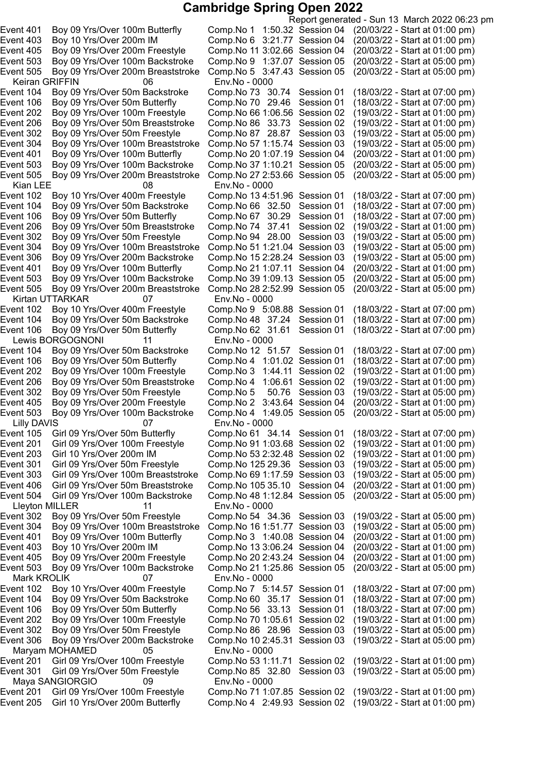# Cambridge Spring Open 2022

Report generated - Sun 13 March 2022 06:23 pm

| | | | | | |
|---|---|---|---|---|---|
| Event 401 | Boy 09 Yrs/Over 100m Butterfly | Comp.No 1 1:50.32 | Session 04 | (20/03/22 - Start at 01:00 pm) |
| Event 403 | Boy 10 Yrs/Over 200m IM | Comp.No 6 3:21.77 | Session 04 | (20/03/22 - Start at 01:00 pm) |
| Event 405 | Boy 09 Yrs/Over 200m Freestyle | Comp.No 11 3:02.66 | Session 04 | (20/03/22 - Start at 01:00 pm) |
| Event 503 | Boy 09 Yrs/Over 100m Backstroke | Comp.No 9 1:37.07 | Session 05 | (20/03/22 - Start at 05:00 pm) |
| Event 505 | Boy 09 Yrs/Over 200m Breaststroke | Comp.No 5 3:47.43 | Session 05 | (20/03/22 - Start at 05:00 pm) |

Keiran GRIFFIN 06 Env.No - 0000

| | | | | |
|---|---|---|---|---|
| Event 104 | Boy 09 Yrs/Over 50m Backstroke | Comp.No 73 30.74 | Session 01 | (18/03/22 - Start at 07:00 pm) |
| Event 106 | Boy 09 Yrs/Over 50m Butterfly | Comp.No 70 29.46 | Session 01 | (18/03/22 - Start at 07:00 pm) |
| Event 202 | Boy 09 Yrs/Over 100m Freestyle | Comp.No 66 1:06.56 | Session 02 | (19/03/22 - Start at 01:00 pm) |
| Event 206 | Boy 09 Yrs/Over 50m Breaststroke | Comp.No 86 33.73 | Session 02 | (19/03/22 - Start at 01:00 pm) |
| Event 302 | Boy 09 Yrs/Over 50m Freestyle | Comp.No 87 28.87 | Session 03 | (19/03/22 - Start at 05:00 pm) |
| Event 304 | Boy 09 Yrs/Over 100m Breaststroke | Comp.No 57 1:15.74 | Session 03 | (19/03/22 - Start at 05:00 pm) |
| Event 401 | Boy 09 Yrs/Over 100m Butterfly | Comp.No 20 1:07.19 | Session 04 | (20/03/22 - Start at 01:00 pm) |
| Event 503 | Boy 09 Yrs/Over 100m Backstroke | Comp.No 37 1:10.21 | Session 05 | (20/03/22 - Start at 05:00 pm) |
| Event 505 | Boy 09 Yrs/Over 200m Breaststroke | Comp.No 27 2:53.66 | Session 05 | (20/03/22 - Start at 05:00 pm) |

Kian LEE 08 Env.No - 0000

| | | | | |
|---|---|---|---|---|
| Event 102 | Boy 10 Yrs/Over 400m Freestyle | Comp.No 13 4:51.96 | Session 01 | (18/03/22 - Start at 07:00 pm) |
| Event 104 | Boy 09 Yrs/Over 50m Backstroke | Comp.No 66 32.50 | Session 01 | (18/03/22 - Start at 07:00 pm) |
| Event 106 | Boy 09 Yrs/Over 50m Butterfly | Comp.No 67 30.29 | Session 01 | (18/03/22 - Start at 07:00 pm) |
| Event 206 | Boy 09 Yrs/Over 50m Breaststroke | Comp.No 74 37.41 | Session 02 | (19/03/22 - Start at 01:00 pm) |
| Event 302 | Boy 09 Yrs/Over 50m Freestyle | Comp.No 94 28.00 | Session 03 | (19/03/22 - Start at 05:00 pm) |
| Event 304 | Boy 09 Yrs/Over 100m Breaststroke | Comp.No 51 1:21.04 | Session 03 | (19/03/22 - Start at 05:00 pm) |
| Event 306 | Boy 09 Yrs/Over 200m Backstroke | Comp.No 15 2:28.24 | Session 03 | (19/03/22 - Start at 05:00 pm) |
| Event 401 | Boy 09 Yrs/Over 100m Butterfly | Comp.No 21 1:07.11 | Session 04 | (20/03/22 - Start at 01:00 pm) |
| Event 503 | Boy 09 Yrs/Over 100m Backstroke | Comp.No 39 1:09.13 | Session 05 | (20/03/22 - Start at 05:00 pm) |
| Event 505 | Boy 09 Yrs/Over 200m Breaststroke | Comp.No 28 2:52.99 | Session 05 | (20/03/22 - Start at 05:00 pm) |

Kirtan UTTARKAR 07 Env.No - 0000

| | | | | |
|---|---|---|---|---|
| Event 102 | Boy 10 Yrs/Over 400m Freestyle | Comp.No 9 5:08.88 | Session 01 | (18/03/22 - Start at 07:00 pm) |
| Event 104 | Boy 09 Yrs/Over 50m Backstroke | Comp.No 48 37.24 | Session 01 | (18/03/22 - Start at 07:00 pm) |
| Event 106 | Boy 09 Yrs/Over 50m Butterfly | Comp.No 62 31.61 | Session 01 | (18/03/22 - Start at 07:00 pm) |

Lewis BORGOGNONI 11 Env.No - 0000

| | | | | |
|---|---|---|---|---|
| Event 104 | Boy 09 Yrs/Over 50m Backstroke | Comp.No 12 51.57 | Session 01 | (18/03/22 - Start at 07:00 pm) |
| Event 106 | Boy 09 Yrs/Over 50m Butterfly | Comp.No 4 1:01.02 | Session 01 | (18/03/22 - Start at 07:00 pm) |
| Event 202 | Boy 09 Yrs/Over 100m Freestyle | Comp.No 3 1:44.11 | Session 02 | (19/03/22 - Start at 01:00 pm) |
| Event 206 | Boy 09 Yrs/Over 50m Breaststroke | Comp.No 4 1:06.61 | Session 02 | (19/03/22 - Start at 01:00 pm) |
| Event 302 | Boy 09 Yrs/Over 50m Freestyle | Comp.No 5 50.76 | Session 03 | (19/03/22 - Start at 05:00 pm) |
| Event 405 | Boy 09 Yrs/Over 200m Freestyle | Comp.No 2 3:43.64 | Session 04 | (20/03/22 - Start at 01:00 pm) |
| Event 503 | Boy 09 Yrs/Over 100m Backstroke | Comp.No 4 1:49.05 | Session 05 | (20/03/22 - Start at 05:00 pm) |

Lilly DAVIS 07 Env.No - 0000

| | | | | |
|---|---|---|---|---|
| Event 105 | Girl 09 Yrs/Over 50m Butterfly | Comp.No 61 34.14 | Session 01 | (18/03/22 - Start at 07:00 pm) |
| Event 201 | Girl 09 Yrs/Over 100m Freestyle | Comp.No 91 1:03.68 | Session 02 | (19/03/22 - Start at 01:00 pm) |
| Event 203 | Girl 10 Yrs/Over 200m IM | Comp.No 53 2:32.48 | Session 02 | (19/03/22 - Start at 01:00 pm) |
| Event 301 | Girl 09 Yrs/Over 50m Freestyle | Comp.No 125 29.36 | Session 03 | (19/03/22 - Start at 05:00 pm) |
| Event 303 | Girl 09 Yrs/Over 100m Breaststroke | Comp.No 69 1:17.59 | Session 03 | (19/03/22 - Start at 05:00 pm) |
| Event 406 | Girl 09 Yrs/Over 50m Breaststroke | Comp.No 105 35.10 | Session 04 | (20/03/22 - Start at 01:00 pm) |
| Event 504 | Girl 09 Yrs/Over 100m Backstroke | Comp.No 48 1:12.84 | Session 05 | (20/03/22 - Start at 05:00 pm) |

Lleyton MILLER 11 Env.No - 0000

| | | | | |
|---|---|---|---|---|
| Event 302 | Boy 09 Yrs/Over 50m Freestyle | Comp.No 54 34.36 | Session 03 | (19/03/22 - Start at 05:00 pm) |
| Event 304 | Boy 09 Yrs/Over 100m Breaststroke | Comp.No 16 1:51.77 | Session 03 | (19/03/22 - Start at 05:00 pm) |
| Event 401 | Boy 09 Yrs/Over 100m Butterfly | Comp.No 3 1:40.08 | Session 04 | (20/03/22 - Start at 01:00 pm) |
| Event 403 | Boy 10 Yrs/Over 200m IM | Comp.No 13 3:06.24 | Session 04 | (20/03/22 - Start at 01:00 pm) |
| Event 405 | Boy 09 Yrs/Over 200m Freestyle | Comp.No 20 2:43.24 | Session 04 | (20/03/22 - Start at 01:00 pm) |
| Event 503 | Boy 09 Yrs/Over 100m Backstroke | Comp.No 21 1:25.86 | Session 05 | (20/03/22 - Start at 05:00 pm) |

Mark KROLIK 07 Env.No - 0000

| | | | | |
|---|---|---|---|---|
| Event 102 | Boy 10 Yrs/Over 400m Freestyle | Comp.No 7 5:14.57 | Session 01 | (18/03/22 - Start at 07:00 pm) |
| Event 104 | Boy 09 Yrs/Over 50m Backstroke | Comp.No 60 35.17 | Session 01 | (18/03/22 - Start at 07:00 pm) |
| Event 106 | Boy 09 Yrs/Over 50m Butterfly | Comp.No 56 33.13 | Session 01 | (18/03/22 - Start at 07:00 pm) |
| Event 202 | Boy 09 Yrs/Over 100m Freestyle | Comp.No 70 1:05.61 | Session 02 | (19/03/22 - Start at 01:00 pm) |
| Event 302 | Boy 09 Yrs/Over 50m Freestyle | Comp.No 86 28.96 | Session 03 | (19/03/22 - Start at 05:00 pm) |
| Event 306 | Boy 09 Yrs/Over 200m Backstroke | Comp.No 10 2:45.31 | Session 03 | (19/03/22 - Start at 05:00 pm) |

Maryam MOHAMED 05 Env.No - 0000

| | | | | |
|---|---|---|---|---|
| Event 201 | Girl 09 Yrs/Over 100m Freestyle | Comp.No 53 1:11.71 | Session 02 | (19/03/22 - Start at 01:00 pm) |
| Event 301 | Girl 09 Yrs/Over 50m Freestyle | Comp.No 85 32.80 | Session 03 | (19/03/22 - Start at 05:00 pm) |

Maya SANGIORGIO 09 Env.No - 0000

| | | | | |
|---|---|---|---|---|
| Event 201 | Girl 09 Yrs/Over 100m Freestyle | Comp.No 71 1:07.85 | Session 02 | (19/03/22 - Start at 01:00 pm) |
| Event 205 | Girl 10 Yrs/Over 200m Butterfly | Comp.No 4 2:49.93 | Session 02 | (19/03/22 - Start at 01:00 pm) |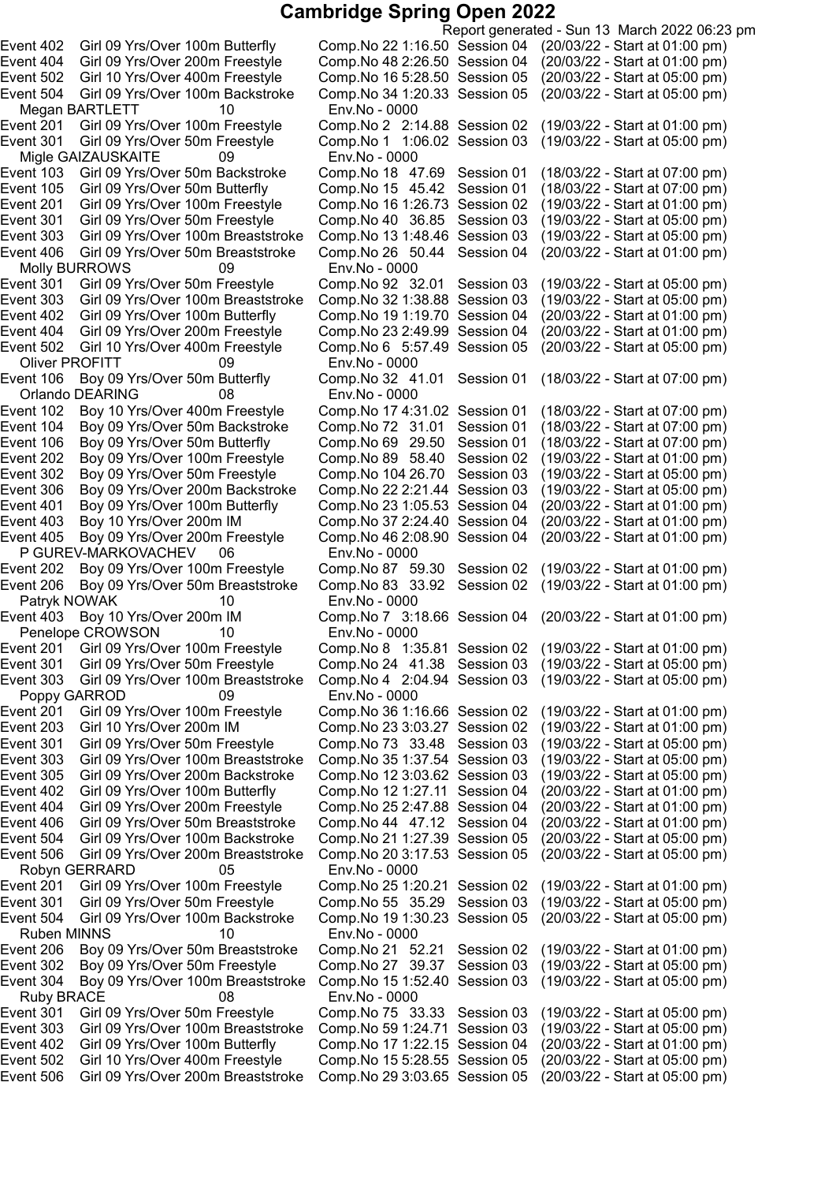# Cambridge Spring Open 2022

Report generated - Sun 13 March 2022 06:23 pm

Event 402 Girl 09 Yrs/Over 100m Butterfly Comp.No 22 1:16.50 Session 04 (20/03/22 - Start at 01:00 pm)
Event 404 Girl 09 Yrs/Over 200m Freestyle Comp.No 48 2:26.50 Session 04 (20/03/22 - Start at 01:00 pm)
Event 502 Girl 10 Yrs/Over 400m Freestyle Comp.No 16 5:28.50 Session 05 (20/03/22 - Start at 05:00 pm)
Event 504 Girl 09 Yrs/Over 100m Backstroke Comp.No 34 1:20.33 Session 05 (20/03/22 - Start at 05:00 pm)

Megan BARTLETT 10 Env.No - 0000
Event 201 Girl 09 Yrs/Over 100m Freestyle Comp.No 2 2:14.88 Session 02 (19/03/22 - Start at 01:00 pm)
Event 301 Girl 09 Yrs/Over 50m Freestyle Comp.No 1 1:06.02 Session 03 (19/03/22 - Start at 05:00 pm)

Migle GAIZAUSKAITE 09 Env.No - 0000
Event 103 Girl 09 Yrs/Over 50m Backstroke Comp.No 18 47.69 Session 01 (18/03/22 - Start at 07:00 pm)
Event 105 Girl 09 Yrs/Over 50m Butterfly Comp.No 15 45.42 Session 01 (18/03/22 - Start at 07:00 pm)
Event 201 Girl 09 Yrs/Over 100m Freestyle Comp.No 16 1:26.73 Session 02 (19/03/22 - Start at 01:00 pm)
Event 301 Girl 09 Yrs/Over 50m Freestyle Comp.No 40 36.85 Session 03 (19/03/22 - Start at 05:00 pm)
Event 303 Girl 09 Yrs/Over 100m Breaststroke Comp.No 13 1:48.46 Session 03 (19/03/22 - Start at 05:00 pm)
Event 406 Girl 09 Yrs/Over 50m Breaststroke Comp.No 26 50.44 Session 04 (20/03/22 - Start at 01:00 pm)

Molly BURROWS 09 Env.No - 0000
Event 301 Girl 09 Yrs/Over 50m Freestyle Comp.No 92 32.01 Session 03 (19/03/22 - Start at 05:00 pm)
Event 303 Girl 09 Yrs/Over 100m Breaststroke Comp.No 32 1:38.88 Session 03 (19/03/22 - Start at 05:00 pm)
Event 402 Girl 09 Yrs/Over 100m Butterfly Comp.No 19 1:19.70 Session 04 (20/03/22 - Start at 01:00 pm)
Event 404 Girl 09 Yrs/Over 200m Freestyle Comp.No 23 2:49.99 Session 04 (20/03/22 - Start at 01:00 pm)
Event 502 Girl 10 Yrs/Over 400m Freestyle Comp.No 6 5:57.49 Session 05 (20/03/22 - Start at 05:00 pm)

Oliver PROFITT 09 Env.No - 0000
Event 106 Boy 09 Yrs/Over 50m Butterfly Comp.No 32 41.01 Session 01 (18/03/22 - Start at 07:00 pm)

Orlando DEARING 08 Env.No - 0000
Event 102 Boy 10 Yrs/Over 400m Freestyle Comp.No 17 4:31.02 Session 01 (18/03/22 - Start at 07:00 pm)
Event 104 Boy 09 Yrs/Over 50m Backstroke Comp.No 72 31.01 Session 01 (18/03/22 - Start at 07:00 pm)
Event 106 Boy 09 Yrs/Over 50m Butterfly Comp.No 69 29.50 Session 01 (18/03/22 - Start at 07:00 pm)
Event 202 Boy 09 Yrs/Over 100m Freestyle Comp.No 89 58.40 Session 02 (19/03/22 - Start at 01:00 pm)
Event 302 Boy 09 Yrs/Over 50m Freestyle Comp.No 104 26.70 Session 03 (19/03/22 - Start at 05:00 pm)
Event 306 Boy 09 Yrs/Over 200m Backstroke Comp.No 22 2:21.44 Session 03 (19/03/22 - Start at 05:00 pm)
Event 401 Boy 09 Yrs/Over 100m Butterfly Comp.No 23 1:05.53 Session 04 (20/03/22 - Start at 01:00 pm)
Event 403 Boy 10 Yrs/Over 200m IM Comp.No 37 2:24.40 Session 04 (20/03/22 - Start at 01:00 pm)
Event 405 Boy 09 Yrs/Over 200m Freestyle Comp.No 46 2:08.90 Session 04 (20/03/22 - Start at 01:00 pm)

P GUREV-MARKOVACHEV 06 Env.No - 0000
Event 202 Boy 09 Yrs/Over 100m Freestyle Comp.No 87 59.30 Session 02 (19/03/22 - Start at 01:00 pm)
Event 206 Boy 09 Yrs/Over 50m Breaststroke Comp.No 83 33.92 Session 02 (19/03/22 - Start at 01:00 pm)

Patryk NOWAK 10 Env.No - 0000
Event 403 Boy 10 Yrs/Over 200m IM Comp.No 7 3:18.66 Session 04 (20/03/22 - Start at 01:00 pm)

Penelope CROWSON 10 Env.No - 0000
Event 201 Girl 09 Yrs/Over 100m Freestyle Comp.No 8 1:35.81 Session 02 (19/03/22 - Start at 01:00 pm)
Event 301 Girl 09 Yrs/Over 50m Freestyle Comp.No 24 41.38 Session 03 (19/03/22 - Start at 05:00 pm)
Event 303 Girl 09 Yrs/Over 100m Breaststroke Comp.No 4 2:04.94 Session 03 (19/03/22 - Start at 05:00 pm)

Poppy GARROD 09 Env.No - 0000
Event 201 Girl 09 Yrs/Over 100m Freestyle Comp.No 36 1:16.66 Session 02 (19/03/22 - Start at 01:00 pm)
Event 203 Girl 10 Yrs/Over 200m IM Comp.No 23 3:03.27 Session 02 (19/03/22 - Start at 01:00 pm)
Event 301 Girl 09 Yrs/Over 50m Freestyle Comp.No 73 33.48 Session 03 (19/03/22 - Start at 05:00 pm)
Event 303 Girl 09 Yrs/Over 100m Breaststroke Comp.No 35 1:37.54 Session 03 (19/03/22 - Start at 05:00 pm)
Event 305 Girl 09 Yrs/Over 200m Backstroke Comp.No 12 3:03.62 Session 03 (19/03/22 - Start at 05:00 pm)
Event 402 Girl 09 Yrs/Over 100m Butterfly Comp.No 12 1:27.11 Session 04 (20/03/22 - Start at 01:00 pm)
Event 404 Girl 09 Yrs/Over 200m Freestyle Comp.No 25 2:47.88 Session 04 (20/03/22 - Start at 01:00 pm)
Event 406 Girl 09 Yrs/Over 50m Breaststroke Comp.No 44 47.12 Session 04 (20/03/22 - Start at 01:00 pm)
Event 504 Girl 09 Yrs/Over 100m Backstroke Comp.No 21 1:27.39 Session 05 (20/03/22 - Start at 05:00 pm)
Event 506 Girl 09 Yrs/Over 200m Breaststroke Comp.No 20 3:17.53 Session 05 (20/03/22 - Start at 05:00 pm)

Robyn GERRARD 05 Env.No - 0000
Event 201 Girl 09 Yrs/Over 100m Freestyle Comp.No 25 1:20.21 Session 02 (19/03/22 - Start at 01:00 pm)
Event 301 Girl 09 Yrs/Over 50m Freestyle Comp.No 55 35.29 Session 03 (19/03/22 - Start at 05:00 pm)
Event 504 Girl 09 Yrs/Over 100m Backstroke Comp.No 19 1:30.23 Session 05 (20/03/22 - Start at 05:00 pm)

Ruben MINNS 10 Env.No - 0000
Event 206 Boy 09 Yrs/Over 50m Breaststroke Comp.No 21 52.21 Session 02 (19/03/22 - Start at 01:00 pm)
Event 302 Boy 09 Yrs/Over 50m Freestyle Comp.No 27 39.37 Session 03 (19/03/22 - Start at 05:00 pm)
Event 304 Boy 09 Yrs/Over 100m Breaststroke Comp.No 15 1:52.40 Session 03 (19/03/22 - Start at 05:00 pm)

Ruby BRACE 08 Env.No - 0000
Event 301 Girl 09 Yrs/Over 50m Freestyle Comp.No 75 33.33 Session 03 (19/03/22 - Start at 05:00 pm)
Event 303 Girl 09 Yrs/Over 100m Breaststroke Comp.No 59 1:24.71 Session 03 (19/03/22 - Start at 05:00 pm)
Event 402 Girl 09 Yrs/Over 100m Butterfly Comp.No 17 1:22.15 Session 04 (20/03/22 - Start at 01:00 pm)
Event 502 Girl 10 Yrs/Over 400m Freestyle Comp.No 15 5:28.55 Session 05 (20/03/22 - Start at 05:00 pm)
Event 506 Girl 09 Yrs/Over 200m Breaststroke Comp.No 29 3:03.65 Session 05 (20/03/22 - Start at 05:00 pm)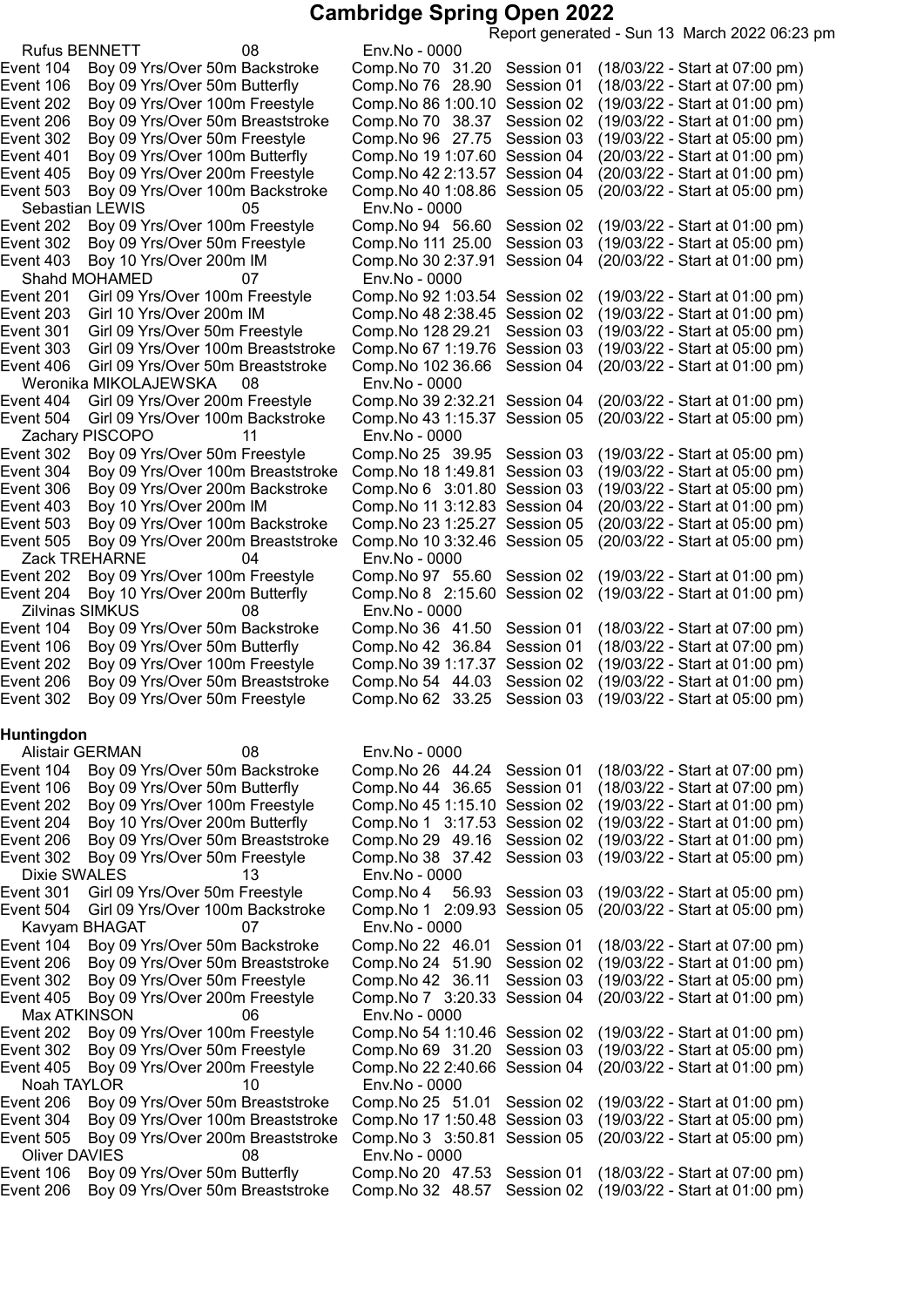# Cambridge Spring Open 2022

Report generated - Sun 13 March 2022 06:23 pm

Rufus BENNETT 08 Env.No - 0000

Event 104 Boy 09 Yrs/Over 50m Backstroke Comp.No 70 31.20 Session 01 (18/03/22 - Start at 07:00 pm)
Event 106 Boy 09 Yrs/Over 50m Butterfly Comp.No 76 28.90 Session 01 (18/03/22 - Start at 07:00 pm)
Event 202 Boy 09 Yrs/Over 100m Freestyle Comp.No 86 1:00.10 Session 02 (19/03/22 - Start at 01:00 pm)
Event 206 Boy 09 Yrs/Over 50m Breaststroke Comp.No 70 38.37 Session 02 (19/03/22 - Start at 01:00 pm)
Event 302 Boy 09 Yrs/Over 50m Freestyle Comp.No 96 27.75 Session 03 (19/03/22 - Start at 05:00 pm)
Event 401 Boy 09 Yrs/Over 100m Butterfly Comp.No 19 1:07.60 Session 04 (20/03/22 - Start at 01:00 pm)
Event 405 Boy 09 Yrs/Over 200m Freestyle Comp.No 42 2:13.57 Session 04 (20/03/22 - Start at 01:00 pm)
Event 503 Boy 09 Yrs/Over 100m Backstroke Comp.No 40 1:08.86 Session 05 (20/03/22 - Start at 05:00 pm)

Sebastian LEWIS 05 Env.No - 0000

Event 202 Boy 09 Yrs/Over 100m Freestyle Comp.No 94 56.60 Session 02 (19/03/22 - Start at 01:00 pm)
Event 302 Boy 09 Yrs/Over 50m Freestyle Comp.No 111 25.00 Session 03 (19/03/22 - Start at 05:00 pm)
Event 403 Boy 10 Yrs/Over 200m IM Comp.No 30 2:37.91 Session 04 (20/03/22 - Start at 01:00 pm)

Shahd MOHAMED 07 Env.No - 0000

Event 201 Girl 09 Yrs/Over 100m Freestyle Comp.No 92 1:03.54 Session 02 (19/03/22 - Start at 01:00 pm)
Event 203 Girl 10 Yrs/Over 200m IM Comp.No 48 2:38.45 Session 02 (19/03/22 - Start at 01:00 pm)
Event 301 Girl 09 Yrs/Over 50m Freestyle Comp.No 128 29.21 Session 03 (19/03/22 - Start at 05:00 pm)
Event 303 Girl 09 Yrs/Over 100m Breaststroke Comp.No 67 1:19.76 Session 03 (19/03/22 - Start at 05:00 pm)
Event 406 Girl 09 Yrs/Over 50m Breaststroke Comp.No 102 36.66 Session 04 (20/03/22 - Start at 01:00 pm)

Weronika MIKOLAJEWSKA 08 Env.No - 0000

Event 404 Girl 09 Yrs/Over 200m Freestyle Comp.No 39 2:32.21 Session 04 (20/03/22 - Start at 01:00 pm)
Event 504 Girl 09 Yrs/Over 100m Backstroke Comp.No 43 1:15.37 Session 05 (20/03/22 - Start at 05:00 pm)

Zachary PISCOPO 11 Env.No - 0000

Event 302 Boy 09 Yrs/Over 50m Freestyle Comp.No 25 39.95 Session 03 (19/03/22 - Start at 05:00 pm)
Event 304 Boy 09 Yrs/Over 100m Breaststroke Comp.No 18 1:49.81 Session 03 (19/03/22 - Start at 05:00 pm)
Event 306 Boy 09 Yrs/Over 200m Backstroke Comp.No 6 3:01.80 Session 03 (19/03/22 - Start at 05:00 pm)
Event 403 Boy 10 Yrs/Over 200m IM Comp.No 11 3:12.83 Session 04 (20/03/22 - Start at 01:00 pm)
Event 503 Boy 09 Yrs/Over 100m Backstroke Comp.No 23 1:25.27 Session 05 (20/03/22 - Start at 05:00 pm)
Event 505 Boy 09 Yrs/Over 200m Breaststroke Comp.No 10 3:32.46 Session 05 (20/03/22 - Start at 05:00 pm)

Zack TREHARNE 04 Env.No - 0000

Event 202 Boy 09 Yrs/Over 100m Freestyle Comp.No 97 55.60 Session 02 (19/03/22 - Start at 01:00 pm)
Event 204 Boy 10 Yrs/Over 200m Butterfly Comp.No 8 2:15.60 Session 02 (19/03/22 - Start at 01:00 pm)

Zilvinas SIMKUS 08 Env.No - 0000

Event 104 Boy 09 Yrs/Over 50m Backstroke Comp.No 36 41.50 Session 01 (18/03/22 - Start at 07:00 pm)
Event 106 Boy 09 Yrs/Over 50m Butterfly Comp.No 42 36.84 Session 01 (18/03/22 - Start at 07:00 pm)
Event 202 Boy 09 Yrs/Over 100m Freestyle Comp.No 39 1:17.37 Session 02 (19/03/22 - Start at 01:00 pm)
Event 206 Boy 09 Yrs/Over 50m Breaststroke Comp.No 54 44.03 Session 02 (19/03/22 - Start at 01:00 pm)
Event 302 Boy 09 Yrs/Over 50m Freestyle Comp.No 62 33.25 Session 03 (19/03/22 - Start at 05:00 pm)

**Huntingdon**

Alistair GERMAN 08 Env.No - 0000

Event 104 Boy 09 Yrs/Over 50m Backstroke Comp.No 26 44.24 Session 01 (18/03/22 - Start at 07:00 pm)
Event 106 Boy 09 Yrs/Over 50m Butterfly Comp.No 44 36.65 Session 01 (18/03/22 - Start at 07:00 pm)
Event 202 Boy 09 Yrs/Over 100m Freestyle Comp.No 45 1:15.10 Session 02 (19/03/22 - Start at 01:00 pm)
Event 204 Boy 10 Yrs/Over 200m Butterfly Comp.No 1 3:17.53 Session 02 (19/03/22 - Start at 01:00 pm)
Event 206 Boy 09 Yrs/Over 50m Breaststroke Comp.No 29 49.16 Session 02 (19/03/22 - Start at 01:00 pm)
Event 302 Boy 09 Yrs/Over 50m Freestyle Comp.No 38 37.42 Session 03 (19/03/22 - Start at 05:00 pm)

Dixie SWALES 13 Env.No - 0000

Event 301 Girl 09 Yrs/Over 50m Freestyle Comp.No 4 56.93 Session 03 (19/03/22 - Start at 05:00 pm)
Event 504 Girl 09 Yrs/Over 100m Backstroke Comp.No 1 2:09.93 Session 05 (20/03/22 - Start at 05:00 pm)

Kavyam BHAGAT 07 Env.No - 0000

Event 104 Boy 09 Yrs/Over 50m Backstroke Comp.No 22 46.01 Session 01 (18/03/22 - Start at 07:00 pm)
Event 206 Boy 09 Yrs/Over 50m Breaststroke Comp.No 24 51.90 Session 02 (19/03/22 - Start at 01:00 pm)
Event 302 Boy 09 Yrs/Over 50m Freestyle Comp.No 42 36.11 Session 03 (19/03/22 - Start at 05:00 pm)
Event 405 Boy 09 Yrs/Over 200m Freestyle Comp.No 7 3:20.33 Session 04 (20/03/22 - Start at 01:00 pm)

Max ATKINSON 06 Env.No - 0000

Event 202 Boy 09 Yrs/Over 100m Freestyle Comp.No 54 1:10.46 Session 02 (19/03/22 - Start at 01:00 pm)
Event 302 Boy 09 Yrs/Over 50m Freestyle Comp.No 69 31.20 Session 03 (19/03/22 - Start at 05:00 pm)
Event 405 Boy 09 Yrs/Over 200m Freestyle Comp.No 22 2:40.66 Session 04 (20/03/22 - Start at 01:00 pm)

Noah TAYLOR 10 Env.No - 0000

Event 206 Boy 09 Yrs/Over 50m Breaststroke Comp.No 25 51.01 Session 02 (19/03/22 - Start at 01:00 pm)
Event 304 Boy 09 Yrs/Over 100m Breaststroke Comp.No 17 1:50.48 Session 03 (19/03/22 - Start at 05:00 pm)
Event 505 Boy 09 Yrs/Over 200m Breaststroke Comp.No 3 3:50.81 Session 05 (20/03/22 - Start at 05:00 pm)

Oliver DAVIES 08 Env.No - 0000

Event 106 Boy 09 Yrs/Over 50m Butterfly Comp.No 20 47.53 Session 01 (18/03/22 - Start at 07:00 pm)
Event 206 Boy 09 Yrs/Over 50m Breaststroke Comp.No 32 48.57 Session 02 (19/03/22 - Start at 01:00 pm)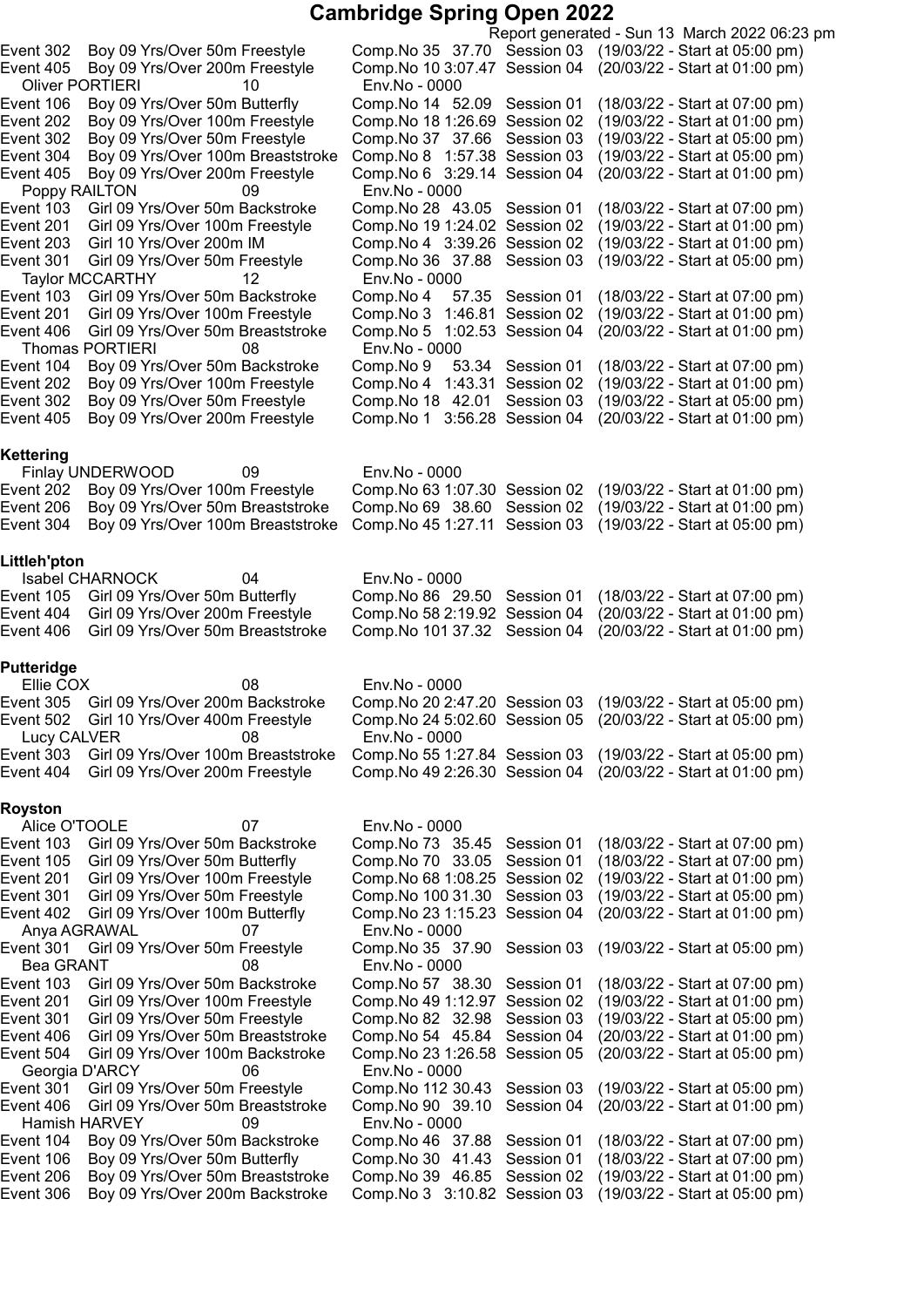# Cambridge Spring Open 2022

Report generated - Sun 13 March 2022 06:23 pm

Event 302 Boy 09 Yrs/Over 50m Freestyle Comp.No 35 37.70 Session 03 (19/03/22 - Start at 05:00 pm)
Event 405 Boy 09 Yrs/Over 200m Freestyle Comp.No 10 3:07.47 Session 04 (20/03/22 - Start at 01:00 pm)

Oliver PORTIERI 10 Env.No - 0000
Event 106 Boy 09 Yrs/Over 50m Butterfly Comp.No 14 52.09 Session 01 (18/03/22 - Start at 07:00 pm)
Event 202 Boy 09 Yrs/Over 100m Freestyle Comp.No 18 1:26.69 Session 02 (19/03/22 - Start at 01:00 pm)
Event 302 Boy 09 Yrs/Over 50m Freestyle Comp.No 37 37.66 Session 03 (19/03/22 - Start at 05:00 pm)
Event 304 Boy 09 Yrs/Over 100m Breaststroke Comp.No 8 1:57.38 Session 03 (19/03/22 - Start at 05:00 pm)
Event 405 Boy 09 Yrs/Over 200m Freestyle Comp.No 6 3:29.14 Session 04 (20/03/22 - Start at 01:00 pm)

Poppy RAILTON 09 Env.No - 0000
Event 103 Girl 09 Yrs/Over 50m Backstroke Comp.No 28 43.05 Session 01 (18/03/22 - Start at 07:00 pm)
Event 201 Girl 09 Yrs/Over 100m Freestyle Comp.No 19 1:24.02 Session 02 (19/03/22 - Start at 01:00 pm)
Event 203 Girl 10 Yrs/Over 200m IM Comp.No 4 3:39.26 Session 02 (19/03/22 - Start at 01:00 pm)
Event 301 Girl 09 Yrs/Over 50m Freestyle Comp.No 36 37.88 Session 03 (19/03/22 - Start at 05:00 pm)

Taylor MCCARTHY 12 Env.No - 0000
Event 103 Girl 09 Yrs/Over 50m Backstroke Comp.No 4 57.35 Session 01 (18/03/22 - Start at 07:00 pm)
Event 201 Girl 09 Yrs/Over 100m Freestyle Comp.No 3 1:46.81 Session 02 (19/03/22 - Start at 01:00 pm)
Event 406 Girl 09 Yrs/Over 50m Breaststroke Comp.No 5 1:02.53 Session 04 (20/03/22 - Start at 01:00 pm)

Thomas PORTIERI 08 Env.No - 0000
Event 104 Boy 09 Yrs/Over 50m Backstroke Comp.No 9 53.34 Session 01 (18/03/22 - Start at 07:00 pm)
Event 202 Boy 09 Yrs/Over 100m Freestyle Comp.No 4 1:43.31 Session 02 (19/03/22 - Start at 01:00 pm)
Event 302 Boy 09 Yrs/Over 50m Freestyle Comp.No 18 42.01 Session 03 (19/03/22 - Start at 05:00 pm)
Event 405 Boy 09 Yrs/Over 200m Freestyle Comp.No 1 3:56.28 Session 04 (20/03/22 - Start at 01:00 pm)

**Kettering**

Finlay UNDERWOOD 09 Env.No - 0000
Event 202 Boy 09 Yrs/Over 100m Freestyle Comp.No 63 1:07.30 Session 02 (19/03/22 - Start at 01:00 pm)
Event 206 Boy 09 Yrs/Over 50m Breaststroke Comp.No 69 38.60 Session 02 (19/03/22 - Start at 01:00 pm)
Event 304 Boy 09 Yrs/Over 100m Breaststroke Comp.No 45 1:27.11 Session 03 (19/03/22 - Start at 05:00 pm)

**Littleh'pton**

Isabel CHARNOCK 04 Env.No - 0000
Event 105 Girl 09 Yrs/Over 50m Butterfly Comp.No 86 29.50 Session 01 (18/03/22 - Start at 07:00 pm)
Event 404 Girl 09 Yrs/Over 200m Freestyle Comp.No 58 2:19.92 Session 04 (20/03/22 - Start at 01:00 pm)
Event 406 Girl 09 Yrs/Over 50m Breaststroke Comp.No 101 37.32 Session 04 (20/03/22 - Start at 01:00 pm)

**Putteridge**

Ellie COX 08 Env.No - 0000
Event 305 Girl 09 Yrs/Over 200m Backstroke Comp.No 20 2:47.20 Session 03 (19/03/22 - Start at 05:00 pm)
Event 502 Girl 10 Yrs/Over 400m Freestyle Comp.No 24 5:02.60 Session 05 (20/03/22 - Start at 05:00 pm)

Lucy CALVER 08 Env.No - 0000
Event 303 Girl 09 Yrs/Over 100m Breaststroke Comp.No 55 1:27.84 Session 03 (19/03/22 - Start at 05:00 pm)
Event 404 Girl 09 Yrs/Over 200m Freestyle Comp.No 49 2:26.30 Session 04 (20/03/22 - Start at 01:00 pm)

**Royston**

Alice O'TOOLE 07 Env.No - 0000
Event 103 Girl 09 Yrs/Over 50m Backstroke Comp.No 73 35.45 Session 01 (18/03/22 - Start at 07:00 pm)
Event 105 Girl 09 Yrs/Over 50m Butterfly Comp.No 70 33.05 Session 01 (18/03/22 - Start at 07:00 pm)
Event 201 Girl 09 Yrs/Over 100m Freestyle Comp.No 68 1:08.25 Session 02 (19/03/22 - Start at 01:00 pm)
Event 301 Girl 09 Yrs/Over 50m Freestyle Comp.No 100 31.30 Session 03 (19/03/22 - Start at 05:00 pm)
Event 402 Girl 09 Yrs/Over 100m Butterfly Comp.No 23 1:15.23 Session 04 (20/03/22 - Start at 01:00 pm)

Anya AGRAWAL 07 Env.No - 0000
Event 301 Girl 09 Yrs/Over 50m Freestyle Comp.No 35 37.90 Session 03 (19/03/22 - Start at 05:00 pm)

Bea GRANT 08 Env.No - 0000
Event 103 Girl 09 Yrs/Over 50m Backstroke Comp.No 57 38.30 Session 01 (18/03/22 - Start at 07:00 pm)
Event 201 Girl 09 Yrs/Over 100m Freestyle Comp.No 49 1:12.97 Session 02 (19/03/22 - Start at 01:00 pm)
Event 301 Girl 09 Yrs/Over 50m Freestyle Comp.No 82 32.98 Session 03 (19/03/22 - Start at 05:00 pm)
Event 406 Girl 09 Yrs/Over 50m Breaststroke Comp.No 54 45.84 Session 04 (20/03/22 - Start at 01:00 pm)
Event 504 Girl 09 Yrs/Over 100m Backstroke Comp.No 23 1:26.58 Session 05 (20/03/22 - Start at 05:00 pm)

Georgia D'ARCY 06 Env.No - 0000
Event 301 Girl 09 Yrs/Over 50m Freestyle Comp.No 112 30.43 Session 03 (19/03/22 - Start at 05:00 pm)
Event 406 Girl 09 Yrs/Over 50m Breaststroke Comp.No 90 39.10 Session 04 (20/03/22 - Start at 01:00 pm)

Hamish HARVEY 09 Env.No - 0000
Event 104 Boy 09 Yrs/Over 50m Backstroke Comp.No 46 37.88 Session 01 (18/03/22 - Start at 07:00 pm)
Event 106 Boy 09 Yrs/Over 50m Butterfly Comp.No 30 41.43 Session 01 (18/03/22 - Start at 07:00 pm)
Event 206 Boy 09 Yrs/Over 50m Breaststroke Comp.No 39 46.85 Session 02 (19/03/22 - Start at 01:00 pm)
Event 306 Boy 09 Yrs/Over 200m Backstroke Comp.No 3 3:10.82 Session 03 (19/03/22 - Start at 05:00 pm)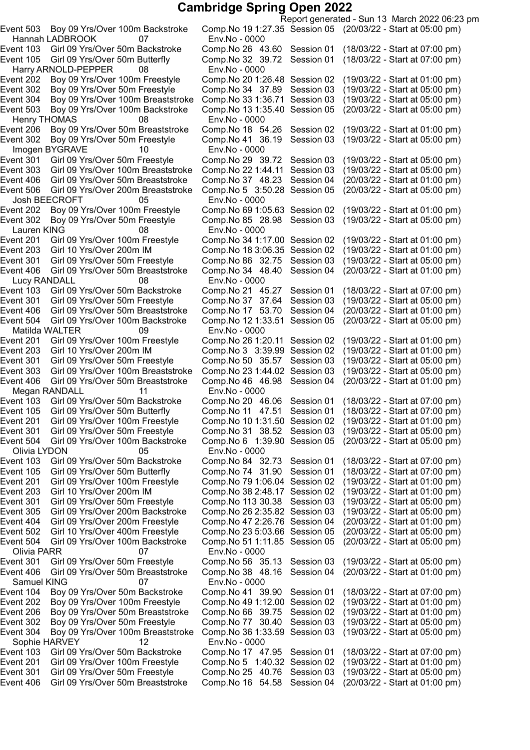# Cambridge Spring Open 2022

Report generated - Sun 13 March 2022 06:23 pm

Event 503 Boy 09 Yrs/Over 100m Backstroke Comp.No 19 1:27.35 Session 05 (20/03/22 - Start at 05:00 pm)

Hannah LADBROOK 07 Env.No - 0000

Event 103 Girl 09 Yrs/Over 50m Backstroke Comp.No 26 43.60 Session 01 (18/03/22 - Start at 07:00 pm)
Event 105 Girl 09 Yrs/Over 50m Butterfly Comp.No 32 39.72 Session 01 (18/03/22 - Start at 07:00 pm)

Harry ARNOLD-PEPPER 08 Env.No - 0000

Event 202 Boy 09 Yrs/Over 100m Freestyle Comp.No 20 1:26.48 Session 02 (19/03/22 - Start at 01:00 pm)
Event 302 Boy 09 Yrs/Over 50m Freestyle Comp.No 34 37.89 Session 03 (19/03/22 - Start at 05:00 pm)
Event 304 Boy 09 Yrs/Over 100m Breaststroke Comp.No 33 1:36.71 Session 03 (19/03/22 - Start at 05:00 pm)
Event 503 Boy 09 Yrs/Over 100m Backstroke Comp.No 13 1:35.40 Session 05 (20/03/22 - Start at 05:00 pm)

Henry THOMAS 08 Env.No - 0000

Event 206 Boy 09 Yrs/Over 50m Breaststroke Comp.No 18 54.26 Session 02 (19/03/22 - Start at 01:00 pm)
Event 302 Boy 09 Yrs/Over 50m Freestyle Comp.No 41 36.19 Session 03 (19/03/22 - Start at 05:00 pm)

Imogen BYGRAVE 10 Env.No - 0000

Event 301 Girl 09 Yrs/Over 50m Freestyle Comp.No 29 39.72 Session 03 (19/03/22 - Start at 05:00 pm)
Event 303 Girl 09 Yrs/Over 100m Breaststroke Comp.No 22 1:44.11 Session 03 (19/03/22 - Start at 05:00 pm)
Event 406 Girl 09 Yrs/Over 50m Breaststroke Comp.No 37 48.23 Session 04 (20/03/22 - Start at 01:00 pm)
Event 506 Girl 09 Yrs/Over 200m Breaststroke Comp.No 5 3:50.28 Session 05 (20/03/22 - Start at 05:00 pm)

Josh BEECROFT 05 Env.No - 0000

Event 202 Boy 09 Yrs/Over 100m Freestyle Comp.No 69 1:05.63 Session 02 (19/03/22 - Start at 01:00 pm)
Event 302 Boy 09 Yrs/Over 50m Freestyle Comp.No 85 28.98 Session 03 (19/03/22 - Start at 05:00 pm)

Lauren KING 08 Env.No - 0000

Event 201 Girl 09 Yrs/Over 100m Freestyle Comp.No 34 1:17.00 Session 02 (19/03/22 - Start at 01:00 pm)
Event 203 Girl 10 Yrs/Over 200m IM Comp.No 18 3:06.35 Session 02 (19/03/22 - Start at 01:00 pm)
Event 301 Girl 09 Yrs/Over 50m Freestyle Comp.No 86 32.75 Session 03 (19/03/22 - Start at 05:00 pm)
Event 406 Girl 09 Yrs/Over 50m Breaststroke Comp.No 34 48.40 Session 04 (20/03/22 - Start at 01:00 pm)

Lucy RANDALL 08 Env.No - 0000

Event 103 Girl 09 Yrs/Over 50m Backstroke Comp.No 21 45.27 Session 01 (18/03/22 - Start at 07:00 pm)
Event 301 Girl 09 Yrs/Over 50m Freestyle Comp.No 37 37.64 Session 03 (19/03/22 - Start at 05:00 pm)
Event 406 Girl 09 Yrs/Over 50m Breaststroke Comp.No 17 53.70 Session 04 (20/03/22 - Start at 01:00 pm)
Event 504 Girl 09 Yrs/Over 100m Backstroke Comp.No 12 1:33.51 Session 05 (20/03/22 - Start at 05:00 pm)

Matilda WALTER 09 Env.No - 0000

Event 201 Girl 09 Yrs/Over 100m Freestyle Comp.No 26 1:20.11 Session 02 (19/03/22 - Start at 01:00 pm)
Event 203 Girl 10 Yrs/Over 200m IM Comp.No 3 3:39.99 Session 02 (19/03/22 - Start at 01:00 pm)
Event 301 Girl 09 Yrs/Over 50m Freestyle Comp.No 50 35.57 Session 03 (19/03/22 - Start at 05:00 pm)
Event 303 Girl 09 Yrs/Over 100m Breaststroke Comp.No 23 1:44.02 Session 03 (19/03/22 - Start at 05:00 pm)
Event 406 Girl 09 Yrs/Over 50m Breaststroke Comp.No 46 46.98 Session 04 (20/03/22 - Start at 01:00 pm)

Megan RANDALL 11 Env.No - 0000

Event 103 Girl 09 Yrs/Over 50m Backstroke Comp.No 20 46.06 Session 01 (18/03/22 - Start at 07:00 pm)
Event 105 Girl 09 Yrs/Over 50m Butterfly Comp.No 11 47.51 Session 01 (18/03/22 - Start at 07:00 pm)
Event 201 Girl 09 Yrs/Over 100m Freestyle Comp.No 10 1:31.50 Session 02 (19/03/22 - Start at 01:00 pm)
Event 301 Girl 09 Yrs/Over 50m Freestyle Comp.No 31 38.52 Session 03 (19/03/22 - Start at 05:00 pm)
Event 504 Girl 09 Yrs/Over 100m Backstroke Comp.No 6 1:39.90 Session 05 (20/03/22 - Start at 05:00 pm)

Olivia LYDON 05 Env.No - 0000

Event 103 Girl 09 Yrs/Over 50m Backstroke Comp.No 84 32.73 Session 01 (18/03/22 - Start at 07:00 pm)
Event 105 Girl 09 Yrs/Over 50m Butterfly Comp.No 74 31.90 Session 01 (18/03/22 - Start at 07:00 pm)
Event 201 Girl 09 Yrs/Over 100m Freestyle Comp.No 79 1:06.04 Session 02 (19/03/22 - Start at 01:00 pm)
Event 203 Girl 10 Yrs/Over 200m IM Comp.No 38 2:48.17 Session 02 (19/03/22 - Start at 01:00 pm)
Event 301 Girl 09 Yrs/Over 50m Freestyle Comp.No 113 30.38 Session 03 (19/03/22 - Start at 05:00 pm)
Event 305 Girl 09 Yrs/Over 200m Backstroke Comp.No 26 2:35.82 Session 03 (19/03/22 - Start at 05:00 pm)
Event 404 Girl 09 Yrs/Over 200m Freestyle Comp.No 47 2:26.76 Session 04 (20/03/22 - Start at 01:00 pm)
Event 502 Girl 10 Yrs/Over 400m Freestyle Comp.No 23 5:03.66 Session 05 (20/03/22 - Start at 05:00 pm)
Event 504 Girl 09 Yrs/Over 100m Backstroke Comp.No 51 1:11.85 Session 05 (20/03/22 - Start at 05:00 pm)

Olivia PARR 07 Env.No - 0000

Event 301 Girl 09 Yrs/Over 50m Freestyle Comp.No 56 35.13 Session 03 (19/03/22 - Start at 05:00 pm)
Event 406 Girl 09 Yrs/Over 50m Breaststroke Comp.No 38 48.16 Session 04 (20/03/22 - Start at 01:00 pm)

Samuel KING 07 Env.No - 0000

Event 104 Boy 09 Yrs/Over 50m Backstroke Comp.No 41 39.90 Session 01 (18/03/22 - Start at 07:00 pm)
Event 202 Boy 09 Yrs/Over 100m Freestyle Comp.No 49 1:12.00 Session 02 (19/03/22 - Start at 01:00 pm)
Event 206 Boy 09 Yrs/Over 50m Breaststroke Comp.No 66 39.75 Session 02 (19/03/22 - Start at 01:00 pm)
Event 302 Boy 09 Yrs/Over 50m Freestyle Comp.No 77 30.40 Session 03 (19/03/22 - Start at 05:00 pm)
Event 304 Boy 09 Yrs/Over 100m Breaststroke Comp.No 36 1:33.59 Session 03 (19/03/22 - Start at 05:00 pm)

Sophie HARVEY 12 Env.No - 0000

Event 103 Girl 09 Yrs/Over 50m Backstroke Comp.No 17 47.95 Session 01 (18/03/22 - Start at 07:00 pm)
Event 201 Girl 09 Yrs/Over 100m Freestyle Comp.No 5 1:40.32 Session 02 (19/03/22 - Start at 01:00 pm)
Event 301 Girl 09 Yrs/Over 50m Freestyle Comp.No 25 40.76 Session 03 (19/03/22 - Start at 05:00 pm)
Event 406 Girl 09 Yrs/Over 50m Breaststroke Comp.No 16 54.58 Session 04 (20/03/22 - Start at 01:00 pm)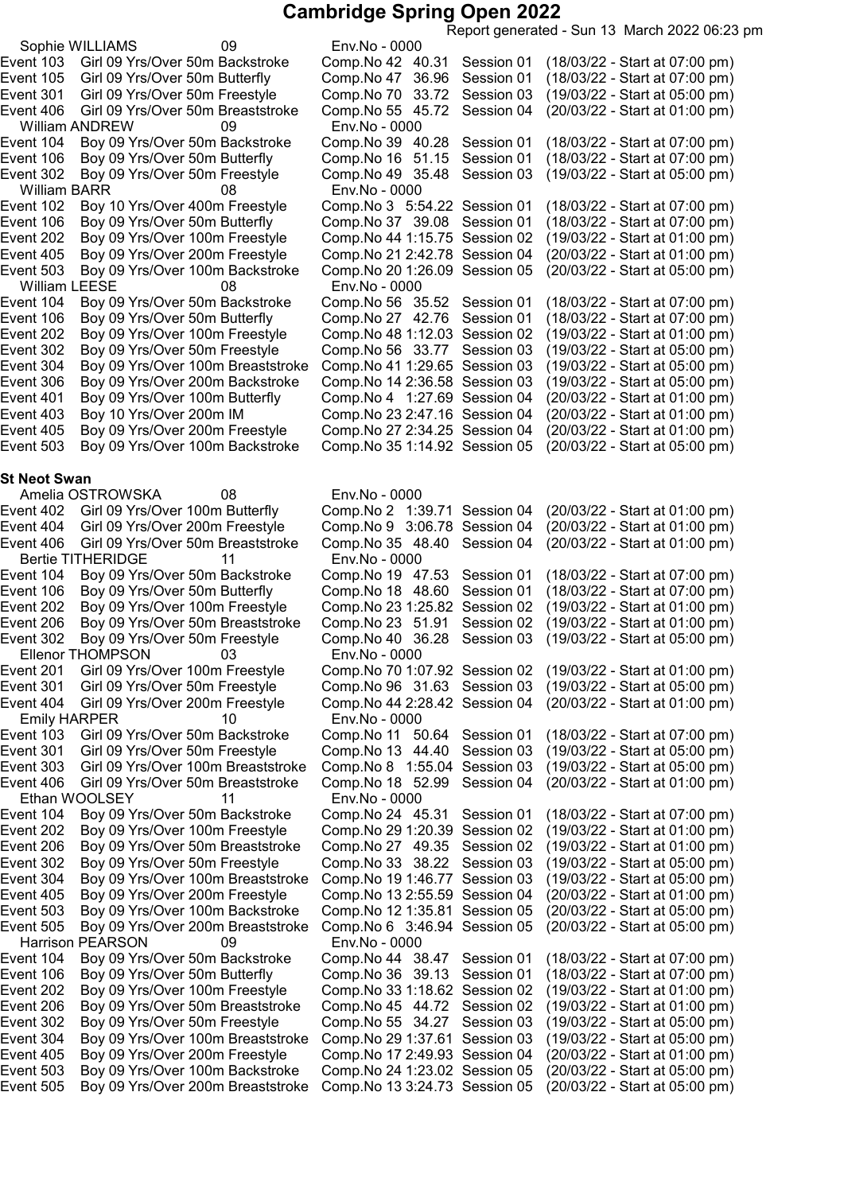# Cambridge Spring Open 2022

Report generated - Sun 13 March 2022 06:23 pm

Sophie WILLIAMS 09 Env.No - 0000

| Event | Description | Comp.No | Time | Session | Start |
|---|---|---|---|---|---|
| Event 103 | Girl 09 Yrs/Over 50m Backstroke | Comp.No 42 | 40.31 | Session 01 | (18/03/22 - Start at 07:00 pm) |
| Event 105 | Girl 09 Yrs/Over 50m Butterfly | Comp.No 47 | 36.96 | Session 01 | (18/03/22 - Start at 07:00 pm) |
| Event 301 | Girl 09 Yrs/Over 50m Freestyle | Comp.No 70 | 33.72 | Session 03 | (19/03/22 - Start at 05:00 pm) |
| Event 406 | Girl 09 Yrs/Over 50m Breaststroke | Comp.No 55 | 45.72 | Session 04 | (20/03/22 - Start at 01:00 pm) |

William ANDREW 09 Env.No - 0000

| Event | Description | Comp.No | Time | Session | Start |
|---|---|---|---|---|---|
| Event 104 | Boy 09 Yrs/Over 50m Backstroke | Comp.No 39 | 40.28 | Session 01 | (18/03/22 - Start at 07:00 pm) |
| Event 106 | Boy 09 Yrs/Over 50m Butterfly | Comp.No 16 | 51.15 | Session 01 | (18/03/22 - Start at 07:00 pm) |
| Event 302 | Boy 09 Yrs/Over 50m Freestyle | Comp.No 49 | 35.48 | Session 03 | (19/03/22 - Start at 05:00 pm) |

William BARR 08 Env.No - 0000

| Event | Description | Comp.No | Time | Session | Start |
|---|---|---|---|---|---|
| Event 102 | Boy 10 Yrs/Over 400m Freestyle | Comp.No 3 | 5:54.22 | Session 01 | (18/03/22 - Start at 07:00 pm) |
| Event 106 | Boy 09 Yrs/Over 50m Butterfly | Comp.No 37 | 39.08 | Session 01 | (18/03/22 - Start at 07:00 pm) |
| Event 202 | Boy 09 Yrs/Over 100m Freestyle | Comp.No 44 | 1:15.75 | Session 02 | (19/03/22 - Start at 01:00 pm) |
| Event 405 | Boy 09 Yrs/Over 200m Freestyle | Comp.No 21 | 2:42.78 | Session 04 | (20/03/22 - Start at 01:00 pm) |
| Event 503 | Boy 09 Yrs/Over 100m Backstroke | Comp.No 20 | 1:26.09 | Session 05 | (20/03/22 - Start at 05:00 pm) |

William LEESE 08 Env.No - 0000

| Event | Description | Comp.No | Time | Session | Start |
|---|---|---|---|---|---|
| Event 104 | Boy 09 Yrs/Over 50m Backstroke | Comp.No 56 | 35.52 | Session 01 | (18/03/22 - Start at 07:00 pm) |
| Event 106 | Boy 09 Yrs/Over 50m Butterfly | Comp.No 27 | 42.76 | Session 01 | (18/03/22 - Start at 07:00 pm) |
| Event 202 | Boy 09 Yrs/Over 100m Freestyle | Comp.No 48 | 1:12.03 | Session 02 | (19/03/22 - Start at 01:00 pm) |
| Event 302 | Boy 09 Yrs/Over 50m Freestyle | Comp.No 56 | 33.77 | Session 03 | (19/03/22 - Start at 05:00 pm) |
| Event 304 | Boy 09 Yrs/Over 100m Breaststroke | Comp.No 41 | 1:29.65 | Session 03 | (19/03/22 - Start at 05:00 pm) |
| Event 306 | Boy 09 Yrs/Over 200m Backstroke | Comp.No 14 | 2:36.58 | Session 03 | (19/03/22 - Start at 05:00 pm) |
| Event 401 | Boy 09 Yrs/Over 100m Butterfly | Comp.No 4 | 1:27.69 | Session 04 | (20/03/22 - Start at 01:00 pm) |
| Event 403 | Boy 10 Yrs/Over 200m IM | Comp.No 23 | 2:47.16 | Session 04 | (20/03/22 - Start at 01:00 pm) |
| Event 405 | Boy 09 Yrs/Over 200m Freestyle | Comp.No 27 | 2:34.25 | Session 04 | (20/03/22 - Start at 01:00 pm) |
| Event 503 | Boy 09 Yrs/Over 100m Backstroke | Comp.No 35 | 1:14.92 | Session 05 | (20/03/22 - Start at 05:00 pm) |

**St Neot Swan**

Amelia OSTROWSKA 08 Env.No - 0000

| Event | Description | Comp.No | Time | Session | Start |
|---|---|---|---|---|---|
| Event 402 | Girl 09 Yrs/Over 100m Butterfly | Comp.No 2 | 1:39.71 | Session 04 | (20/03/22 - Start at 01:00 pm) |
| Event 404 | Girl 09 Yrs/Over 200m Freestyle | Comp.No 9 | 3:06.78 | Session 04 | (20/03/22 - Start at 01:00 pm) |
| Event 406 | Girl 09 Yrs/Over 50m Breaststroke | Comp.No 35 | 48.40 | Session 04 | (20/03/22 - Start at 01:00 pm) |

Bertie TITHERIDGE 11 Env.No - 0000

| Event | Description | Comp.No | Time | Session | Start |
|---|---|---|---|---|---|
| Event 104 | Boy 09 Yrs/Over 50m Backstroke | Comp.No 19 | 47.53 | Session 01 | (18/03/22 - Start at 07:00 pm) |
| Event 106 | Boy 09 Yrs/Over 50m Butterfly | Comp.No 18 | 48.60 | Session 01 | (18/03/22 - Start at 07:00 pm) |
| Event 202 | Boy 09 Yrs/Over 100m Freestyle | Comp.No 23 | 1:25.82 | Session 02 | (19/03/22 - Start at 01:00 pm) |
| Event 206 | Boy 09 Yrs/Over 50m Breaststroke | Comp.No 23 | 51.91 | Session 02 | (19/03/22 - Start at 01:00 pm) |
| Event 302 | Boy 09 Yrs/Over 50m Freestyle | Comp.No 40 | 36.28 | Session 03 | (19/03/22 - Start at 05:00 pm) |

Ellenor THOMPSON 03 Env.No - 0000

| Event | Description | Comp.No | Time | Session | Start |
|---|---|---|---|---|---|
| Event 201 | Girl 09 Yrs/Over 100m Freestyle | Comp.No 70 | 1:07.92 | Session 02 | (19/03/22 - Start at 01:00 pm) |
| Event 301 | Girl 09 Yrs/Over 50m Freestyle | Comp.No 96 | 31.63 | Session 03 | (19/03/22 - Start at 05:00 pm) |
| Event 404 | Girl 09 Yrs/Over 200m Freestyle | Comp.No 44 | 2:28.42 | Session 04 | (20/03/22 - Start at 01:00 pm) |

Emily HARPER 10 Env.No - 0000

| Event | Description | Comp.No | Time | Session | Start |
|---|---|---|---|---|---|
| Event 103 | Girl 09 Yrs/Over 50m Backstroke | Comp.No 11 | 50.64 | Session 01 | (18/03/22 - Start at 07:00 pm) |
| Event 301 | Girl 09 Yrs/Over 50m Freestyle | Comp.No 13 | 44.40 | Session 03 | (19/03/22 - Start at 05:00 pm) |
| Event 303 | Girl 09 Yrs/Over 100m Breaststroke | Comp.No 8 | 1:55.04 | Session 03 | (19/03/22 - Start at 05:00 pm) |
| Event 406 | Girl 09 Yrs/Over 50m Breaststroke | Comp.No 18 | 52.99 | Session 04 | (20/03/22 - Start at 01:00 pm) |

Ethan WOOLSEY 11 Env.No - 0000

| Event | Description | Comp.No | Time | Session | Start |
|---|---|---|---|---|---|
| Event 104 | Boy 09 Yrs/Over 50m Backstroke | Comp.No 24 | 45.31 | Session 01 | (18/03/22 - Start at 07:00 pm) |
| Event 202 | Boy 09 Yrs/Over 100m Freestyle | Comp.No 29 | 1:20.39 | Session 02 | (19/03/22 - Start at 01:00 pm) |
| Event 206 | Boy 09 Yrs/Over 50m Breaststroke | Comp.No 27 | 49.35 | Session 02 | (19/03/22 - Start at 01:00 pm) |
| Event 302 | Boy 09 Yrs/Over 50m Freestyle | Comp.No 33 | 38.22 | Session 03 | (19/03/22 - Start at 05:00 pm) |
| Event 304 | Boy 09 Yrs/Over 100m Breaststroke | Comp.No 19 | 1:46.77 | Session 03 | (19/03/22 - Start at 05:00 pm) |
| Event 405 | Boy 09 Yrs/Over 200m Freestyle | Comp.No 13 | 2:55.59 | Session 04 | (20/03/22 - Start at 01:00 pm) |
| Event 503 | Boy 09 Yrs/Over 100m Backstroke | Comp.No 12 | 1:35.81 | Session 05 | (20/03/22 - Start at 05:00 pm) |
| Event 505 | Boy 09 Yrs/Over 200m Breaststroke | Comp.No 6 | 3:46.94 | Session 05 | (20/03/22 - Start at 05:00 pm) |

Harrison PEARSON 09 Env.No - 0000

| Event | Description | Comp.No | Time | Session | Start |
|---|---|---|---|---|---|
| Event 104 | Boy 09 Yrs/Over 50m Backstroke | Comp.No 44 | 38.47 | Session 01 | (18/03/22 - Start at 07:00 pm) |
| Event 106 | Boy 09 Yrs/Over 50m Butterfly | Comp.No 36 | 39.13 | Session 01 | (18/03/22 - Start at 07:00 pm) |
| Event 202 | Boy 09 Yrs/Over 100m Freestyle | Comp.No 33 | 1:18.62 | Session 02 | (19/03/22 - Start at 01:00 pm) |
| Event 206 | Boy 09 Yrs/Over 50m Breaststroke | Comp.No 45 | 44.72 | Session 02 | (19/03/22 - Start at 01:00 pm) |
| Event 302 | Boy 09 Yrs/Over 50m Freestyle | Comp.No 55 | 34.27 | Session 03 | (19/03/22 - Start at 05:00 pm) |
| Event 304 | Boy 09 Yrs/Over 100m Breaststroke | Comp.No 29 | 1:37.61 | Session 03 | (19/03/22 - Start at 05:00 pm) |
| Event 405 | Boy 09 Yrs/Over 200m Freestyle | Comp.No 17 | 2:49.93 | Session 04 | (20/03/22 - Start at 01:00 pm) |
| Event 503 | Boy 09 Yrs/Over 100m Backstroke | Comp.No 24 | 1:23.02 | Session 05 | (20/03/22 - Start at 05:00 pm) |
| Event 505 | Boy 09 Yrs/Over 200m Breaststroke | Comp.No 13 | 3:24.73 | Session 05 | (20/03/22 - Start at 05:00 pm) |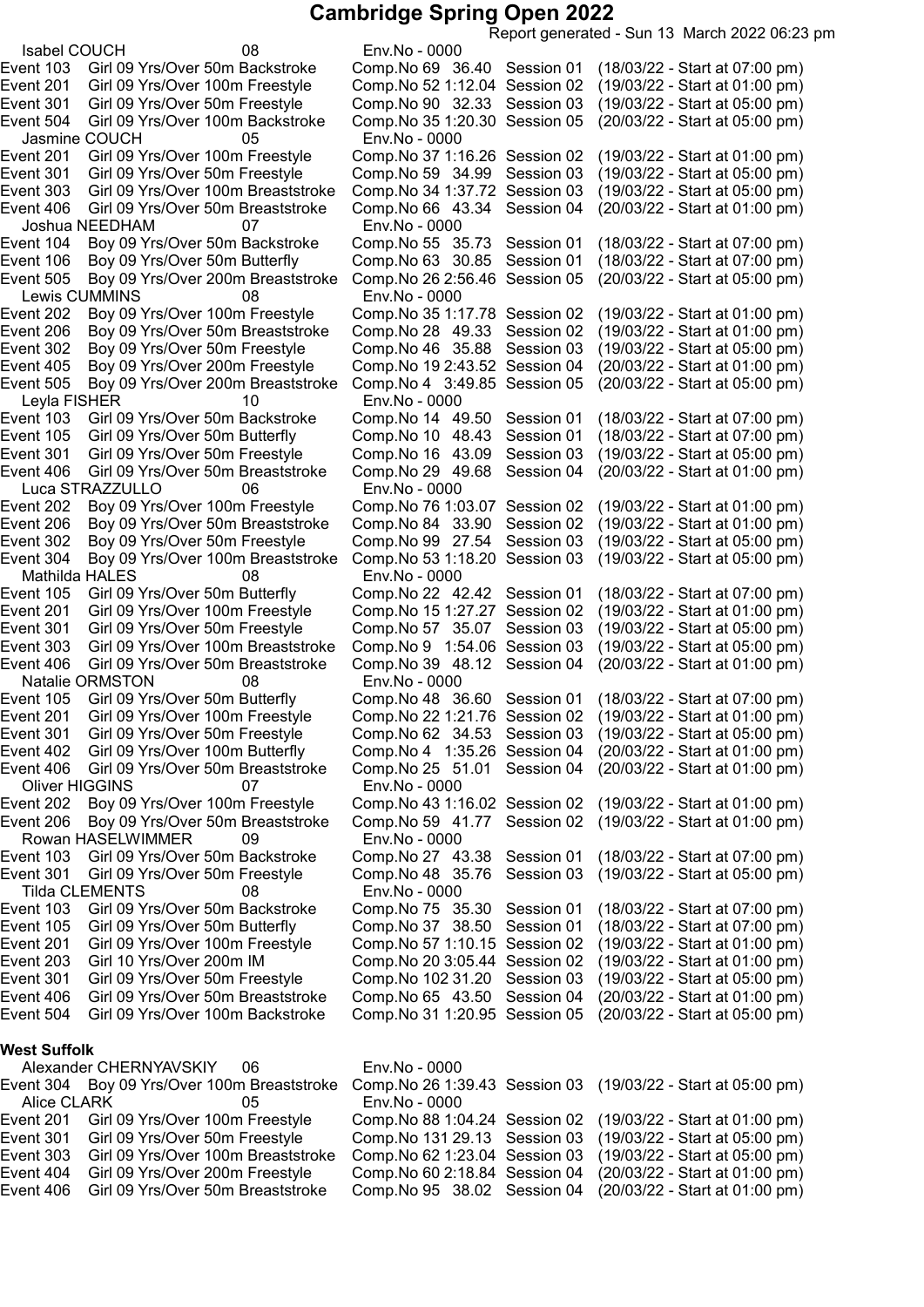# Cambridge Spring Open 2022

Report generated - Sun 13 March 2022 06:23 pm

Isabel COUCH 08 Env.No - 0000

| Event | Description | Comp.No | Time | Session | Start |
|---|---|---|---|---|---|
| Event 103 | Girl 09 Yrs/Over 50m Backstroke | Comp.No 69 | 36.40 | Session 01 | (18/03/22 - Start at 07:00 pm) |
| Event 201 | Girl 09 Yrs/Over 100m Freestyle | Comp.No 52 | 1:12.04 | Session 02 | (19/03/22 - Start at 01:00 pm) |
| Event 301 | Girl 09 Yrs/Over 50m Freestyle | Comp.No 90 | 32.33 | Session 03 | (19/03/22 - Start at 05:00 pm) |
| Event 504 | Girl 09 Yrs/Over 100m Backstroke | Comp.No 35 | 1:20.30 | Session 05 | (20/03/22 - Start at 05:00 pm) |

Jasmine COUCH 05 Env.No - 0000

| Event | Description | Comp.No | Time | Session | Start |
|---|---|---|---|---|---|
| Event 201 | Girl 09 Yrs/Over 100m Freestyle | Comp.No 37 | 1:16.26 | Session 02 | (19/03/22 - Start at 01:00 pm) |
| Event 301 | Girl 09 Yrs/Over 50m Freestyle | Comp.No 59 | 34.99 | Session 03 | (19/03/22 - Start at 05:00 pm) |
| Event 303 | Girl 09 Yrs/Over 100m Breaststroke | Comp.No 34 | 1:37.72 | Session 03 | (19/03/22 - Start at 05:00 pm) |
| Event 406 | Girl 09 Yrs/Over 50m Breaststroke | Comp.No 66 | 43.34 | Session 04 | (20/03/22 - Start at 01:00 pm) |

Joshua NEEDHAM 07 Env.No - 0000

| Event | Description | Comp.No | Time | Session | Start |
|---|---|---|---|---|---|
| Event 104 | Boy 09 Yrs/Over 50m Backstroke | Comp.No 55 | 35.73 | Session 01 | (18/03/22 - Start at 07:00 pm) |
| Event 106 | Boy 09 Yrs/Over 50m Butterfly | Comp.No 63 | 30.85 | Session 01 | (18/03/22 - Start at 07:00 pm) |
| Event 505 | Boy 09 Yrs/Over 200m Breaststroke | Comp.No 26 | 2:56.46 | Session 05 | (20/03/22 - Start at 05:00 pm) |

Lewis CUMMINS 08 Env.No - 0000

| Event | Description | Comp.No | Time | Session | Start |
|---|---|---|---|---|---|
| Event 202 | Boy 09 Yrs/Over 100m Freestyle | Comp.No 35 | 1:17.78 | Session 02 | (19/03/22 - Start at 01:00 pm) |
| Event 206 | Boy 09 Yrs/Over 50m Breaststroke | Comp.No 28 | 49.33 | Session 02 | (19/03/22 - Start at 01:00 pm) |
| Event 302 | Boy 09 Yrs/Over 50m Freestyle | Comp.No 46 | 35.88 | Session 03 | (19/03/22 - Start at 05:00 pm) |
| Event 405 | Boy 09 Yrs/Over 200m Freestyle | Comp.No 19 | 2:43.52 | Session 04 | (20/03/22 - Start at 01:00 pm) |
| Event 505 | Boy 09 Yrs/Over 200m Breaststroke | Comp.No 4 | 3:49.85 | Session 05 | (20/03/22 - Start at 05:00 pm) |

Leyla FISHER 10 Env.No - 0000

| Event | Description | Comp.No | Time | Session | Start |
|---|---|---|---|---|---|
| Event 103 | Girl 09 Yrs/Over 50m Backstroke | Comp.No 14 | 49.50 | Session 01 | (18/03/22 - Start at 07:00 pm) |
| Event 105 | Girl 09 Yrs/Over 50m Butterfly | Comp.No 10 | 48.43 | Session 01 | (18/03/22 - Start at 07:00 pm) |
| Event 301 | Girl 09 Yrs/Over 50m Freestyle | Comp.No 16 | 43.09 | Session 03 | (19/03/22 - Start at 05:00 pm) |
| Event 406 | Girl 09 Yrs/Over 50m Breaststroke | Comp.No 29 | 49.68 | Session 04 | (20/03/22 - Start at 01:00 pm) |

Luca STRAZZULLO 06 Env.No - 0000

| Event | Description | Comp.No | Time | Session | Start |
|---|---|---|---|---|---|
| Event 202 | Boy 09 Yrs/Over 100m Freestyle | Comp.No 76 | 1:03.07 | Session 02 | (19/03/22 - Start at 01:00 pm) |
| Event 206 | Boy 09 Yrs/Over 50m Breaststroke | Comp.No 84 | 33.90 | Session 02 | (19/03/22 - Start at 01:00 pm) |
| Event 302 | Boy 09 Yrs/Over 50m Freestyle | Comp.No 99 | 27.54 | Session 03 | (19/03/22 - Start at 05:00 pm) |
| Event 304 | Boy 09 Yrs/Over 100m Breaststroke | Comp.No 53 | 1:18.20 | Session 03 | (19/03/22 - Start at 05:00 pm) |

Mathilda HALES 08 Env.No - 0000

| Event | Description | Comp.No | Time | Session | Start |
|---|---|---|---|---|---|
| Event 105 | Girl 09 Yrs/Over 50m Butterfly | Comp.No 22 | 42.42 | Session 01 | (18/03/22 - Start at 07:00 pm) |
| Event 201 | Girl 09 Yrs/Over 100m Freestyle | Comp.No 15 | 1:27.27 | Session 02 | (19/03/22 - Start at 01:00 pm) |
| Event 301 | Girl 09 Yrs/Over 50m Freestyle | Comp.No 57 | 35.07 | Session 03 | (19/03/22 - Start at 05:00 pm) |
| Event 303 | Girl 09 Yrs/Over 100m Breaststroke | Comp.No 9 | 1:54.06 | Session 03 | (19/03/22 - Start at 05:00 pm) |
| Event 406 | Girl 09 Yrs/Over 50m Breaststroke | Comp.No 39 | 48.12 | Session 04 | (20/03/22 - Start at 01:00 pm) |

Natalie ORMSTON 08 Env.No - 0000

| Event | Description | Comp.No | Time | Session | Start |
|---|---|---|---|---|---|
| Event 105 | Girl 09 Yrs/Over 50m Butterfly | Comp.No 48 | 36.60 | Session 01 | (18/03/22 - Start at 07:00 pm) |
| Event 201 | Girl 09 Yrs/Over 100m Freestyle | Comp.No 22 | 1:21.76 | Session 02 | (19/03/22 - Start at 01:00 pm) |
| Event 301 | Girl 09 Yrs/Over 50m Freestyle | Comp.No 62 | 34.53 | Session 03 | (19/03/22 - Start at 05:00 pm) |
| Event 402 | Girl 09 Yrs/Over 100m Butterfly | Comp.No 4 | 1:35.26 | Session 04 | (20/03/22 - Start at 01:00 pm) |
| Event 406 | Girl 09 Yrs/Over 50m Breaststroke | Comp.No 25 | 51.01 | Session 04 | (20/03/22 - Start at 01:00 pm) |

Oliver HIGGINS 07 Env.No - 0000

| Event | Description | Comp.No | Time | Session | Start |
|---|---|---|---|---|---|
| Event 202 | Boy 09 Yrs/Over 100m Freestyle | Comp.No 43 | 1:16.02 | Session 02 | (19/03/22 - Start at 01:00 pm) |
| Event 206 | Boy 09 Yrs/Over 50m Breaststroke | Comp.No 59 | 41.77 | Session 02 | (19/03/22 - Start at 01:00 pm) |

Rowan HASELWIMMER 09 Env.No - 0000

| Event | Description | Comp.No | Time | Session | Start |
|---|---|---|---|---|---|
| Event 103 | Girl 09 Yrs/Over 50m Backstroke | Comp.No 27 | 43.38 | Session 01 | (18/03/22 - Start at 07:00 pm) |
| Event 301 | Girl 09 Yrs/Over 50m Freestyle | Comp.No 48 | 35.76 | Session 03 | (19/03/22 - Start at 05:00 pm) |

Tilda CLEMENTS 08 Env.No - 0000

| Event | Description | Comp.No | Time | Session | Start |
|---|---|---|---|---|---|
| Event 103 | Girl 09 Yrs/Over 50m Backstroke | Comp.No 75 | 35.30 | Session 01 | (18/03/22 - Start at 07:00 pm) |
| Event 105 | Girl 09 Yrs/Over 50m Butterfly | Comp.No 37 | 38.50 | Session 01 | (18/03/22 - Start at 07:00 pm) |
| Event 201 | Girl 09 Yrs/Over 100m Freestyle | Comp.No 57 | 1:10.15 | Session 02 | (19/03/22 - Start at 01:00 pm) |
| Event 203 | Girl 10 Yrs/Over 200m IM | Comp.No 20 | 3:05.44 | Session 02 | (19/03/22 - Start at 01:00 pm) |
| Event 301 | Girl 09 Yrs/Over 50m Freestyle | Comp.No 102 | 31.20 | Session 03 | (19/03/22 - Start at 05:00 pm) |
| Event 406 | Girl 09 Yrs/Over 50m Breaststroke | Comp.No 65 | 43.50 | Session 04 | (20/03/22 - Start at 01:00 pm) |
| Event 504 | Girl 09 Yrs/Over 100m Backstroke | Comp.No 31 | 1:20.95 | Session 05 | (20/03/22 - Start at 05:00 pm) |

**West Suffolk**

Alexander CHERNYAVSKIY 06 Env.No - 0000

| Event | Description | Comp.No | Time | Session | Start |
|---|---|---|---|---|---|
| Event 304 | Boy 09 Yrs/Over 100m Breaststroke | Comp.No 26 | 1:39.43 | Session 03 | (19/03/22 - Start at 05:00 pm) |

Alice CLARK 05 Env.No - 0000

| Event | Description | Comp.No | Time | Session | Start |
|---|---|---|---|---|---|
| Event 201 | Girl 09 Yrs/Over 100m Freestyle | Comp.No 88 | 1:04.24 | Session 02 | (19/03/22 - Start at 01:00 pm) |
| Event 301 | Girl 09 Yrs/Over 50m Freestyle | Comp.No 131 | 29.13 | Session 03 | (19/03/22 - Start at 05:00 pm) |
| Event 303 | Girl 09 Yrs/Over 100m Breaststroke | Comp.No 62 | 1:23.04 | Session 03 | (19/03/22 - Start at 05:00 pm) |
| Event 404 | Girl 09 Yrs/Over 200m Freestyle | Comp.No 60 | 2:18.84 | Session 04 | (20/03/22 - Start at 01:00 pm) |
| Event 406 | Girl 09 Yrs/Over 50m Breaststroke | Comp.No 95 | 38.02 | Session 04 | (20/03/22 - Start at 01:00 pm) |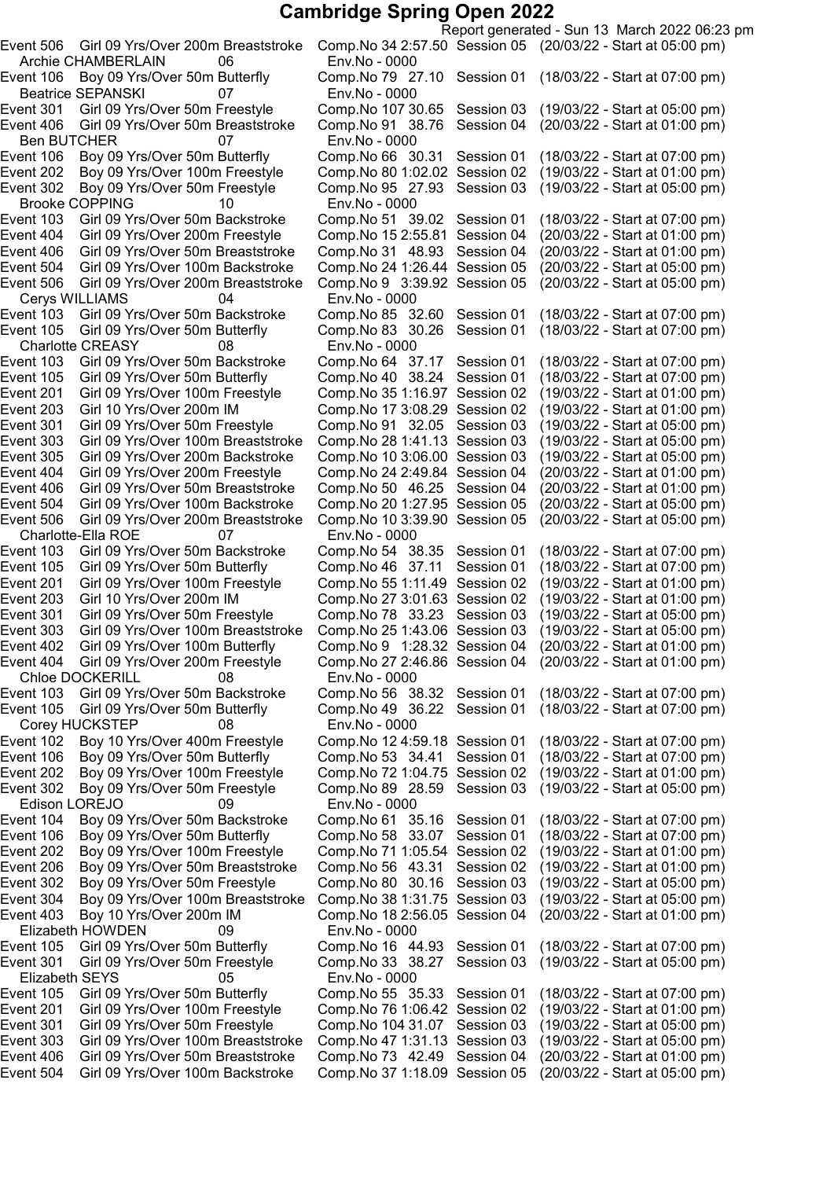# Cambridge Spring Open 2022

Report generated - Sun 13 March 2022 06:23 pm

Event 506 Girl 09 Yrs/Over 200m Breaststroke Comp.No 34 2:57.50 Session 05 (20/03/22 - Start at 05:00 pm)

Archie CHAMBERLAIN 06 Env.No - 0000

Event 106 Boy 09 Yrs/Over 50m Butterfly Comp.No 79 27.10 Session 01 (18/03/22 - Start at 07:00 pm)

Beatrice SEPANSKI 07 Env.No - 0000

Event 301 Girl 09 Yrs/Over 50m Freestyle Comp.No 107 30.65 Session 03 (19/03/22 - Start at 05:00 pm)
Event 406 Girl 09 Yrs/Over 50m Breaststroke Comp.No 91 38.76 Session 04 (20/03/22 - Start at 01:00 pm)

Ben BUTCHER 07 Env.No - 0000

Event 106 Boy 09 Yrs/Over 50m Butterfly Comp.No 66 30.31 Session 01 (18/03/22 - Start at 07:00 pm)
Event 202 Boy 09 Yrs/Over 100m Freestyle Comp.No 80 1:02.02 Session 02 (19/03/22 - Start at 01:00 pm)
Event 302 Boy 09 Yrs/Over 50m Freestyle Comp.No 95 27.93 Session 03 (19/03/22 - Start at 05:00 pm)

Brooke COPPING 10 Env.No - 0000

Event 103 Girl 09 Yrs/Over 50m Backstroke Comp.No 51 39.02 Session 01 (18/03/22 - Start at 07:00 pm)
Event 404 Girl 09 Yrs/Over 200m Freestyle Comp.No 15 2:55.81 Session 04 (20/03/22 - Start at 01:00 pm)
Event 406 Girl 09 Yrs/Over 50m Breaststroke Comp.No 31 48.93 Session 04 (20/03/22 - Start at 01:00 pm)
Event 504 Girl 09 Yrs/Over 100m Backstroke Comp.No 24 1:26.44 Session 05 (20/03/22 - Start at 05:00 pm)
Event 506 Girl 09 Yrs/Over 200m Breaststroke Comp.No 9 3:39.92 Session 05 (20/03/22 - Start at 05:00 pm)

Cerys WILLIAMS 04 Env.No - 0000

Event 103 Girl 09 Yrs/Over 50m Backstroke Comp.No 85 32.60 Session 01 (18/03/22 - Start at 07:00 pm)
Event 105 Girl 09 Yrs/Over 50m Butterfly Comp.No 83 30.26 Session 01 (18/03/22 - Start at 07:00 pm)

Charlotte CREASY 08 Env.No - 0000

Event 103 Girl 09 Yrs/Over 50m Backstroke Comp.No 64 37.17 Session 01 (18/03/22 - Start at 07:00 pm)
Event 105 Girl 09 Yrs/Over 50m Butterfly Comp.No 40 38.24 Session 01 (18/03/22 - Start at 07:00 pm)
Event 201 Girl 09 Yrs/Over 100m Freestyle Comp.No 35 1:16.97 Session 02 (19/03/22 - Start at 01:00 pm)
Event 203 Girl 10 Yrs/Over 200m IM Comp.No 17 3:08.29 Session 02 (19/03/22 - Start at 01:00 pm)
Event 301 Girl 09 Yrs/Over 50m Freestyle Comp.No 91 32.05 Session 03 (19/03/22 - Start at 05:00 pm)
Event 303 Girl 09 Yrs/Over 100m Breaststroke Comp.No 28 1:41.13 Session 03 (19/03/22 - Start at 05:00 pm)
Event 305 Girl 09 Yrs/Over 200m Backstroke Comp.No 10 3:06.00 Session 03 (19/03/22 - Start at 05:00 pm)
Event 404 Girl 09 Yrs/Over 200m Freestyle Comp.No 24 2:49.84 Session 04 (20/03/22 - Start at 01:00 pm)
Event 406 Girl 09 Yrs/Over 50m Breaststroke Comp.No 50 46.25 Session 04 (20/03/22 - Start at 01:00 pm)
Event 504 Girl 09 Yrs/Over 100m Backstroke Comp.No 20 1:27.95 Session 05 (20/03/22 - Start at 05:00 pm)
Event 506 Girl 09 Yrs/Over 200m Breaststroke Comp.No 10 3:39.90 Session 05 (20/03/22 - Start at 05:00 pm)

Charlotte-Ella ROE 07 Env.No - 0000

Event 103 Girl 09 Yrs/Over 50m Backstroke Comp.No 54 38.35 Session 01 (18/03/22 - Start at 07:00 pm)
Event 105 Girl 09 Yrs/Over 50m Butterfly Comp.No 46 37.11 Session 01 (18/03/22 - Start at 07:00 pm)
Event 201 Girl 09 Yrs/Over 100m Freestyle Comp.No 55 1:11.49 Session 02 (19/03/22 - Start at 01:00 pm)
Event 203 Girl 10 Yrs/Over 200m IM Comp.No 27 3:01.63 Session 02 (19/03/22 - Start at 01:00 pm)
Event 301 Girl 09 Yrs/Over 50m Freestyle Comp.No 78 33.23 Session 03 (19/03/22 - Start at 05:00 pm)
Event 303 Girl 09 Yrs/Over 100m Breaststroke Comp.No 25 1:43.06 Session 03 (19/03/22 - Start at 05:00 pm)
Event 402 Girl 09 Yrs/Over 100m Butterfly Comp.No 9 1:28.32 Session 04 (20/03/22 - Start at 01:00 pm)
Event 404 Girl 09 Yrs/Over 200m Freestyle Comp.No 27 2:46.86 Session 04 (20/03/22 - Start at 01:00 pm)

Chloe DOCKERILL 08 Env.No - 0000

Event 103 Girl 09 Yrs/Over 50m Backstroke Comp.No 56 38.32 Session 01 (18/03/22 - Start at 07:00 pm)
Event 105 Girl 09 Yrs/Over 50m Butterfly Comp.No 49 36.22 Session 01 (18/03/22 - Start at 07:00 pm)

Corey HUCKSTEP 08 Env.No - 0000

Event 102 Boy 10 Yrs/Over 400m Freestyle Comp.No 12 4:59.18 Session 01 (18/03/22 - Start at 07:00 pm)
Event 106 Boy 09 Yrs/Over 50m Butterfly Comp.No 53 34.41 Session 01 (18/03/22 - Start at 07:00 pm)
Event 202 Boy 09 Yrs/Over 100m Freestyle Comp.No 72 1:04.75 Session 02 (19/03/22 - Start at 01:00 pm)
Event 302 Boy 09 Yrs/Over 50m Freestyle Comp.No 89 28.59 Session 03 (19/03/22 - Start at 05:00 pm)

Edison LOREJO 09 Env.No - 0000

Event 104 Boy 09 Yrs/Over 50m Backstroke Comp.No 61 35.16 Session 01 (18/03/22 - Start at 07:00 pm)
Event 106 Boy 09 Yrs/Over 50m Butterfly Comp.No 58 33.07 Session 01 (18/03/22 - Start at 07:00 pm)
Event 202 Boy 09 Yrs/Over 100m Freestyle Comp.No 71 1:05.54 Session 02 (19/03/22 - Start at 01:00 pm)
Event 206 Boy 09 Yrs/Over 50m Breaststroke Comp.No 56 43.31 Session 02 (19/03/22 - Start at 01:00 pm)
Event 302 Boy 09 Yrs/Over 50m Freestyle Comp.No 80 30.16 Session 03 (19/03/22 - Start at 05:00 pm)
Event 304 Boy 09 Yrs/Over 100m Breaststroke Comp.No 38 1:31.75 Session 03 (19/03/22 - Start at 05:00 pm)
Event 403 Boy 10 Yrs/Over 200m IM Comp.No 18 2:56.05 Session 04 (20/03/22 - Start at 01:00 pm)

Elizabeth HOWDEN 09 Env.No - 0000

Event 105 Girl 09 Yrs/Over 50m Butterfly Comp.No 16 44.93 Session 01 (18/03/22 - Start at 07:00 pm)
Event 301 Girl 09 Yrs/Over 50m Freestyle Comp.No 33 38.27 Session 03 (19/03/22 - Start at 05:00 pm)

Elizabeth SEYS 05 Env.No - 0000

Event 105 Girl 09 Yrs/Over 50m Butterfly Comp.No 55 35.33 Session 01 (18/03/22 - Start at 07:00 pm)
Event 201 Girl 09 Yrs/Over 100m Freestyle Comp.No 76 1:06.42 Session 02 (19/03/22 - Start at 01:00 pm)
Event 301 Girl 09 Yrs/Over 50m Freestyle Comp.No 104 31.07 Session 03 (19/03/22 - Start at 05:00 pm)
Event 303 Girl 09 Yrs/Over 100m Breaststroke Comp.No 47 1:31.13 Session 03 (19/03/22 - Start at 05:00 pm)
Event 406 Girl 09 Yrs/Over 50m Breaststroke Comp.No 73 42.49 Session 04 (20/03/22 - Start at 01:00 pm)
Event 504 Girl 09 Yrs/Over 100m Backstroke Comp.No 37 1:18.09 Session 05 (20/03/22 - Start at 05:00 pm)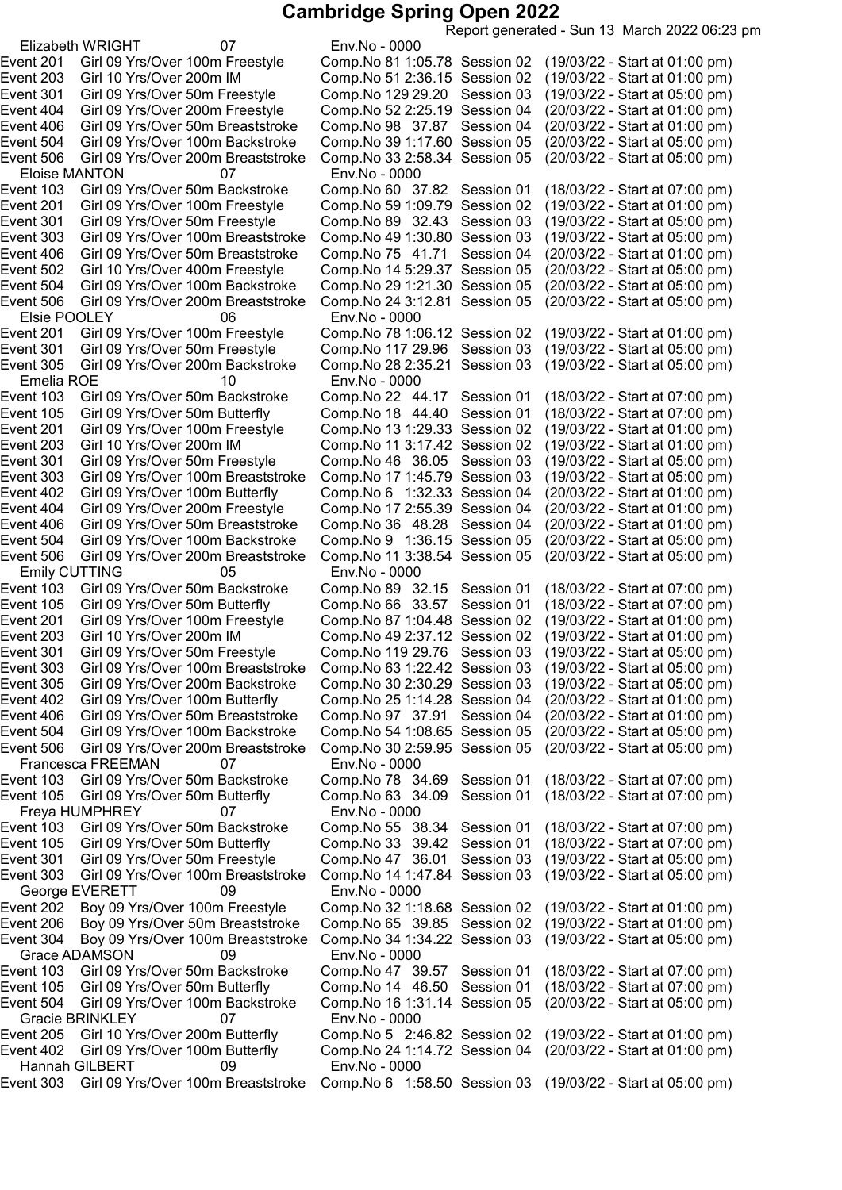# Cambridge Spring Open 2022

Report generated - Sun 13 March 2022 06:23 pm

Elizabeth WRIGHT 07 Env.No - 0000

| Event | Description | Comp.No | Time | Session | Date/Start |
|---|---|---|---|---|---|
| Event 201 | Girl 09 Yrs/Over 100m Freestyle | Comp.No 81 | 1:05.78 | Session 02 | (19/03/22 - Start at 01:00 pm) |
| Event 203 | Girl 10 Yrs/Over 200m IM | Comp.No 51 | 2:36.15 | Session 02 | (19/03/22 - Start at 01:00 pm) |
| Event 301 | Girl 09 Yrs/Over 50m Freestyle | Comp.No 129 | 29.20 | Session 03 | (19/03/22 - Start at 05:00 pm) |
| Event 404 | Girl 09 Yrs/Over 200m Freestyle | Comp.No 52 | 2:25.19 | Session 04 | (20/03/22 - Start at 01:00 pm) |
| Event 406 | Girl 09 Yrs/Over 50m Breaststroke | Comp.No 98 | 37.87 | Session 04 | (20/03/22 - Start at 01:00 pm) |
| Event 504 | Girl 09 Yrs/Over 100m Backstroke | Comp.No 39 | 1:17.60 | Session 05 | (20/03/22 - Start at 05:00 pm) |
| Event 506 | Girl 09 Yrs/Over 200m Breaststroke | Comp.No 33 | 2:58.34 | Session 05 | (20/03/22 - Start at 05:00 pm) |

Eloise MANTON 07 Env.No - 0000

| Event | Description | Comp.No | Time | Session | Date/Start |
|---|---|---|---|---|---|
| Event 103 | Girl 09 Yrs/Over 50m Backstroke | Comp.No 60 | 37.82 | Session 01 | (18/03/22 - Start at 07:00 pm) |
| Event 201 | Girl 09 Yrs/Over 100m Freestyle | Comp.No 59 | 1:09.79 | Session 02 | (19/03/22 - Start at 01:00 pm) |
| Event 301 | Girl 09 Yrs/Over 50m Freestyle | Comp.No 89 | 32.43 | Session 03 | (19/03/22 - Start at 05:00 pm) |
| Event 303 | Girl 09 Yrs/Over 100m Breaststroke | Comp.No 49 | 1:30.80 | Session 03 | (19/03/22 - Start at 05:00 pm) |
| Event 406 | Girl 09 Yrs/Over 50m Breaststroke | Comp.No 75 | 41.71 | Session 04 | (20/03/22 - Start at 01:00 pm) |
| Event 502 | Girl 10 Yrs/Over 400m Freestyle | Comp.No 14 | 5:29.37 | Session 05 | (20/03/22 - Start at 05:00 pm) |
| Event 504 | Girl 09 Yrs/Over 100m Backstroke | Comp.No 29 | 1:21.30 | Session 05 | (20/03/22 - Start at 05:00 pm) |
| Event 506 | Girl 09 Yrs/Over 200m Breaststroke | Comp.No 24 | 3:12.81 | Session 05 | (20/03/22 - Start at 05:00 pm) |

Elsie POOLEY 06 Env.No - 0000

| Event | Description | Comp.No | Time | Session | Date/Start |
|---|---|---|---|---|---|
| Event 201 | Girl 09 Yrs/Over 100m Freestyle | Comp.No 78 | 1:06.12 | Session 02 | (19/03/22 - Start at 01:00 pm) |
| Event 301 | Girl 09 Yrs/Over 50m Freestyle | Comp.No 117 | 29.96 | Session 03 | (19/03/22 - Start at 05:00 pm) |
| Event 305 | Girl 09 Yrs/Over 200m Backstroke | Comp.No 28 | 2:35.21 | Session 03 | (19/03/22 - Start at 05:00 pm) |

Emelia ROE 10 Env.No - 0000

| Event | Description | Comp.No | Time | Session | Date/Start |
|---|---|---|---|---|---|
| Event 103 | Girl 09 Yrs/Over 50m Backstroke | Comp.No 22 | 44.17 | Session 01 | (18/03/22 - Start at 07:00 pm) |
| Event 105 | Girl 09 Yrs/Over 50m Butterfly | Comp.No 18 | 44.40 | Session 01 | (18/03/22 - Start at 07:00 pm) |
| Event 201 | Girl 09 Yrs/Over 100m Freestyle | Comp.No 13 | 1:29.33 | Session 02 | (19/03/22 - Start at 01:00 pm) |
| Event 203 | Girl 10 Yrs/Over 200m IM | Comp.No 11 | 3:17.42 | Session 02 | (19/03/22 - Start at 01:00 pm) |
| Event 301 | Girl 09 Yrs/Over 50m Freestyle | Comp.No 46 | 36.05 | Session 03 | (19/03/22 - Start at 05:00 pm) |
| Event 303 | Girl 09 Yrs/Over 100m Breaststroke | Comp.No 17 | 1:45.79 | Session 03 | (19/03/22 - Start at 05:00 pm) |
| Event 402 | Girl 09 Yrs/Over 100m Butterfly | Comp.No 6 | 1:32.33 | Session 04 | (20/03/22 - Start at 01:00 pm) |
| Event 404 | Girl 09 Yrs/Over 200m Freestyle | Comp.No 17 | 2:55.39 | Session 04 | (20/03/22 - Start at 01:00 pm) |
| Event 406 | Girl 09 Yrs/Over 50m Breaststroke | Comp.No 36 | 48.28 | Session 04 | (20/03/22 - Start at 01:00 pm) |
| Event 504 | Girl 09 Yrs/Over 100m Backstroke | Comp.No 9 | 1:36.15 | Session 05 | (20/03/22 - Start at 05:00 pm) |
| Event 506 | Girl 09 Yrs/Over 200m Breaststroke | Comp.No 11 | 3:38.54 | Session 05 | (20/03/22 - Start at 05:00 pm) |

Emily CUTTING 05 Env.No - 0000

| Event | Description | Comp.No | Time | Session | Date/Start |
|---|---|---|---|---|---|
| Event 103 | Girl 09 Yrs/Over 50m Backstroke | Comp.No 89 | 32.15 | Session 01 | (18/03/22 - Start at 07:00 pm) |
| Event 105 | Girl 09 Yrs/Over 50m Butterfly | Comp.No 66 | 33.57 | Session 01 | (18/03/22 - Start at 07:00 pm) |
| Event 201 | Girl 09 Yrs/Over 100m Freestyle | Comp.No 87 | 1:04.48 | Session 02 | (19/03/22 - Start at 01:00 pm) |
| Event 203 | Girl 10 Yrs/Over 200m IM | Comp.No 49 | 2:37.12 | Session 02 | (19/03/22 - Start at 01:00 pm) |
| Event 301 | Girl 09 Yrs/Over 50m Freestyle | Comp.No 119 | 29.76 | Session 03 | (19/03/22 - Start at 05:00 pm) |
| Event 303 | Girl 09 Yrs/Over 100m Breaststroke | Comp.No 63 | 1:22.42 | Session 03 | (19/03/22 - Start at 05:00 pm) |
| Event 305 | Girl 09 Yrs/Over 200m Backstroke | Comp.No 30 | 2:30.29 | Session 03 | (19/03/22 - Start at 05:00 pm) |
| Event 402 | Girl 09 Yrs/Over 100m Butterfly | Comp.No 25 | 1:14.28 | Session 04 | (20/03/22 - Start at 01:00 pm) |
| Event 406 | Girl 09 Yrs/Over 50m Breaststroke | Comp.No 97 | 37.91 | Session 04 | (20/03/22 - Start at 01:00 pm) |
| Event 504 | Girl 09 Yrs/Over 100m Backstroke | Comp.No 54 | 1:08.65 | Session 05 | (20/03/22 - Start at 05:00 pm) |
| Event 506 | Girl 09 Yrs/Over 200m Breaststroke | Comp.No 30 | 2:59.95 | Session 05 | (20/03/22 - Start at 05:00 pm) |

Francesca FREEMAN 07 Env.No - 0000

| Event | Description | Comp.No | Time | Session | Date/Start |
|---|---|---|---|---|---|
| Event 103 | Girl 09 Yrs/Over 50m Backstroke | Comp.No 78 | 34.69 | Session 01 | (18/03/22 - Start at 07:00 pm) |
| Event 105 | Girl 09 Yrs/Over 50m Butterfly | Comp.No 63 | 34.09 | Session 01 | (18/03/22 - Start at 07:00 pm) |

Freya HUMPHREY 07 Env.No - 0000

| Event | Description | Comp.No | Time | Session | Date/Start |
|---|---|---|---|---|---|
| Event 103 | Girl 09 Yrs/Over 50m Backstroke | Comp.No 55 | 38.34 | Session 01 | (18/03/22 - Start at 07:00 pm) |
| Event 105 | Girl 09 Yrs/Over 50m Butterfly | Comp.No 33 | 39.42 | Session 01 | (18/03/22 - Start at 07:00 pm) |
| Event 301 | Girl 09 Yrs/Over 50m Freestyle | Comp.No 47 | 36.01 | Session 03 | (19/03/22 - Start at 05:00 pm) |
| Event 303 | Girl 09 Yrs/Over 100m Breaststroke | Comp.No 14 | 1:47.84 | Session 03 | (19/03/22 - Start at 05:00 pm) |

George EVERETT 09 Env.No - 0000

| Event | Description | Comp.No | Time | Session | Date/Start |
|---|---|---|---|---|---|
| Event 202 | Boy 09 Yrs/Over 100m Freestyle | Comp.No 32 | 1:18.68 | Session 02 | (19/03/22 - Start at 01:00 pm) |
| Event 206 | Boy 09 Yrs/Over 50m Breaststroke | Comp.No 65 | 39.85 | Session 02 | (19/03/22 - Start at 01:00 pm) |
| Event 304 | Boy 09 Yrs/Over 100m Breaststroke | Comp.No 34 | 1:34.22 | Session 03 | (19/03/22 - Start at 05:00 pm) |

Grace ADAMSON 09 Env.No - 0000

| Event | Description | Comp.No | Time | Session | Date/Start |
|---|---|---|---|---|---|
| Event 103 | Girl 09 Yrs/Over 50m Backstroke | Comp.No 47 | 39.57 | Session 01 | (18/03/22 - Start at 07:00 pm) |
| Event 105 | Girl 09 Yrs/Over 50m Butterfly | Comp.No 14 | 46.50 | Session 01 | (18/03/22 - Start at 07:00 pm) |
| Event 504 | Girl 09 Yrs/Over 100m Backstroke | Comp.No 16 | 1:31.14 | Session 05 | (20/03/22 - Start at 05:00 pm) |

Gracie BRINKLEY 07 Env.No - 0000

| Event | Description | Comp.No | Time | Session | Date/Start |
|---|---|---|---|---|---|
| Event 205 | Girl 10 Yrs/Over 200m Butterfly | Comp.No 5 | 2:46.82 | Session 02 | (19/03/22 - Start at 01:00 pm) |
| Event 402 | Girl 09 Yrs/Over 100m Butterfly | Comp.No 24 | 1:14.72 | Session 04 | (20/03/22 - Start at 01:00 pm) |

Hannah GILBERT 09 Env.No - 0000

| Event | Description | Comp.No | Time | Session | Date/Start |
|---|---|---|---|---|---|
| Event 303 | Girl 09 Yrs/Over 100m Breaststroke | Comp.No 6 | 1:58.50 | Session 03 | (19/03/22 - Start at 05:00 pm) |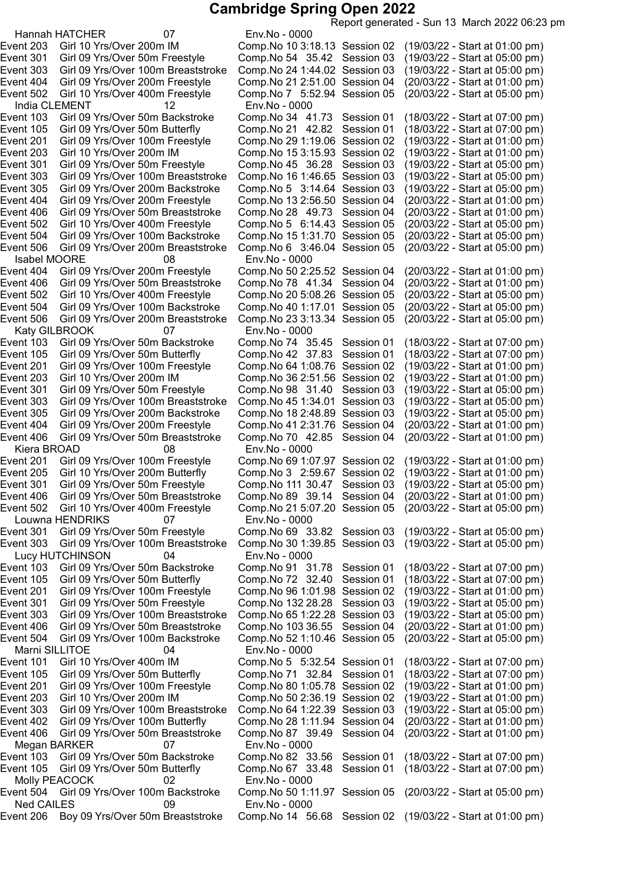# Cambridge Spring Open 2022

Report generated - Sun 13 March 2022 06:23 pm

Hannah HATCHER 07 Env.No - 0000

Event 203 Girl 10 Yrs/Over 200m IM Comp.No 10 3:18.13 Session 02 (19/03/22 - Start at 01:00 pm)
Event 301 Girl 09 Yrs/Over 50m Freestyle Comp.No 54 35.42 Session 03 (19/03/22 - Start at 05:00 pm)
Event 303 Girl 09 Yrs/Over 100m Breaststroke Comp.No 24 1:44.02 Session 03 (19/03/22 - Start at 05:00 pm)
Event 404 Girl 09 Yrs/Over 200m Freestyle Comp.No 21 2:51.00 Session 04 (20/03/22 - Start at 01:00 pm)
Event 502 Girl 10 Yrs/Over 400m Freestyle Comp.No 7 5:52.94 Session 05 (20/03/22 - Start at 05:00 pm)

India CLEMENT 12 Env.No - 0000

Event 103 Girl 09 Yrs/Over 50m Backstroke Comp.No 34 41.73 Session 01 (18/03/22 - Start at 07:00 pm)
Event 105 Girl 09 Yrs/Over 50m Butterfly Comp.No 21 42.82 Session 01 (18/03/22 - Start at 07:00 pm)
Event 201 Girl 09 Yrs/Over 100m Freestyle Comp.No 29 1:19.06 Session 02 (19/03/22 - Start at 01:00 pm)
Event 203 Girl 10 Yrs/Over 200m IM Comp.No 15 3:15.93 Session 02 (19/03/22 - Start at 01:00 pm)
Event 301 Girl 09 Yrs/Over 50m Freestyle Comp.No 45 36.28 Session 03 (19/03/22 - Start at 05:00 pm)
Event 303 Girl 09 Yrs/Over 100m Breaststroke Comp.No 16 1:46.65 Session 03 (19/03/22 - Start at 05:00 pm)
Event 305 Girl 09 Yrs/Over 200m Backstroke Comp.No 5 3:14.64 Session 03 (19/03/22 - Start at 05:00 pm)
Event 404 Girl 09 Yrs/Over 200m Freestyle Comp.No 13 2:56.50 Session 04 (20/03/22 - Start at 01:00 pm)
Event 406 Girl 09 Yrs/Over 50m Breaststroke Comp.No 28 49.73 Session 04 (20/03/22 - Start at 01:00 pm)
Event 502 Girl 10 Yrs/Over 400m Freestyle Comp.No 5 6:14.43 Session 05 (20/03/22 - Start at 05:00 pm)
Event 504 Girl 09 Yrs/Over 100m Backstroke Comp.No 15 1:31.70 Session 05 (20/03/22 - Start at 05:00 pm)
Event 506 Girl 09 Yrs/Over 200m Breaststroke Comp.No 6 3:46.04 Session 05 (20/03/22 - Start at 05:00 pm)

Isabel MOORE 08 Env.No - 0000

Event 404 Girl 09 Yrs/Over 200m Freestyle Comp.No 50 2:25.52 Session 04 (20/03/22 - Start at 01:00 pm)
Event 406 Girl 09 Yrs/Over 50m Breaststroke Comp.No 78 41.34 Session 04 (20/03/22 - Start at 01:00 pm)
Event 502 Girl 10 Yrs/Over 400m Freestyle Comp.No 20 5:08.26 Session 05 (20/03/22 - Start at 05:00 pm)
Event 504 Girl 09 Yrs/Over 100m Backstroke Comp.No 40 1:17.01 Session 05 (20/03/22 - Start at 05:00 pm)
Event 506 Girl 09 Yrs/Over 200m Breaststroke Comp.No 23 3:13.34 Session 05 (20/03/22 - Start at 05:00 pm)

Katy GILBROOK 07 Env.No - 0000

Event 103 Girl 09 Yrs/Over 50m Backstroke Comp.No 74 35.45 Session 01 (18/03/22 - Start at 07:00 pm)
Event 105 Girl 09 Yrs/Over 50m Butterfly Comp.No 42 37.83 Session 01 (18/03/22 - Start at 07:00 pm)
Event 201 Girl 09 Yrs/Over 100m Freestyle Comp.No 64 1:08.76 Session 02 (19/03/22 - Start at 01:00 pm)
Event 203 Girl 10 Yrs/Over 200m IM Comp.No 36 2:51.56 Session 02 (19/03/22 - Start at 01:00 pm)
Event 301 Girl 09 Yrs/Over 50m Freestyle Comp.No 98 31.40 Session 03 (19/03/22 - Start at 05:00 pm)
Event 303 Girl 09 Yrs/Over 100m Breaststroke Comp.No 45 1:34.01 Session 03 (19/03/22 - Start at 05:00 pm)
Event 305 Girl 09 Yrs/Over 200m Backstroke Comp.No 18 2:48.89 Session 03 (19/03/22 - Start at 05:00 pm)
Event 404 Girl 09 Yrs/Over 200m Freestyle Comp.No 41 2:31.76 Session 04 (20/03/22 - Start at 01:00 pm)
Event 406 Girl 09 Yrs/Over 50m Breaststroke Comp.No 70 42.85 Session 04 (20/03/22 - Start at 01:00 pm)

Kiera BROAD 08 Env.No - 0000

Event 201 Girl 09 Yrs/Over 100m Freestyle Comp.No 69 1:07.97 Session 02 (19/03/22 - Start at 01:00 pm)
Event 205 Girl 10 Yrs/Over 200m Butterfly Comp.No 3 2:59.67 Session 02 (19/03/22 - Start at 01:00 pm)
Event 301 Girl 09 Yrs/Over 50m Freestyle Comp.No 111 30.47 Session 03 (19/03/22 - Start at 05:00 pm)
Event 406 Girl 09 Yrs/Over 50m Breaststroke Comp.No 89 39.14 Session 04 (20/03/22 - Start at 01:00 pm)
Event 502 Girl 10 Yrs/Over 400m Freestyle Comp.No 21 5:07.20 Session 05 (20/03/22 - Start at 05:00 pm)

Louwna HENDRIKS 07 Env.No - 0000

Event 301 Girl 09 Yrs/Over 50m Freestyle Comp.No 69 33.82 Session 03 (19/03/22 - Start at 05:00 pm)
Event 303 Girl 09 Yrs/Over 100m Breaststroke Comp.No 30 1:39.85 Session 03 (19/03/22 - Start at 05:00 pm)

Lucy HUTCHINSON 04 Env.No - 0000

Event 103 Girl 09 Yrs/Over 50m Backstroke Comp.No 91 31.78 Session 01 (18/03/22 - Start at 07:00 pm)
Event 105 Girl 09 Yrs/Over 50m Butterfly Comp.No 72 32.40 Session 01 (18/03/22 - Start at 07:00 pm)
Event 201 Girl 09 Yrs/Over 100m Freestyle Comp.No 96 1:01.98 Session 02 (19/03/22 - Start at 01:00 pm)
Event 301 Girl 09 Yrs/Over 50m Freestyle Comp.No 132 28.28 Session 03 (19/03/22 - Start at 05:00 pm)
Event 303 Girl 09 Yrs/Over 100m Breaststroke Comp.No 65 1:22.28 Session 03 (19/03/22 - Start at 05:00 pm)
Event 406 Girl 09 Yrs/Over 50m Breaststroke Comp.No 103 36.55 Session 04 (20/03/22 - Start at 01:00 pm)
Event 504 Girl 09 Yrs/Over 100m Backstroke Comp.No 52 1:10.46 Session 05 (20/03/22 - Start at 05:00 pm)

Marni SILLITOE 04 Env.No - 0000

Event 101 Girl 10 Yrs/Over 400m IM Comp.No 5 5:32.54 Session 01 (18/03/22 - Start at 07:00 pm)
Event 105 Girl 09 Yrs/Over 50m Butterfly Comp.No 71 32.84 Session 01 (18/03/22 - Start at 07:00 pm)
Event 201 Girl 09 Yrs/Over 100m Freestyle Comp.No 80 1:05.78 Session 02 (19/03/22 - Start at 01:00 pm)
Event 203 Girl 10 Yrs/Over 200m IM Comp.No 50 2:36.19 Session 02 (19/03/22 - Start at 01:00 pm)
Event 303 Girl 09 Yrs/Over 100m Breaststroke Comp.No 64 1:22.39 Session 03 (19/03/22 - Start at 05:00 pm)
Event 402 Girl 09 Yrs/Over 100m Butterfly Comp.No 28 1:11.94 Session 04 (20/03/22 - Start at 01:00 pm)
Event 406 Girl 09 Yrs/Over 50m Breaststroke Comp.No 87 39.49 Session 04 (20/03/22 - Start at 01:00 pm)

Megan BARKER 07 Env.No - 0000

Event 103 Girl 09 Yrs/Over 50m Backstroke Comp.No 82 33.56 Session 01 (18/03/22 - Start at 07:00 pm)
Event 105 Girl 09 Yrs/Over 50m Butterfly Comp.No 67 33.48 Session 01 (18/03/22 - Start at 07:00 pm)

Molly PEACOCK 02 Env.No - 0000

Event 504 Girl 09 Yrs/Over 100m Backstroke Comp.No 50 1:11.97 Session 05 (20/03/22 - Start at 05:00 pm)

Ned CAILES 09 Env.No - 0000

Event 206 Boy 09 Yrs/Over 50m Breaststroke Comp.No 14 56.68 Session 02 (19/03/22 - Start at 01:00 pm)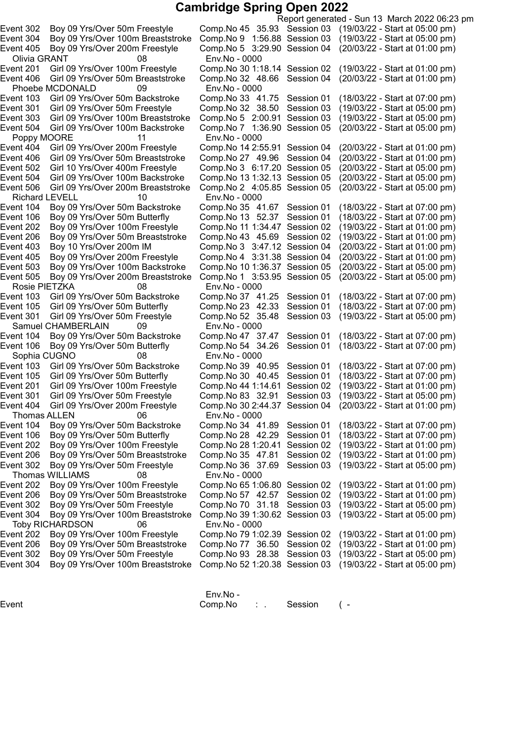# Cambridge Spring Open 2022

Report generated - Sun 13 March 2022 06:23 pm

Event 302 Boy 09 Yrs/Over 50m Freestyle Comp.No 45 35.93 Session 03 (19/03/22 - Start at 05:00 pm)
Event 304 Boy 09 Yrs/Over 100m Breaststroke Comp.No 9 1:56.88 Session 03 (19/03/22 - Start at 05:00 pm)
Event 405 Boy 09 Yrs/Over 200m Freestyle Comp.No 5 3:29.90 Session 04 (20/03/22 - Start at 01:00 pm)

Olivia GRANT 08 Env.No - 0000
Event 201 Girl 09 Yrs/Over 100m Freestyle Comp.No 30 1:18.14 Session 02 (19/03/22 - Start at 01:00 pm)
Event 406 Girl 09 Yrs/Over 50m Breaststroke Comp.No 32 48.66 Session 04 (20/03/22 - Start at 01:00 pm)

Phoebe MCDONALD 09 Env.No - 0000
Event 103 Girl 09 Yrs/Over 50m Backstroke Comp.No 33 41.75 Session 01 (18/03/22 - Start at 07:00 pm)
Event 301 Girl 09 Yrs/Over 50m Freestyle Comp.No 32 38.50 Session 03 (19/03/22 - Start at 05:00 pm)
Event 303 Girl 09 Yrs/Over 100m Breaststroke Comp.No 5 2:00.91 Session 03 (19/03/22 - Start at 05:00 pm)
Event 504 Girl 09 Yrs/Over 100m Backstroke Comp.No 7 1:36.90 Session 05 (20/03/22 - Start at 05:00 pm)

Poppy MOORE 11 Env.No - 0000
Event 404 Girl 09 Yrs/Over 200m Freestyle Comp.No 14 2:55.91 Session 04 (20/03/22 - Start at 01:00 pm)
Event 406 Girl 09 Yrs/Over 50m Breaststroke Comp.No 27 49.96 Session 04 (20/03/22 - Start at 01:00 pm)
Event 502 Girl 10 Yrs/Over 400m Freestyle Comp.No 3 6:17.20 Session 05 (20/03/22 - Start at 05:00 pm)
Event 504 Girl 09 Yrs/Over 100m Backstroke Comp.No 13 1:32.13 Session 05 (20/03/22 - Start at 05:00 pm)
Event 506 Girl 09 Yrs/Over 200m Breaststroke Comp.No 2 4:05.85 Session 05 (20/03/22 - Start at 05:00 pm)

Richard LEVELL 10 Env.No - 0000
Event 104 Boy 09 Yrs/Over 50m Backstroke Comp.No 35 41.67 Session 01 (18/03/22 - Start at 07:00 pm)
Event 106 Boy 09 Yrs/Over 50m Butterfly Comp.No 13 52.37 Session 01 (18/03/22 - Start at 07:00 pm)
Event 202 Boy 09 Yrs/Over 100m Freestyle Comp.No 11 1:34.47 Session 02 (19/03/22 - Start at 01:00 pm)
Event 206 Boy 09 Yrs/Over 50m Breaststroke Comp.No 43 45.69 Session 02 (19/03/22 - Start at 01:00 pm)
Event 403 Boy 10 Yrs/Over 200m IM Comp.No 3 3:47.12 Session 04 (20/03/22 - Start at 01:00 pm)
Event 405 Boy 09 Yrs/Over 200m Freestyle Comp.No 4 3:31.38 Session 04 (20/03/22 - Start at 01:00 pm)
Event 503 Boy 09 Yrs/Over 100m Backstroke Comp.No 10 1:36.37 Session 05 (20/03/22 - Start at 05:00 pm)
Event 505 Boy 09 Yrs/Over 200m Breaststroke Comp.No 1 3:53.95 Session 05 (20/03/22 - Start at 05:00 pm)

Rosie PIETZKA 08 Env.No - 0000
Event 103 Girl 09 Yrs/Over 50m Backstroke Comp.No 37 41.25 Session 01 (18/03/22 - Start at 07:00 pm)
Event 105 Girl 09 Yrs/Over 50m Butterfly Comp.No 23 42.33 Session 01 (18/03/22 - Start at 07:00 pm)
Event 301 Girl 09 Yrs/Over 50m Freestyle Comp.No 52 35.48 Session 03 (19/03/22 - Start at 05:00 pm)

Samuel CHAMBERLAIN 09 Env.No - 0000
Event 104 Boy 09 Yrs/Over 50m Backstroke Comp.No 47 37.47 Session 01 (18/03/22 - Start at 07:00 pm)
Event 106 Boy 09 Yrs/Over 50m Butterfly Comp.No 54 34.26 Session 01 (18/03/22 - Start at 07:00 pm)

Sophia CUGNO 08 Env.No - 0000
Event 103 Girl 09 Yrs/Over 50m Backstroke Comp.No 39 40.95 Session 01 (18/03/22 - Start at 07:00 pm)
Event 105 Girl 09 Yrs/Over 50m Butterfly Comp.No 30 40.45 Session 01 (18/03/22 - Start at 07:00 pm)
Event 201 Girl 09 Yrs/Over 100m Freestyle Comp.No 44 1:14.61 Session 02 (19/03/22 - Start at 01:00 pm)
Event 301 Girl 09 Yrs/Over 50m Freestyle Comp.No 83 32.91 Session 03 (19/03/22 - Start at 05:00 pm)
Event 404 Girl 09 Yrs/Over 200m Freestyle Comp.No 30 2:44.37 Session 04 (20/03/22 - Start at 01:00 pm)

Thomas ALLEN 06 Env.No - 0000
Event 104 Boy 09 Yrs/Over 50m Backstroke Comp.No 34 41.89 Session 01 (18/03/22 - Start at 07:00 pm)
Event 106 Boy 09 Yrs/Over 50m Butterfly Comp.No 28 42.29 Session 01 (18/03/22 - Start at 07:00 pm)
Event 202 Boy 09 Yrs/Over 100m Freestyle Comp.No 28 1:20.41 Session 02 (19/03/22 - Start at 01:00 pm)
Event 206 Boy 09 Yrs/Over 50m Breaststroke Comp.No 35 47.81 Session 02 (19/03/22 - Start at 01:00 pm)
Event 302 Boy 09 Yrs/Over 50m Freestyle Comp.No 36 37.69 Session 03 (19/03/22 - Start at 05:00 pm)

Thomas WILLIAMS 08 Env.No - 0000
Event 202 Boy 09 Yrs/Over 100m Freestyle Comp.No 65 1:06.80 Session 02 (19/03/22 - Start at 01:00 pm)
Event 206 Boy 09 Yrs/Over 50m Breaststroke Comp.No 57 42.57 Session 02 (19/03/22 - Start at 01:00 pm)
Event 302 Boy 09 Yrs/Over 50m Freestyle Comp.No 70 31.18 Session 03 (19/03/22 - Start at 05:00 pm)
Event 304 Boy 09 Yrs/Over 100m Breaststroke Comp.No 39 1:30.62 Session 03 (19/03/22 - Start at 05:00 pm)

Toby RICHARDSON 06 Env.No - 0000
Event 202 Boy 09 Yrs/Over 100m Freestyle Comp.No 79 1:02.39 Session 02 (19/03/22 - Start at 01:00 pm)
Event 206 Boy 09 Yrs/Over 50m Breaststroke Comp.No 77 36.50 Session 02 (19/03/22 - Start at 01:00 pm)
Event 302 Boy 09 Yrs/Over 50m Freestyle Comp.No 93 28.38 Session 03 (19/03/22 - Start at 05:00 pm)
Event 304 Boy 09 Yrs/Over 100m Breaststroke Comp.No 52 1:20.38 Session 03 (19/03/22 - Start at 05:00 pm)

Env.No -
Event Comp.No : . Session ( -